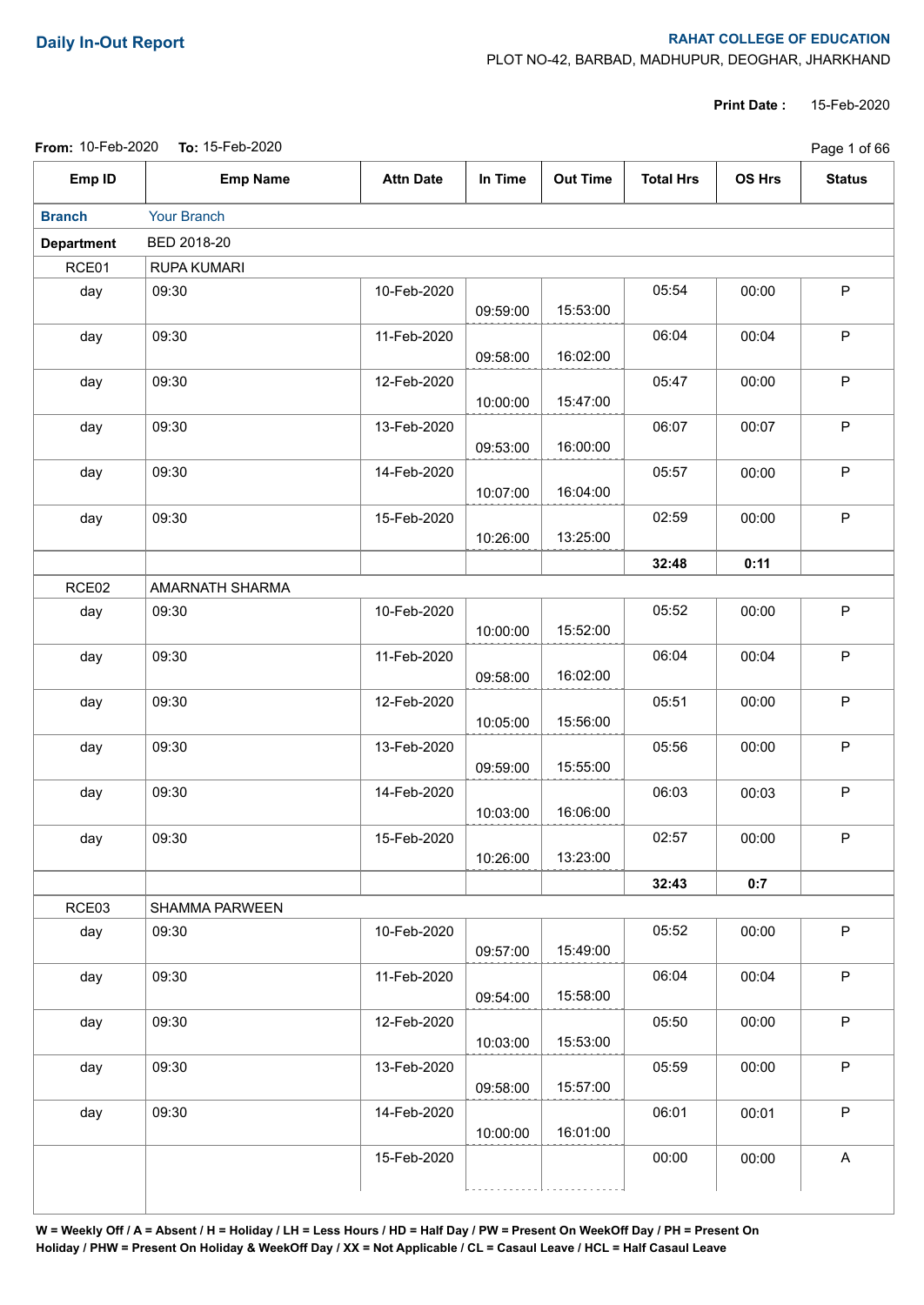# Daily In-Out Report

**RAHAT COLLEGE OF EDUCATION**
PLOT NO-42, BARBAD, MADHUPUR, DEOGHAR, JHARKHAND

**Print Date :** 15-Feb-2020

**From:** 10-Feb-2020 **To:** 15-Feb-2020

| Emp ID | Emp Name | Attn Date | In Time | Out Time | Total Hrs | OS Hrs | Status |
|---|---|---|---|---|---|---|---|
| **Branch** | Your Branch | | | | | | |
| **Department** | BED 2018-20 | | | | | | |
| RCE01 | RUPA KUMARI | | | | | | |
| day | 09:30 | 10-Feb-2020 | 09:59:00 | 15:53:00 | 05:54 | 00:00 | P |
| day | 09:30 | 11-Feb-2020 | 09:58:00 | 16:02:00 | 06:04 | 00:04 | P |
| day | 09:30 | 12-Feb-2020 | 10:00:00 | 15:47:00 | 05:47 | 00:00 | P |
| day | 09:30 | 13-Feb-2020 | 09:53:00 | 16:00:00 | 06:07 | 00:07 | P |
| day | 09:30 | 14-Feb-2020 | 10:07:00 | 16:04:00 | 05:57 | 00:00 | P |
| day | 09:30 | 15-Feb-2020 | 10:26:00 | 13:25:00 | 02:59 | 00:00 | P |
| | | | | | **32:48** | **0:11** | |
| RCE02 | AMARNATH SHARMA | | | | | | |
| day | 09:30 | 10-Feb-2020 | 10:00:00 | 15:52:00 | 05:52 | 00:00 | P |
| day | 09:30 | 11-Feb-2020 | 09:58:00 | 16:02:00 | 06:04 | 00:04 | P |
| day | 09:30 | 12-Feb-2020 | 10:05:00 | 15:56:00 | 05:51 | 00:00 | P |
| day | 09:30 | 13-Feb-2020 | 09:59:00 | 15:55:00 | 05:56 | 00:00 | P |
| day | 09:30 | 14-Feb-2020 | 10:03:00 | 16:06:00 | 06:03 | 00:03 | P |
| day | 09:30 | 15-Feb-2020 | 10:26:00 | 13:23:00 | 02:57 | 00:00 | P |
| | | | | | **32:43** | **0:7** | |
| RCE03 | SHAMMA PARWEEN | | | | | | |
| day | 09:30 | 10-Feb-2020 | 09:57:00 | 15:49:00 | 05:52 | 00:00 | P |
| day | 09:30 | 11-Feb-2020 | 09:54:00 | 15:58:00 | 06:04 | 00:04 | P |
| day | 09:30 | 12-Feb-2020 | 10:03:00 | 15:53:00 | 05:50 | 00:00 | P |
| day | 09:30 | 13-Feb-2020 | 09:58:00 | 15:57:00 | 05:59 | 00:00 | P |
| day | 09:30 | 14-Feb-2020 | 10:00:00 | 16:01:00 | 06:01 | 00:01 | P |
| | | 15-Feb-2020 | | | 00:00 | 00:00 | A |

**W = Weekly Off / A = Absent / H = Holiday / LH = Less Hours / HD = Half Day / PW = Present On WeekOff Day / PH = Present On Holiday / PHW = Present On Holiday & WeekOff Day / XX = Not Applicable / CL = Casaul Leave / HCL = Half Casaul Leave**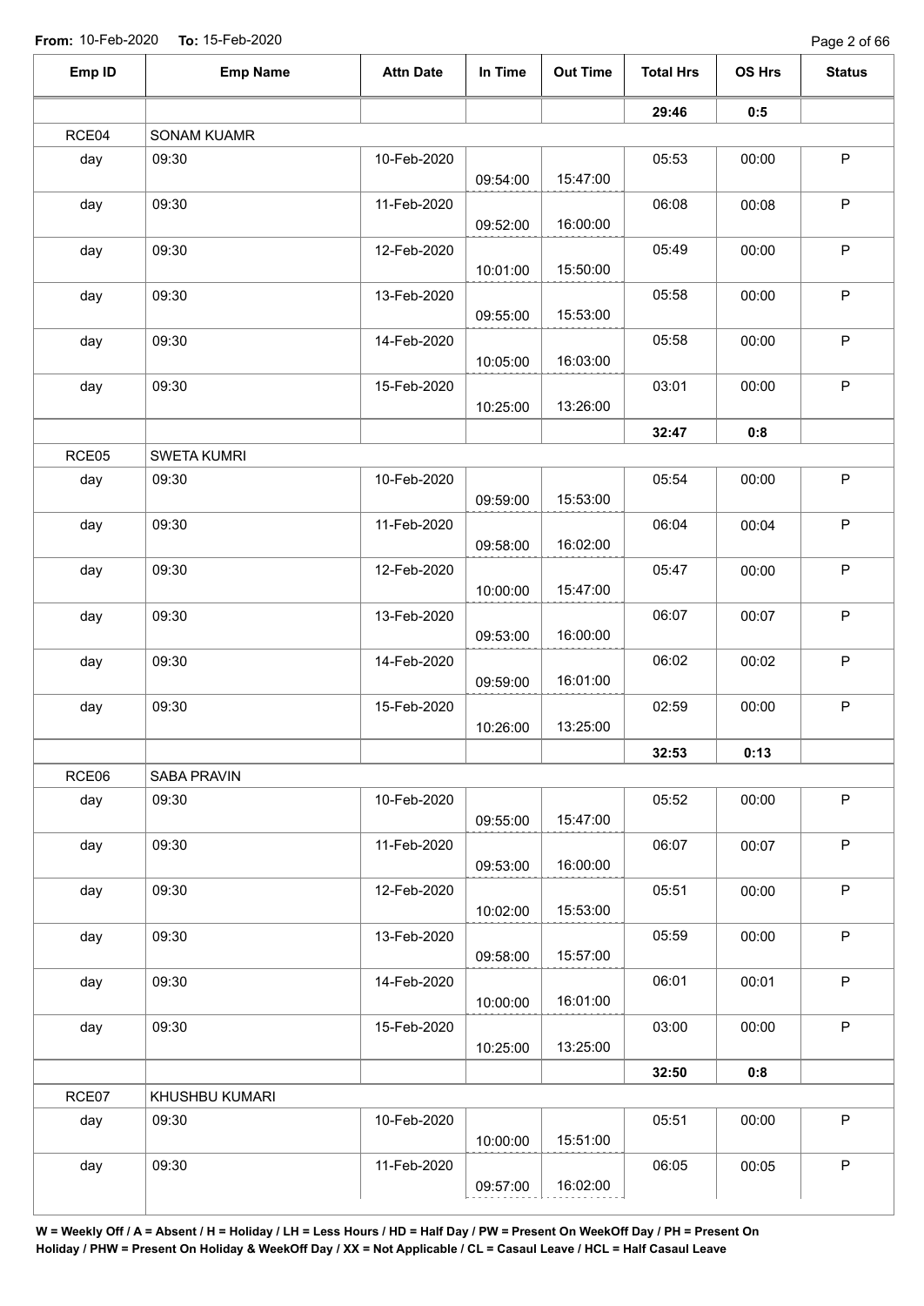From: 10-Feb-2020 To: 15-Feb-2020

| Emp ID | Emp Name | Attn Date | In Time | Out Time | Total Hrs | OS Hrs | Status |
|---|---|---|---|---|---|---|---|
| | | | | | 29:46 | 0:5 | |
| RCE04 | SONAM KUAMR | | | | | | |
| day | 09:30 | 10-Feb-2020 | 09:54:00 | 15:47:00 | 05:53 | 00:00 | P |
| day | 09:30 | 11-Feb-2020 | 09:52:00 | 16:00:00 | 06:08 | 00:08 | P |
| day | 09:30 | 12-Feb-2020 | 10:01:00 | 15:50:00 | 05:49 | 00:00 | P |
| day | 09:30 | 13-Feb-2020 | 09:55:00 | 15:53:00 | 05:58 | 00:00 | P |
| day | 09:30 | 14-Feb-2020 | 10:05:00 | 16:03:00 | 05:58 | 00:00 | P |
| day | 09:30 | 15-Feb-2020 | 10:25:00 | 13:26:00 | 03:01 | 00:00 | P |
| | | | | | 32:47 | 0:8 | |
| RCE05 | SWETA KUMRI | | | | | | |
| day | 09:30 | 10-Feb-2020 | 09:59:00 | 15:53:00 | 05:54 | 00:00 | P |
| day | 09:30 | 11-Feb-2020 | 09:58:00 | 16:02:00 | 06:04 | 00:04 | P |
| day | 09:30 | 12-Feb-2020 | 10:00:00 | 15:47:00 | 05:47 | 00:00 | P |
| day | 09:30 | 13-Feb-2020 | 09:53:00 | 16:00:00 | 06:07 | 00:07 | P |
| day | 09:30 | 14-Feb-2020 | 09:59:00 | 16:01:00 | 06:02 | 00:02 | P |
| day | 09:30 | 15-Feb-2020 | 10:26:00 | 13:25:00 | 02:59 | 00:00 | P |
| | | | | | 32:53 | 0:13 | |
| RCE06 | SABA PRAVIN | | | | | | |
| day | 09:30 | 10-Feb-2020 | 09:55:00 | 15:47:00 | 05:52 | 00:00 | P |
| day | 09:30 | 11-Feb-2020 | 09:53:00 | 16:00:00 | 06:07 | 00:07 | P |
| day | 09:30 | 12-Feb-2020 | 10:02:00 | 15:53:00 | 05:51 | 00:00 | P |
| day | 09:30 | 13-Feb-2020 | 09:58:00 | 15:57:00 | 05:59 | 00:00 | P |
| day | 09:30 | 14-Feb-2020 | 10:00:00 | 16:01:00 | 06:01 | 00:01 | P |
| day | 09:30 | 15-Feb-2020 | 10:25:00 | 13:25:00 | 03:00 | 00:00 | P |
| | | | | | 32:50 | 0:8 | |
| RCE07 | KHUSHBU KUMARI | | | | | | |
| day | 09:30 | 10-Feb-2020 | 10:00:00 | 15:51:00 | 05:51 | 00:00 | P |
| day | 09:30 | 11-Feb-2020 | 09:57:00 | 16:02:00 | 06:05 | 00:05 | P |

**W = Weekly Off / A = Absent / H = Holiday / LH = Less Hours / HD = Half Day / PW = Present On WeekOff Day / PH = Present On Holiday / PHW = Present On Holiday & WeekOff Day / XX = Not Applicable / CL = Casaul Leave / HCL = Half Casaul Leave**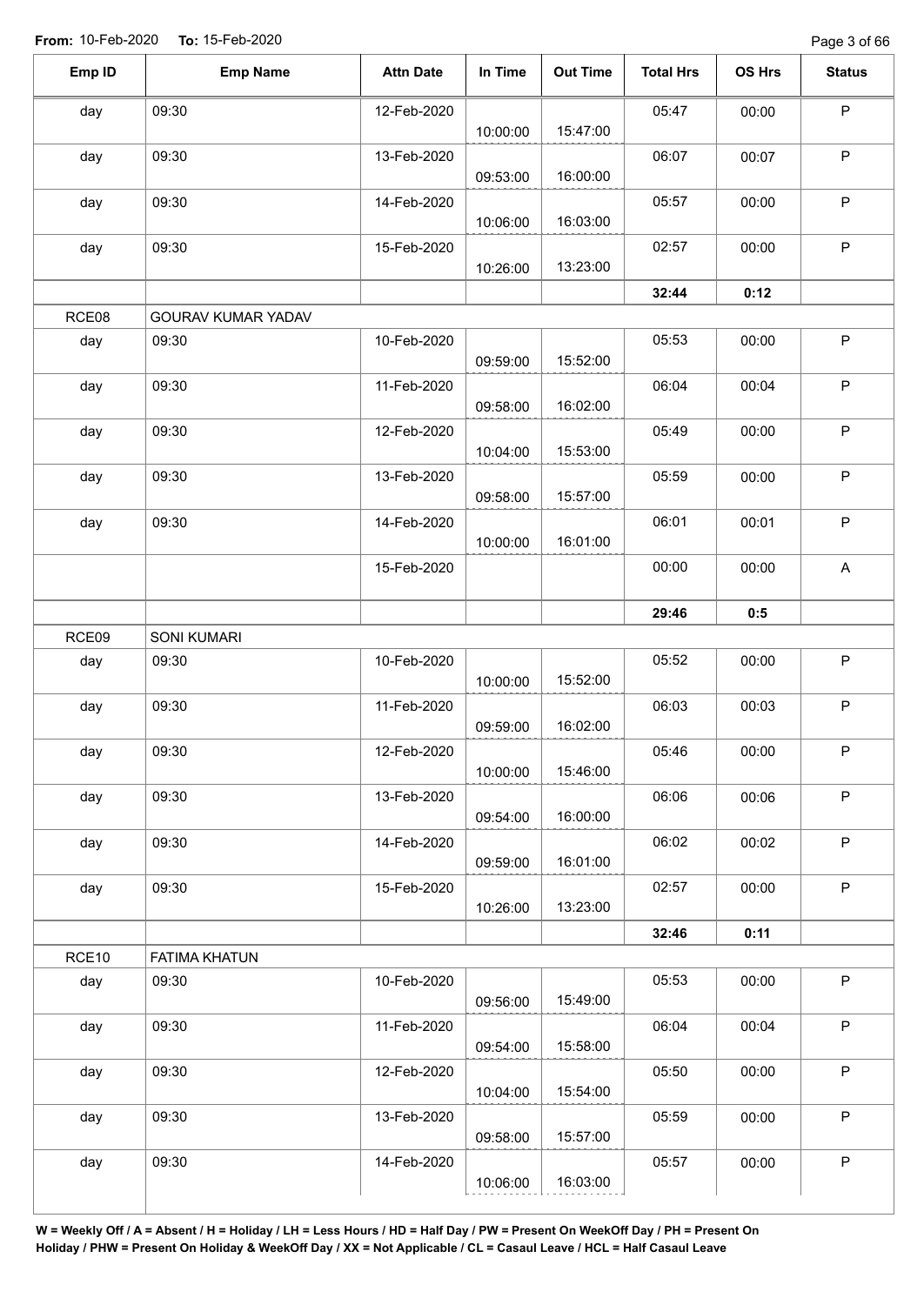**From:** 10-Feb-2020 **To:** 15-Feb-2020

| Emp ID | Emp Name | Attn Date | In Time | Out Time | Total Hrs | OS Hrs | Status |
|---|---|---|---|---|---|---|---|
| day | 09:30 | 12-Feb-2020 | 10:00:00 | 15:47:00 | 05:47 | 00:00 | P |
| day | 09:30 | 13-Feb-2020 | 09:53:00 | 16:00:00 | 06:07 | 00:07 | P |
| day | 09:30 | 14-Feb-2020 | 10:06:00 | 16:03:00 | 05:57 | 00:00 | P |
| day | 09:30 | 15-Feb-2020 | 10:26:00 | 13:23:00 | 02:57 | 00:00 | P |
| | | | | | **32:44** | **0:12** | |
| RCE08 | GOURAV KUMAR YADAV | | | | | | |
| day | 09:30 | 10-Feb-2020 | 09:59:00 | 15:52:00 | 05:53 | 00:00 | P |
| day | 09:30 | 11-Feb-2020 | 09:58:00 | 16:02:00 | 06:04 | 00:04 | P |
| day | 09:30 | 12-Feb-2020 | 10:04:00 | 15:53:00 | 05:49 | 00:00 | P |
| day | 09:30 | 13-Feb-2020 | 09:58:00 | 15:57:00 | 05:59 | 00:00 | P |
| day | 09:30 | 14-Feb-2020 | 10:00:00 | 16:01:00 | 06:01 | 00:01 | P |
| | | 15-Feb-2020 | | | 00:00 | 00:00 | A |
| | | | | | **29:46** | **0:5** | |
| RCE09 | SONI KUMARI | | | | | | |
| day | 09:30 | 10-Feb-2020 | 10:00:00 | 15:52:00 | 05:52 | 00:00 | P |
| day | 09:30 | 11-Feb-2020 | 09:59:00 | 16:02:00 | 06:03 | 00:03 | P |
| day | 09:30 | 12-Feb-2020 | 10:00:00 | 15:46:00 | 05:46 | 00:00 | P |
| day | 09:30 | 13-Feb-2020 | 09:54:00 | 16:00:00 | 06:06 | 00:06 | P |
| day | 09:30 | 14-Feb-2020 | 09:59:00 | 16:01:00 | 06:02 | 00:02 | P |
| day | 09:30 | 15-Feb-2020 | 10:26:00 | 13:23:00 | 02:57 | 00:00 | P |
| | | | | | **32:46** | **0:11** | |
| RCE10 | FATIMA KHATUN | | | | | | |
| day | 09:30 | 10-Feb-2020 | 09:56:00 | 15:49:00 | 05:53 | 00:00 | P |
| day | 09:30 | 11-Feb-2020 | 09:54:00 | 15:58:00 | 06:04 | 00:04 | P |
| day | 09:30 | 12-Feb-2020 | 10:04:00 | 15:54:00 | 05:50 | 00:00 | P |
| day | 09:30 | 13-Feb-2020 | 09:58:00 | 15:57:00 | 05:59 | 00:00 | P |
| day | 09:30 | 14-Feb-2020 | 10:06:00 | 16:03:00 | 05:57 | 00:00 | P |

**W = Weekly Off / A = Absent / H = Holiday / LH = Less Hours / HD = Half Day / PW = Present On WeekOff Day / PH = Present On Holiday / PHW = Present On Holiday & WeekOff Day / XX = Not Applicable / CL = Casaul Leave / HCL = Half Casaul Leave**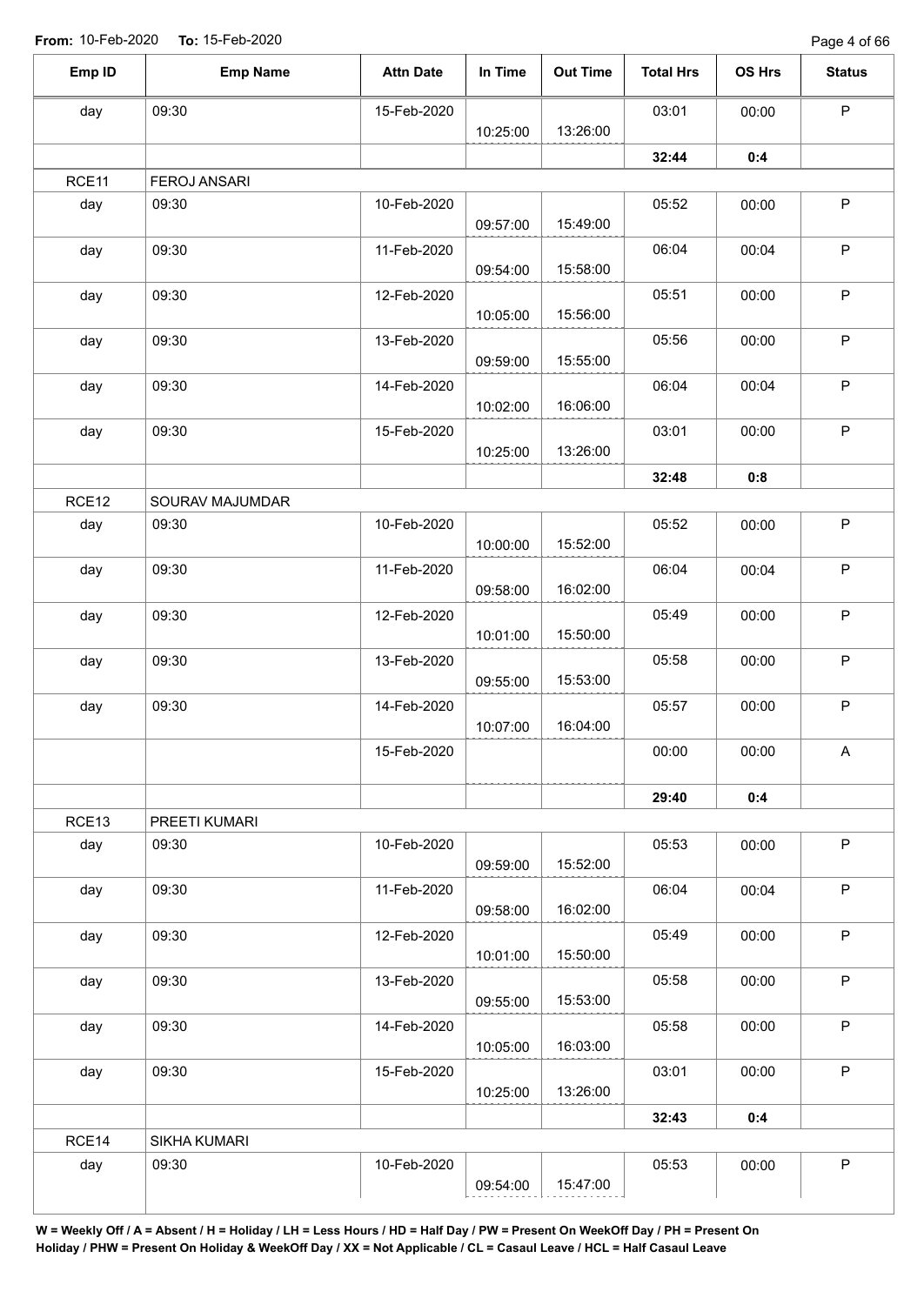**From:** 10-Feb-2020 **To:** 15-Feb-2020

| Emp ID | Emp Name | Attn Date | In Time | Out Time | Total Hrs | OS Hrs | Status |
|---|---|---|---|---|---|---|---|
| day | 09:30 | 15-Feb-2020 | 10:25:00 | 13:26:00 | 03:01 | 00:00 | P |
| | | | | | **32:44** | **0:4** | |
| RCE11 | FEROJ ANSARI | | | | | | |
| day | 09:30 | 10-Feb-2020 | 09:57:00 | 15:49:00 | 05:52 | 00:00 | P |
| day | 09:30 | 11-Feb-2020 | 09:54:00 | 15:58:00 | 06:04 | 00:04 | P |
| day | 09:30 | 12-Feb-2020 | 10:05:00 | 15:56:00 | 05:51 | 00:00 | P |
| day | 09:30 | 13-Feb-2020 | 09:59:00 | 15:55:00 | 05:56 | 00:00 | P |
| day | 09:30 | 14-Feb-2020 | 10:02:00 | 16:06:00 | 06:04 | 00:04 | P |
| day | 09:30 | 15-Feb-2020 | 10:25:00 | 13:26:00 | 03:01 | 00:00 | P |
| | | | | | **32:48** | **0:8** | |
| RCE12 | SOURAV MAJUMDAR | | | | | | |
| day | 09:30 | 10-Feb-2020 | 10:00:00 | 15:52:00 | 05:52 | 00:00 | P |
| day | 09:30 | 11-Feb-2020 | 09:58:00 | 16:02:00 | 06:04 | 00:04 | P |
| day | 09:30 | 12-Feb-2020 | 10:01:00 | 15:50:00 | 05:49 | 00:00 | P |
| day | 09:30 | 13-Feb-2020 | 09:55:00 | 15:53:00 | 05:58 | 00:00 | P |
| day | 09:30 | 14-Feb-2020 | 10:07:00 | 16:04:00 | 05:57 | 00:00 | P |
| | | 15-Feb-2020 | | | 00:00 | 00:00 | A |
| | | | | | **29:40** | **0:4** | |
| RCE13 | PREETI KUMARI | | | | | | |
| day | 09:30 | 10-Feb-2020 | 09:59:00 | 15:52:00 | 05:53 | 00:00 | P |
| day | 09:30 | 11-Feb-2020 | 09:58:00 | 16:02:00 | 06:04 | 00:04 | P |
| day | 09:30 | 12-Feb-2020 | 10:01:00 | 15:50:00 | 05:49 | 00:00 | P |
| day | 09:30 | 13-Feb-2020 | 09:55:00 | 15:53:00 | 05:58 | 00:00 | P |
| day | 09:30 | 14-Feb-2020 | 10:05:00 | 16:03:00 | 05:58 | 00:00 | P |
| day | 09:30 | 15-Feb-2020 | 10:25:00 | 13:26:00 | 03:01 | 00:00 | P |
| | | | | | **32:43** | **0:4** | |
| RCE14 | SIKHA KUMARI | | | | | | |
| day | 09:30 | 10-Feb-2020 | 09:54:00 | 15:47:00 | 05:53 | 00:00 | P |

**W = Weekly Off / A = Absent / H = Holiday / LH = Less Hours / HD = Half Day / PW = Present On WeekOff Day / PH = Present On Holiday / PHW = Present On Holiday & WeekOff Day / XX = Not Applicable / CL = Casaul Leave / HCL = Half Casaul Leave**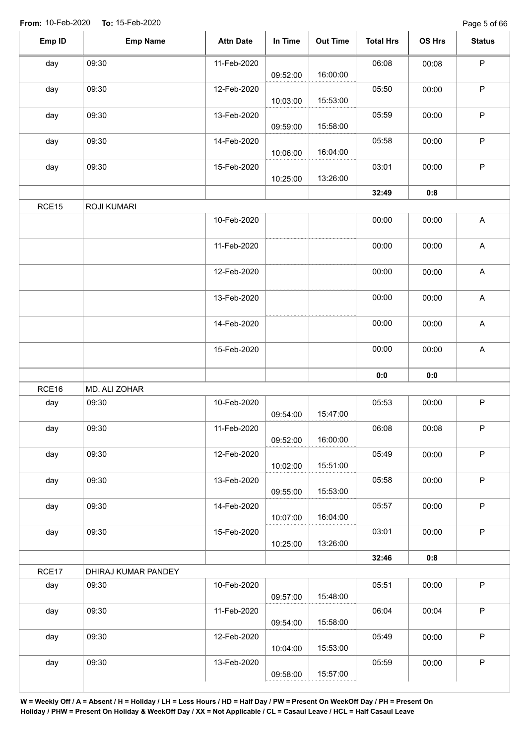**From:** 10-Feb-2020 **To:** 15-Feb-2020

| Emp ID | Emp Name | Attn Date | In Time | Out Time | Total Hrs | OS Hrs | Status |
|---|---|---|---|---|---|---|---|
| day | 09:30 | 11-Feb-2020 | 09:52:00 | 16:00:00 | 06:08 | 00:08 | P |
| day | 09:30 | 12-Feb-2020 | 10:03:00 | 15:53:00 | 05:50 | 00:00 | P |
| day | 09:30 | 13-Feb-2020 | 09:59:00 | 15:58:00 | 05:59 | 00:00 | P |
| day | 09:30 | 14-Feb-2020 | 10:06:00 | 16:04:00 | 05:58 | 00:00 | P |
| day | 09:30 | 15-Feb-2020 | 10:25:00 | 13:26:00 | 03:01 | 00:00 | P |
| | | | | | **32:49** | **0:8** | |
| RCE15 | ROJI KUMARI | | | | | | |
| | | 10-Feb-2020 | | | 00:00 | 00:00 | A |
| | | 11-Feb-2020 | | | 00:00 | 00:00 | A |
| | | 12-Feb-2020 | | | 00:00 | 00:00 | A |
| | | 13-Feb-2020 | | | 00:00 | 00:00 | A |
| | | 14-Feb-2020 | | | 00:00 | 00:00 | A |
| | | 15-Feb-2020 | | | 00:00 | 00:00 | A |
| | | | | | **0:0** | **0:0** | |
| RCE16 | MD. ALI ZOHAR | | | | | | |
| day | 09:30 | 10-Feb-2020 | 09:54:00 | 15:47:00 | 05:53 | 00:00 | P |
| day | 09:30 | 11-Feb-2020 | 09:52:00 | 16:00:00 | 06:08 | 00:08 | P |
| day | 09:30 | 12-Feb-2020 | 10:02:00 | 15:51:00 | 05:49 | 00:00 | P |
| day | 09:30 | 13-Feb-2020 | 09:55:00 | 15:53:00 | 05:58 | 00:00 | P |
| day | 09:30 | 14-Feb-2020 | 10:07:00 | 16:04:00 | 05:57 | 00:00 | P |
| day | 09:30 | 15-Feb-2020 | 10:25:00 | 13:26:00 | 03:01 | 00:00 | P |
| | | | | | **32:46** | **0:8** | |
| RCE17 | DHIRAJ KUMAR PANDEY | | | | | | |
| day | 09:30 | 10-Feb-2020 | 09:57:00 | 15:48:00 | 05:51 | 00:00 | P |
| day | 09:30 | 11-Feb-2020 | 09:54:00 | 15:58:00 | 06:04 | 00:04 | P |
| day | 09:30 | 12-Feb-2020 | 10:04:00 | 15:53:00 | 05:49 | 00:00 | P |
| day | 09:30 | 13-Feb-2020 | 09:58:00 | 15:57:00 | 05:59 | 00:00 | P |

**W = Weekly Off / A = Absent / H = Holiday / LH = Less Hours / HD = Half Day / PW = Present On WeekOff Day / PH = Present On Holiday / PHW = Present On Holiday & WeekOff Day / XX = Not Applicable / CL = Casaul Leave / HCL = Half Casaul Leave**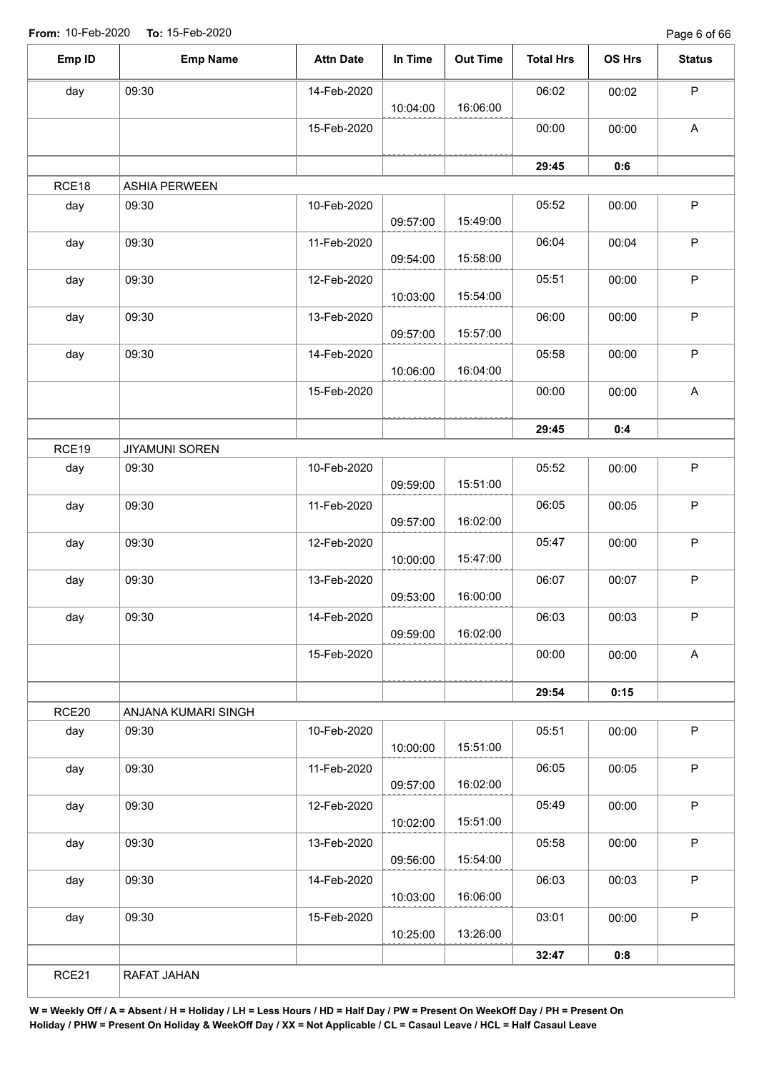From: 10-Feb-2020 To: 15-Feb-2020

| Emp ID | Emp Name | Attn Date | In Time | Out Time | Total Hrs | OS Hrs | Status |
|---|---|---|---|---|---|---|---|
| day | 09:30 | 14-Feb-2020 | 10:04:00 | 16:06:00 | 06:02 | 00:02 | P |
| | | 15-Feb-2020 | | | 00:00 | 00:00 | A |
| | | | | | **29:45** | **0:6** | |
| RCE18 | ASHIA PERWEEN | | | | | | |
| day | 09:30 | 10-Feb-2020 | 09:57:00 | 15:49:00 | 05:52 | 00:00 | P |
| day | 09:30 | 11-Feb-2020 | 09:54:00 | 15:58:00 | 06:04 | 00:04 | P |
| day | 09:30 | 12-Feb-2020 | 10:03:00 | 15:54:00 | 05:51 | 00:00 | P |
| day | 09:30 | 13-Feb-2020 | 09:57:00 | 15:57:00 | 06:00 | 00:00 | P |
| day | 09:30 | 14-Feb-2020 | 10:06:00 | 16:04:00 | 05:58 | 00:00 | P |
| | | 15-Feb-2020 | | | 00:00 | 00:00 | A |
| | | | | | **29:45** | **0:4** | |
| RCE19 | JIYAMUNI SOREN | | | | | | |
| day | 09:30 | 10-Feb-2020 | 09:59:00 | 15:51:00 | 05:52 | 00:00 | P |
| day | 09:30 | 11-Feb-2020 | 09:57:00 | 16:02:00 | 06:05 | 00:05 | P |
| day | 09:30 | 12-Feb-2020 | 10:00:00 | 15:47:00 | 05:47 | 00:00 | P |
| day | 09:30 | 13-Feb-2020 | 09:53:00 | 16:00:00 | 06:07 | 00:07 | P |
| day | 09:30 | 14-Feb-2020 | 09:59:00 | 16:02:00 | 06:03 | 00:03 | P |
| | | 15-Feb-2020 | | | 00:00 | 00:00 | A |
| | | | | | **29:54** | **0:15** | |
| RCE20 | ANJANA KUMARI SINGH | | | | | | |
| day | 09:30 | 10-Feb-2020 | 10:00:00 | 15:51:00 | 05:51 | 00:00 | P |
| day | 09:30 | 11-Feb-2020 | 09:57:00 | 16:02:00 | 06:05 | 00:05 | P |
| day | 09:30 | 12-Feb-2020 | 10:02:00 | 15:51:00 | 05:49 | 00:00 | P |
| day | 09:30 | 13-Feb-2020 | 09:56:00 | 15:54:00 | 05:58 | 00:00 | P |
| day | 09:30 | 14-Feb-2020 | 10:03:00 | 16:06:00 | 06:03 | 00:03 | P |
| day | 09:30 | 15-Feb-2020 | 10:25:00 | 13:26:00 | 03:01 | 00:00 | P |
| | | | | | **32:47** | **0:8** | |
| RCE21 | RAFAT JAHAN | | | | | | |

**W = Weekly Off / A = Absent / H = Holiday / LH = Less Hours / HD = Half Day / PW = Present On WeekOff Day / PH = Present On Holiday / PHW = Present On Holiday & WeekOff Day / XX = Not Applicable / CL = Casaul Leave / HCL = Half Casaul Leave**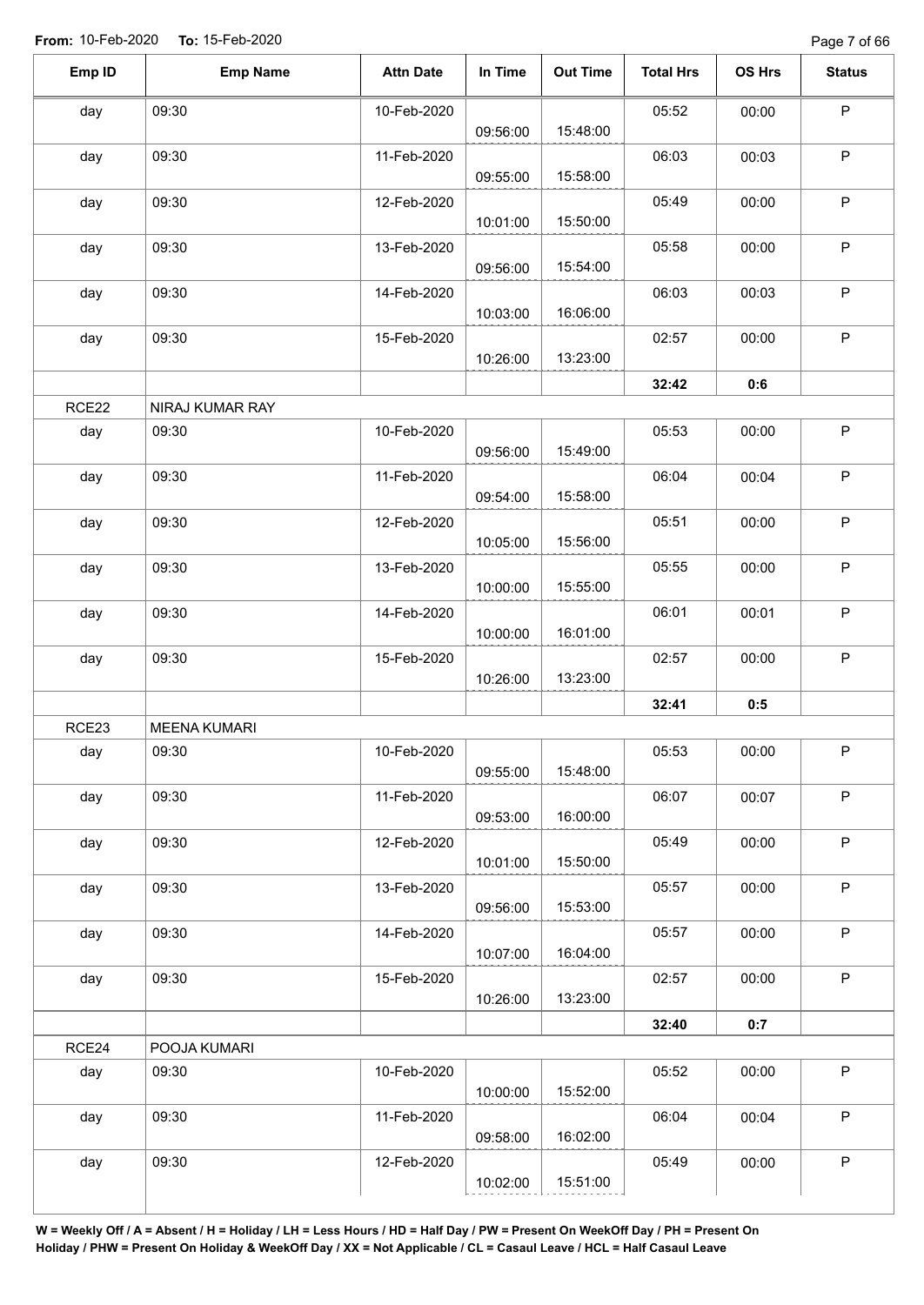**From:** 10-Feb-2020 **To:** 15-Feb-2020

| Emp ID | Emp Name | Attn Date | In Time | Out Time | Total Hrs | OS Hrs | Status |
|---|---|---|---|---|---|---|---|
| day | 09:30 | 10-Feb-2020 | 09:56:00 | 15:48:00 | 05:52 | 00:00 | P |
| day | 09:30 | 11-Feb-2020 | 09:55:00 | 15:58:00 | 06:03 | 00:03 | P |
| day | 09:30 | 12-Feb-2020 | 10:01:00 | 15:50:00 | 05:49 | 00:00 | P |
| day | 09:30 | 13-Feb-2020 | 09:56:00 | 15:54:00 | 05:58 | 00:00 | P |
| day | 09:30 | 14-Feb-2020 | 10:03:00 | 16:06:00 | 06:03 | 00:03 | P |
| day | 09:30 | 15-Feb-2020 | 10:26:00 | 13:23:00 | 02:57 | 00:00 | P |
| | | | | | **32:42** | **0:6** | |
| RCE22 | NIRAJ KUMAR RAY | | | | | | |
| day | 09:30 | 10-Feb-2020 | 09:56:00 | 15:49:00 | 05:53 | 00:00 | P |
| day | 09:30 | 11-Feb-2020 | 09:54:00 | 15:58:00 | 06:04 | 00:04 | P |
| day | 09:30 | 12-Feb-2020 | 10:05:00 | 15:56:00 | 05:51 | 00:00 | P |
| day | 09:30 | 13-Feb-2020 | 10:00:00 | 15:55:00 | 05:55 | 00:00 | P |
| day | 09:30 | 14-Feb-2020 | 10:00:00 | 16:01:00 | 06:01 | 00:01 | P |
| day | 09:30 | 15-Feb-2020 | 10:26:00 | 13:23:00 | 02:57 | 00:00 | P |
| | | | | | **32:41** | **0:5** | |
| RCE23 | MEENA KUMARI | | | | | | |
| day | 09:30 | 10-Feb-2020 | 09:55:00 | 15:48:00 | 05:53 | 00:00 | P |
| day | 09:30 | 11-Feb-2020 | 09:53:00 | 16:00:00 | 06:07 | 00:07 | P |
| day | 09:30 | 12-Feb-2020 | 10:01:00 | 15:50:00 | 05:49 | 00:00 | P |
| day | 09:30 | 13-Feb-2020 | 09:56:00 | 15:53:00 | 05:57 | 00:00 | P |
| day | 09:30 | 14-Feb-2020 | 10:07:00 | 16:04:00 | 05:57 | 00:00 | P |
| day | 09:30 | 15-Feb-2020 | 10:26:00 | 13:23:00 | 02:57 | 00:00 | P |
| | | | | | **32:40** | **0:7** | |
| RCE24 | POOJA KUMARI | | | | | | |
| day | 09:30 | 10-Feb-2020 | 10:00:00 | 15:52:00 | 05:52 | 00:00 | P |
| day | 09:30 | 11-Feb-2020 | 09:58:00 | 16:02:00 | 06:04 | 00:04 | P |
| day | 09:30 | 12-Feb-2020 | 10:02:00 | 15:51:00 | 05:49 | 00:00 | P |

**W = Weekly Off / A = Absent / H = Holiday / LH = Less Hours / HD = Half Day / PW = Present On WeekOff Day / PH = Present On Holiday / PHW = Present On Holiday & WeekOff Day / XX = Not Applicable / CL = Casaul Leave / HCL = Half Casaul Leave**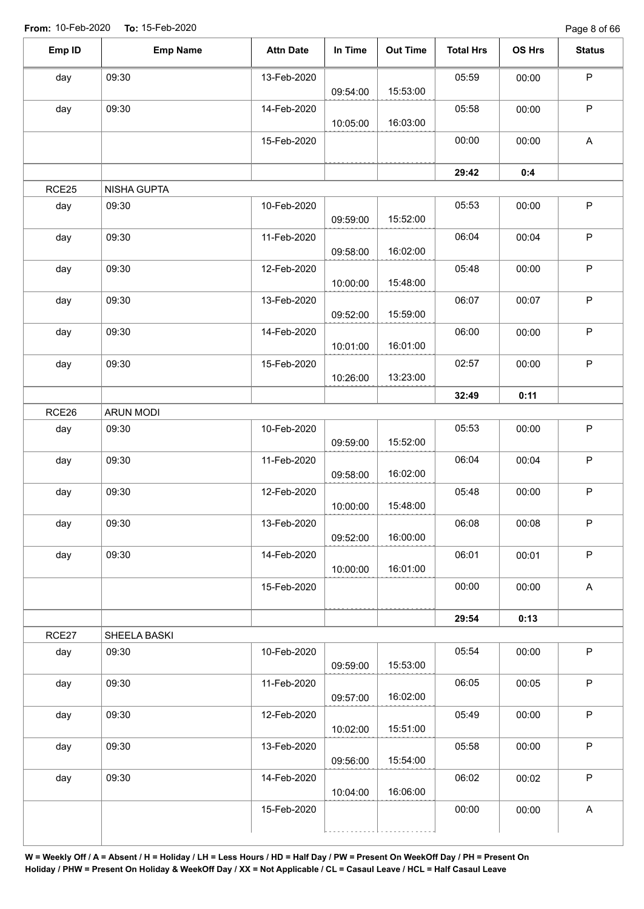From: 10-Feb-2020 To: 15-Feb-2020

| Emp ID | Emp Name | Attn Date | In Time | Out Time | Total Hrs | OS Hrs | Status |
|---|---|---|---|---|---|---|---|
| day | 09:30 | 13-Feb-2020 | 09:54:00 | 15:53:00 | 05:59 | 00:00 | P |
| day | 09:30 | 14-Feb-2020 | 10:05:00 | 16:03:00 | 05:58 | 00:00 | P |
| | | 15-Feb-2020 | | | 00:00 | 00:00 | A |
| | | | | | **29:42** | **0:4** | |
| RCE25 | NISHA GUPTA | | | | | | |
| day | 09:30 | 10-Feb-2020 | 09:59:00 | 15:52:00 | 05:53 | 00:00 | P |
| day | 09:30 | 11-Feb-2020 | 09:58:00 | 16:02:00 | 06:04 | 00:04 | P |
| day | 09:30 | 12-Feb-2020 | 10:00:00 | 15:48:00 | 05:48 | 00:00 | P |
| day | 09:30 | 13-Feb-2020 | 09:52:00 | 15:59:00 | 06:07 | 00:07 | P |
| day | 09:30 | 14-Feb-2020 | 10:01:00 | 16:01:00 | 06:00 | 00:00 | P |
| day | 09:30 | 15-Feb-2020 | 10:26:00 | 13:23:00 | 02:57 | 00:00 | P |
| | | | | | **32:49** | **0:11** | |
| RCE26 | ARUN MODI | | | | | | |
| day | 09:30 | 10-Feb-2020 | 09:59:00 | 15:52:00 | 05:53 | 00:00 | P |
| day | 09:30 | 11-Feb-2020 | 09:58:00 | 16:02:00 | 06:04 | 00:04 | P |
| day | 09:30 | 12-Feb-2020 | 10:00:00 | 15:48:00 | 05:48 | 00:00 | P |
| day | 09:30 | 13-Feb-2020 | 09:52:00 | 16:00:00 | 06:08 | 00:08 | P |
| day | 09:30 | 14-Feb-2020 | 10:00:00 | 16:01:00 | 06:01 | 00:01 | P |
| | | 15-Feb-2020 | | | 00:00 | 00:00 | A |
| | | | | | **29:54** | **0:13** | |
| RCE27 | SHEELA BASKI | | | | | | |
| day | 09:30 | 10-Feb-2020 | 09:59:00 | 15:53:00 | 05:54 | 00:00 | P |
| day | 09:30 | 11-Feb-2020 | 09:57:00 | 16:02:00 | 06:05 | 00:05 | P |
| day | 09:30 | 12-Feb-2020 | 10:02:00 | 15:51:00 | 05:49 | 00:00 | P |
| day | 09:30 | 13-Feb-2020 | 09:56:00 | 15:54:00 | 05:58 | 00:00 | P |
| day | 09:30 | 14-Feb-2020 | 10:04:00 | 16:06:00 | 06:02 | 00:02 | P |
| | | 15-Feb-2020 | | | 00:00 | 00:00 | A |

**W = Weekly Off / A = Absent / H = Holiday / LH = Less Hours / HD = Half Day / PW = Present On WeekOff Day / PH = Present On Holiday / PHW = Present On Holiday & WeekOff Day / XX = Not Applicable / CL = Casaul Leave / HCL = Half Casaul Leave**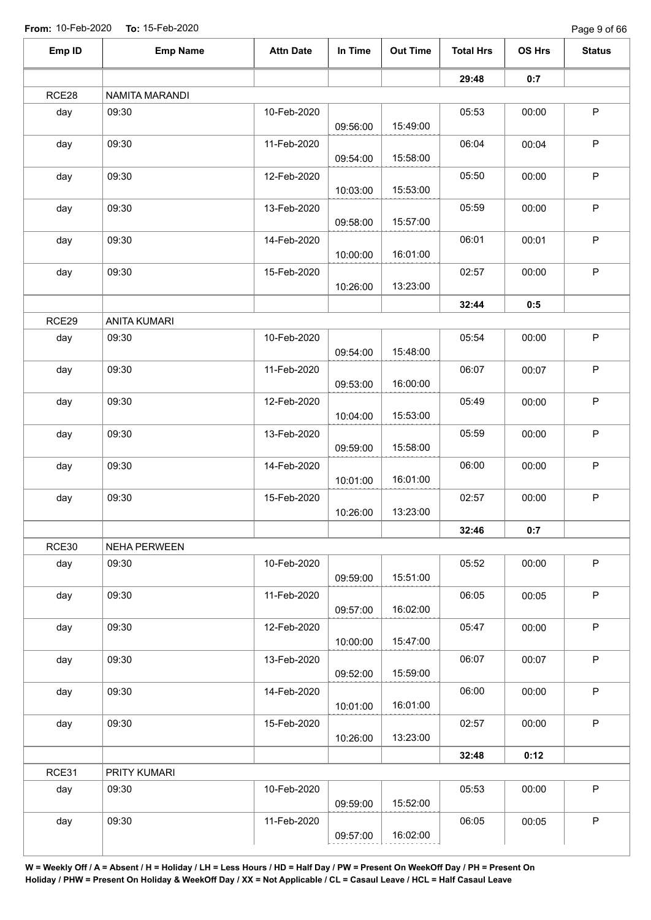**From:** 10-Feb-2020 **To:** 15-Feb-2020

| Emp ID | Emp Name | Attn Date | In Time | Out Time | Total Hrs | OS Hrs | Status |
|---|---|---|---|---|---|---|---|
| | | | | | **29:48** | **0:7** | |
| RCE28 | NAMITA MARANDI | | | | | | |
| day | 09:30 | 10-Feb-2020 | 09:56:00 | 15:49:00 | 05:53 | 00:00 | P |
| day | 09:30 | 11-Feb-2020 | 09:54:00 | 15:58:00 | 06:04 | 00:04 | P |
| day | 09:30 | 12-Feb-2020 | 10:03:00 | 15:53:00 | 05:50 | 00:00 | P |
| day | 09:30 | 13-Feb-2020 | 09:58:00 | 15:57:00 | 05:59 | 00:00 | P |
| day | 09:30 | 14-Feb-2020 | 10:00:00 | 16:01:00 | 06:01 | 00:01 | P |
| day | 09:30 | 15-Feb-2020 | 10:26:00 | 13:23:00 | 02:57 | 00:00 | P |
| | | | | | **32:44** | **0:5** | |
| RCE29 | ANITA KUMARI | | | | | | |
| day | 09:30 | 10-Feb-2020 | 09:54:00 | 15:48:00 | 05:54 | 00:00 | P |
| day | 09:30 | 11-Feb-2020 | 09:53:00 | 16:00:00 | 06:07 | 00:07 | P |
| day | 09:30 | 12-Feb-2020 | 10:04:00 | 15:53:00 | 05:49 | 00:00 | P |
| day | 09:30 | 13-Feb-2020 | 09:59:00 | 15:58:00 | 05:59 | 00:00 | P |
| day | 09:30 | 14-Feb-2020 | 10:01:00 | 16:01:00 | 06:00 | 00:00 | P |
| day | 09:30 | 15-Feb-2020 | 10:26:00 | 13:23:00 | 02:57 | 00:00 | P |
| | | | | | **32:46** | **0:7** | |
| RCE30 | NEHA PERWEEN | | | | | | |
| day | 09:30 | 10-Feb-2020 | 09:59:00 | 15:51:00 | 05:52 | 00:00 | P |
| day | 09:30 | 11-Feb-2020 | 09:57:00 | 16:02:00 | 06:05 | 00:05 | P |
| day | 09:30 | 12-Feb-2020 | 10:00:00 | 15:47:00 | 05:47 | 00:00 | P |
| day | 09:30 | 13-Feb-2020 | 09:52:00 | 15:59:00 | 06:07 | 00:07 | P |
| day | 09:30 | 14-Feb-2020 | 10:01:00 | 16:01:00 | 06:00 | 00:00 | P |
| day | 09:30 | 15-Feb-2020 | 10:26:00 | 13:23:00 | 02:57 | 00:00 | P |
| | | | | | **32:48** | **0:12** | |
| RCE31 | PRITY KUMARI | | | | | | |
| day | 09:30 | 10-Feb-2020 | 09:59:00 | 15:52:00 | 05:53 | 00:00 | P |
| day | 09:30 | 11-Feb-2020 | 09:57:00 | 16:02:00 | 06:05 | 00:05 | P |

**W = Weekly Off / A = Absent / H = Holiday / LH = Less Hours / HD = Half Day / PW = Present On WeekOff Day / PH = Present On Holiday / PHW = Present On Holiday & WeekOff Day / XX = Not Applicable / CL = Casaul Leave / HCL = Half Casaul Leave**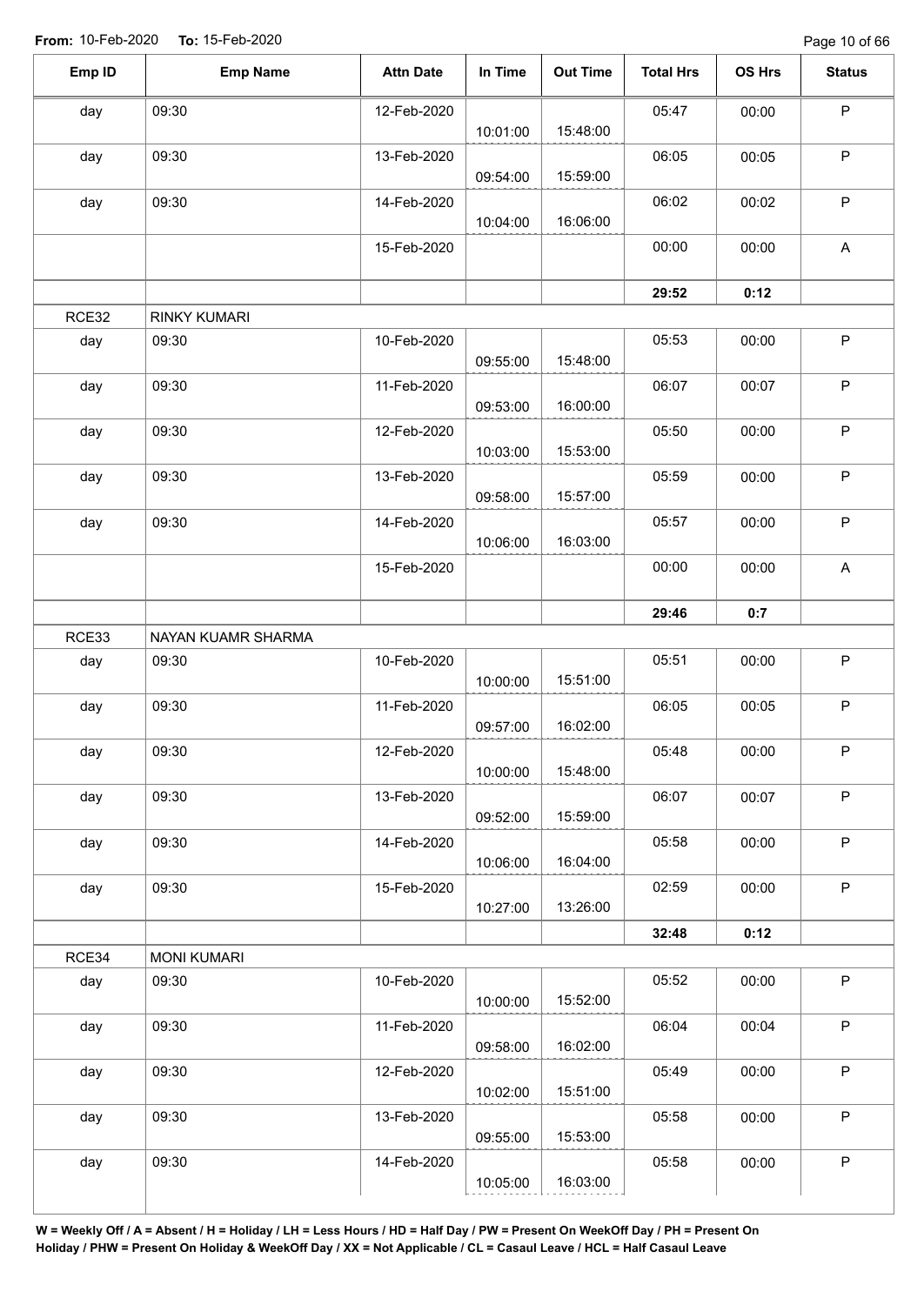**From:** 10-Feb-2020 **To:** 15-Feb-2020

| Emp ID | Emp Name | Attn Date | In Time | Out Time | Total Hrs | OS Hrs | Status |
|---|---|---|---|---|---|---|---|
| day | 09:30 | 12-Feb-2020 | 10:01:00 | 15:48:00 | 05:47 | 00:00 | P |
| day | 09:30 | 13-Feb-2020 | 09:54:00 | 15:59:00 | 06:05 | 00:05 | P |
| day | 09:30 | 14-Feb-2020 | 10:04:00 | 16:06:00 | 06:02 | 00:02 | P |
| | | 15-Feb-2020 | | | 00:00 | 00:00 | A |
| | | | | | **29:52** | **0:12** | |
| RCE32 | RINKY KUMARI | | | | | | |
| day | 09:30 | 10-Feb-2020 | 09:55:00 | 15:48:00 | 05:53 | 00:00 | P |
| day | 09:30 | 11-Feb-2020 | 09:53:00 | 16:00:00 | 06:07 | 00:07 | P |
| day | 09:30 | 12-Feb-2020 | 10:03:00 | 15:53:00 | 05:50 | 00:00 | P |
| day | 09:30 | 13-Feb-2020 | 09:58:00 | 15:57:00 | 05:59 | 00:00 | P |
| day | 09:30 | 14-Feb-2020 | 10:06:00 | 16:03:00 | 05:57 | 00:00 | P |
| | | 15-Feb-2020 | | | 00:00 | 00:00 | A |
| | | | | | **29:46** | **0:7** | |
| RCE33 | NAYAN KUAMR SHARMA | | | | | | |
| day | 09:30 | 10-Feb-2020 | 10:00:00 | 15:51:00 | 05:51 | 00:00 | P |
| day | 09:30 | 11-Feb-2020 | 09:57:00 | 16:02:00 | 06:05 | 00:05 | P |
| day | 09:30 | 12-Feb-2020 | 10:00:00 | 15:48:00 | 05:48 | 00:00 | P |
| day | 09:30 | 13-Feb-2020 | 09:52:00 | 15:59:00 | 06:07 | 00:07 | P |
| day | 09:30 | 14-Feb-2020 | 10:06:00 | 16:04:00 | 05:58 | 00:00 | P |
| day | 09:30 | 15-Feb-2020 | 10:27:00 | 13:26:00 | 02:59 | 00:00 | P |
| | | | | | **32:48** | **0:12** | |
| RCE34 | MONI KUMARI | | | | | | |
| day | 09:30 | 10-Feb-2020 | 10:00:00 | 15:52:00 | 05:52 | 00:00 | P |
| day | 09:30 | 11-Feb-2020 | 09:58:00 | 16:02:00 | 06:04 | 00:04 | P |
| day | 09:30 | 12-Feb-2020 | 10:02:00 | 15:51:00 | 05:49 | 00:00 | P |
| day | 09:30 | 13-Feb-2020 | 09:55:00 | 15:53:00 | 05:58 | 00:00 | P |
| day | 09:30 | 14-Feb-2020 | 10:05:00 | 16:03:00 | 05:58 | 00:00 | P |

**W = Weekly Off / A = Absent / H = Holiday / LH = Less Hours / HD = Half Day / PW = Present On WeekOff Day / PH = Present On Holiday / PHW = Present On Holiday & WeekOff Day / XX = Not Applicable / CL = Casaul Leave / HCL = Half Casaul Leave**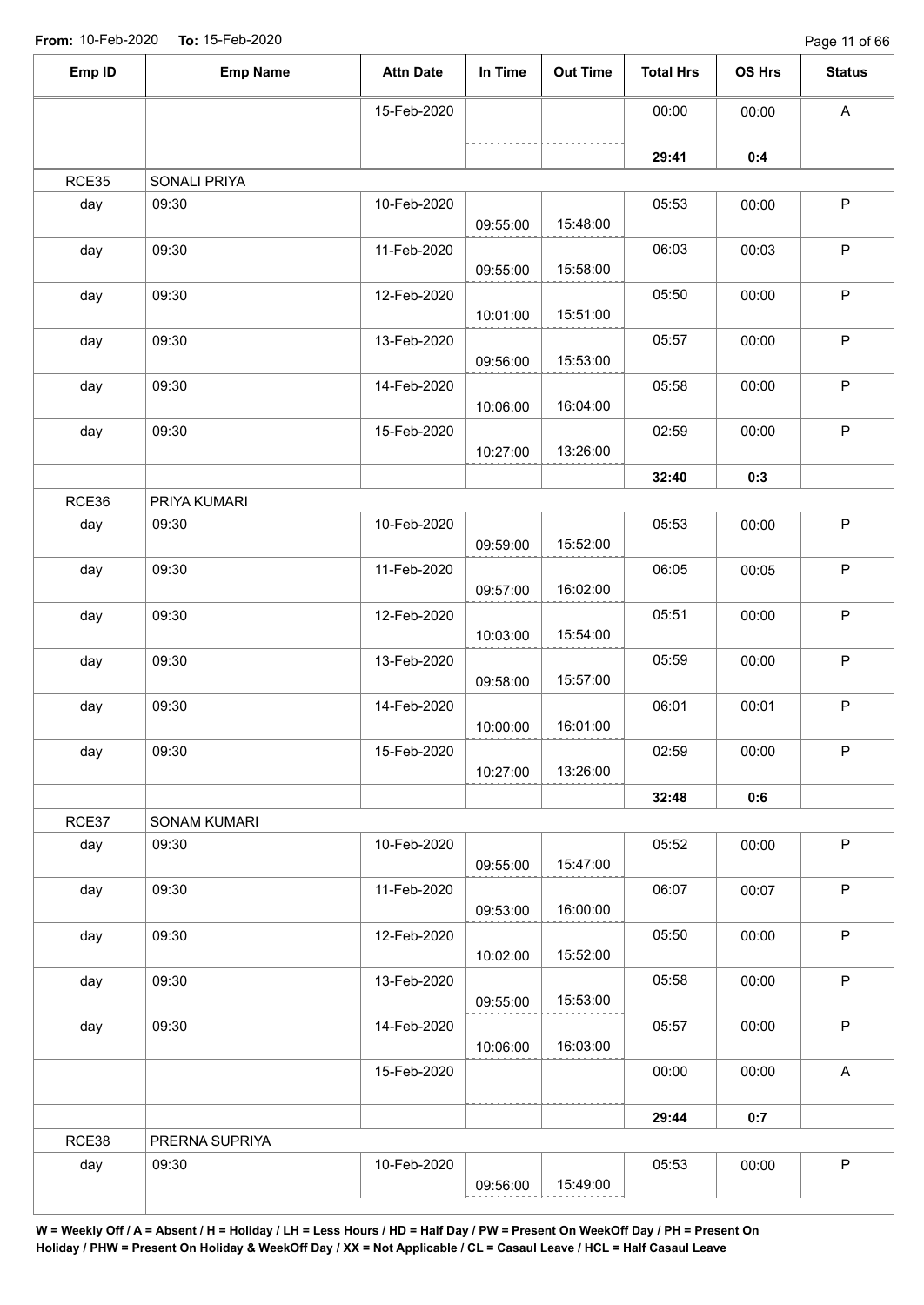**From:** 10-Feb-2020 **To:** 15-Feb-2020

| Emp ID | Emp Name | Attn Date | In Time | Out Time | Total Hrs | OS Hrs | Status |
|---|---|---|---|---|---|---|---|
| | | 15-Feb-2020 | | | 00:00 | 00:00 | A |
| | | | | | **29:41** | **0:4** | |
| RCE35 | SONALI PRIYA | | | | | | |
| day | 09:30 | 10-Feb-2020 | 09:55:00 | 15:48:00 | 05:53 | 00:00 | P |
| day | 09:30 | 11-Feb-2020 | 09:55:00 | 15:58:00 | 06:03 | 00:03 | P |
| day | 09:30 | 12-Feb-2020 | 10:01:00 | 15:51:00 | 05:50 | 00:00 | P |
| day | 09:30 | 13-Feb-2020 | 09:56:00 | 15:53:00 | 05:57 | 00:00 | P |
| day | 09:30 | 14-Feb-2020 | 10:06:00 | 16:04:00 | 05:58 | 00:00 | P |
| day | 09:30 | 15-Feb-2020 | 10:27:00 | 13:26:00 | 02:59 | 00:00 | P |
| | | | | | **32:40** | **0:3** | |
| RCE36 | PRIYA KUMARI | | | | | | |
| day | 09:30 | 10-Feb-2020 | 09:59:00 | 15:52:00 | 05:53 | 00:00 | P |
| day | 09:30 | 11-Feb-2020 | 09:57:00 | 16:02:00 | 06:05 | 00:05 | P |
| day | 09:30 | 12-Feb-2020 | 10:03:00 | 15:54:00 | 05:51 | 00:00 | P |
| day | 09:30 | 13-Feb-2020 | 09:58:00 | 15:57:00 | 05:59 | 00:00 | P |
| day | 09:30 | 14-Feb-2020 | 10:00:00 | 16:01:00 | 06:01 | 00:01 | P |
| day | 09:30 | 15-Feb-2020 | 10:27:00 | 13:26:00 | 02:59 | 00:00 | P |
| | | | | | **32:48** | **0:6** | |
| RCE37 | SONAM KUMARI | | | | | | |
| day | 09:30 | 10-Feb-2020 | 09:55:00 | 15:47:00 | 05:52 | 00:00 | P |
| day | 09:30 | 11-Feb-2020 | 09:53:00 | 16:00:00 | 06:07 | 00:07 | P |
| day | 09:30 | 12-Feb-2020 | 10:02:00 | 15:52:00 | 05:50 | 00:00 | P |
| day | 09:30 | 13-Feb-2020 | 09:55:00 | 15:53:00 | 05:58 | 00:00 | P |
| day | 09:30 | 14-Feb-2020 | 10:06:00 | 16:03:00 | 05:57 | 00:00 | P |
| | | 15-Feb-2020 | | | 00:00 | 00:00 | A |
| | | | | | **29:44** | **0:7** | |
| RCE38 | PRERNA SUPRIYA | | | | | | |
| day | 09:30 | 10-Feb-2020 | 09:56:00 | 15:49:00 | 05:53 | 00:00 | P |

**W = Weekly Off / A = Absent / H = Holiday / LH = Less Hours / HD = Half Day / PW = Present On WeekOff Day / PH = Present On Holiday / PHW = Present On Holiday & WeekOff Day / XX = Not Applicable / CL = Casaul Leave / HCL = Half Casaul Leave**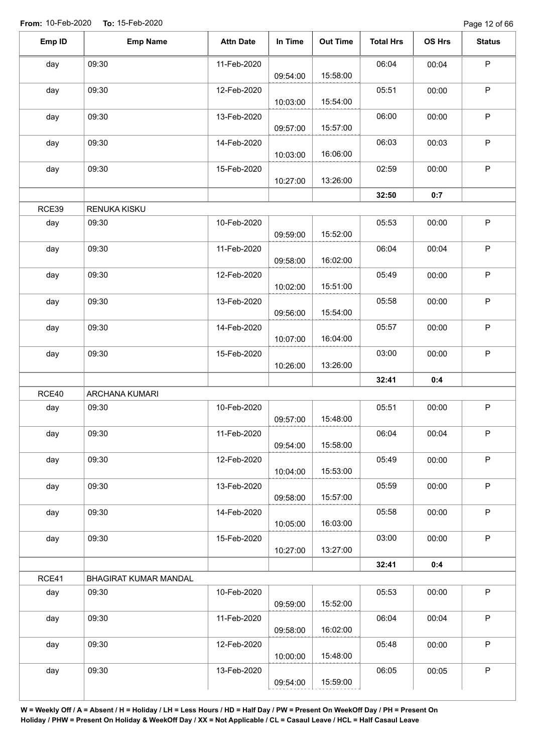**From:** 10-Feb-2020 **To:** 15-Feb-2020

| Emp ID | Emp Name | Attn Date | In Time | Out Time | Total Hrs | OS Hrs | Status |
|---|---|---|---|---|---|---|---|
| day | 09:30 | 11-Feb-2020 | 09:54:00 | 15:58:00 | 06:04 | 00:04 | P |
| day | 09:30 | 12-Feb-2020 | 10:03:00 | 15:54:00 | 05:51 | 00:00 | P |
| day | 09:30 | 13-Feb-2020 | 09:57:00 | 15:57:00 | 06:00 | 00:00 | P |
| day | 09:30 | 14-Feb-2020 | 10:03:00 | 16:06:00 | 06:03 | 00:03 | P |
| day | 09:30 | 15-Feb-2020 | 10:27:00 | 13:26:00 | 02:59 | 00:00 | P |
| | | | | | **32:50** | **0:7** | |
| RCE39 | RENUKA KISKU | | | | | | |
| day | 09:30 | 10-Feb-2020 | 09:59:00 | 15:52:00 | 05:53 | 00:00 | P |
| day | 09:30 | 11-Feb-2020 | 09:58:00 | 16:02:00 | 06:04 | 00:04 | P |
| day | 09:30 | 12-Feb-2020 | 10:02:00 | 15:51:00 | 05:49 | 00:00 | P |
| day | 09:30 | 13-Feb-2020 | 09:56:00 | 15:54:00 | 05:58 | 00:00 | P |
| day | 09:30 | 14-Feb-2020 | 10:07:00 | 16:04:00 | 05:57 | 00:00 | P |
| day | 09:30 | 15-Feb-2020 | 10:26:00 | 13:26:00 | 03:00 | 00:00 | P |
| | | | | | **32:41** | **0:4** | |
| RCE40 | ARCHANA KUMARI | | | | | | |
| day | 09:30 | 10-Feb-2020 | 09:57:00 | 15:48:00 | 05:51 | 00:00 | P |
| day | 09:30 | 11-Feb-2020 | 09:54:00 | 15:58:00 | 06:04 | 00:04 | P |
| day | 09:30 | 12-Feb-2020 | 10:04:00 | 15:53:00 | 05:49 | 00:00 | P |
| day | 09:30 | 13-Feb-2020 | 09:58:00 | 15:57:00 | 05:59 | 00:00 | P |
| day | 09:30 | 14-Feb-2020 | 10:05:00 | 16:03:00 | 05:58 | 00:00 | P |
| day | 09:30 | 15-Feb-2020 | 10:27:00 | 13:27:00 | 03:00 | 00:00 | P |
| | | | | | **32:41** | **0:4** | |
| RCE41 | BHAGIRAT KUMAR MANDAL | | | | | | |
| day | 09:30 | 10-Feb-2020 | 09:59:00 | 15:52:00 | 05:53 | 00:00 | P |
| day | 09:30 | 11-Feb-2020 | 09:58:00 | 16:02:00 | 06:04 | 00:04 | P |
| day | 09:30 | 12-Feb-2020 | 10:00:00 | 15:48:00 | 05:48 | 00:00 | P |
| day | 09:30 | 13-Feb-2020 | 09:54:00 | 15:59:00 | 06:05 | 00:05 | P |

**W = Weekly Off / A = Absent / H = Holiday / LH = Less Hours / HD = Half Day / PW = Present On WeekOff Day / PH = Present On Holiday / PHW = Present On Holiday & WeekOff Day / XX = Not Applicable / CL = Casaul Leave / HCL = Half Casaul Leave**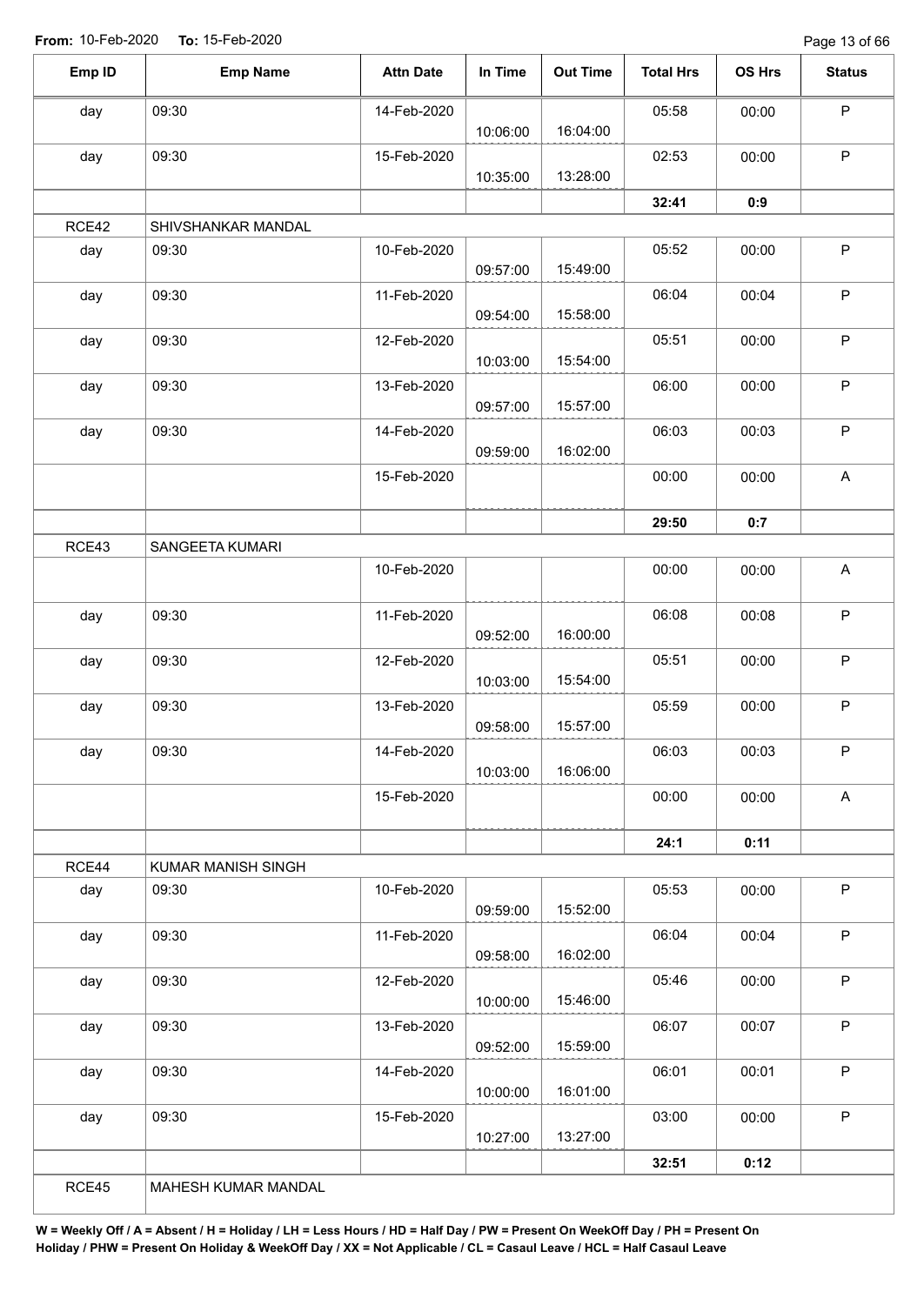**From:** 10-Feb-2020 **To:** 15-Feb-2020

| Emp ID | Emp Name | Attn Date | In Time | Out Time | Total Hrs | OS Hrs | Status |
|---|---|---|---|---|---|---|---|
| day | 09:30 | 14-Feb-2020 | 10:06:00 | 16:04:00 | 05:58 | 00:00 | P |
| day | 09:30 | 15-Feb-2020 | 10:35:00 | 13:28:00 | 02:53 | 00:00 | P |
| | | | | | **32:41** | **0:9** | |
| RCE42 | SHIVSHANKAR MANDAL | | | | | | |
| day | 09:30 | 10-Feb-2020 | 09:57:00 | 15:49:00 | 05:52 | 00:00 | P |
| day | 09:30 | 11-Feb-2020 | 09:54:00 | 15:58:00 | 06:04 | 00:04 | P |
| day | 09:30 | 12-Feb-2020 | 10:03:00 | 15:54:00 | 05:51 | 00:00 | P |
| day | 09:30 | 13-Feb-2020 | 09:57:00 | 15:57:00 | 06:00 | 00:00 | P |
| day | 09:30 | 14-Feb-2020 | 09:59:00 | 16:02:00 | 06:03 | 00:03 | P |
| | | 15-Feb-2020 | | | 00:00 | 00:00 | A |
| | | | | | **29:50** | **0:7** | |
| RCE43 | SANGEETA KUMARI | | | | | | |
| | | 10-Feb-2020 | | | 00:00 | 00:00 | A |
| day | 09:30 | 11-Feb-2020 | 09:52:00 | 16:00:00 | 06:08 | 00:08 | P |
| day | 09:30 | 12-Feb-2020 | 10:03:00 | 15:54:00 | 05:51 | 00:00 | P |
| day | 09:30 | 13-Feb-2020 | 09:58:00 | 15:57:00 | 05:59 | 00:00 | P |
| day | 09:30 | 14-Feb-2020 | 10:03:00 | 16:06:00 | 06:03 | 00:03 | P |
| | | 15-Feb-2020 | | | 00:00 | 00:00 | A |
| | | | | | **24:1** | **0:11** | |
| RCE44 | KUMAR MANISH SINGH | | | | | | |
| day | 09:30 | 10-Feb-2020 | 09:59:00 | 15:52:00 | 05:53 | 00:00 | P |
| day | 09:30 | 11-Feb-2020 | 09:58:00 | 16:02:00 | 06:04 | 00:04 | P |
| day | 09:30 | 12-Feb-2020 | 10:00:00 | 15:46:00 | 05:46 | 00:00 | P |
| day | 09:30 | 13-Feb-2020 | 09:52:00 | 15:59:00 | 06:07 | 00:07 | P |
| day | 09:30 | 14-Feb-2020 | 10:00:00 | 16:01:00 | 06:01 | 00:01 | P |
| day | 09:30 | 15-Feb-2020 | 10:27:00 | 13:27:00 | 03:00 | 00:00 | P |
| | | | | | **32:51** | **0:12** | |
| RCE45 | MAHESH KUMAR MANDAL | | | | | | |

**W = Weekly Off / A = Absent / H = Holiday / LH = Less Hours / HD = Half Day / PW = Present On WeekOff Day / PH = Present On Holiday / PHW = Present On Holiday & WeekOff Day / XX = Not Applicable / CL = Casaul Leave / HCL = Half Casaul Leave**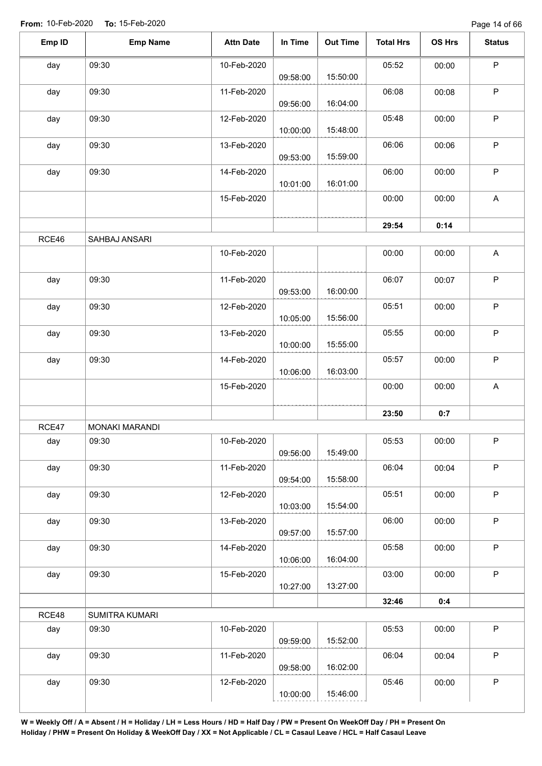**From:** 10-Feb-2020 **To:** 15-Feb-2020

| Emp ID | Emp Name | Attn Date | In Time | Out Time | Total Hrs | OS Hrs | Status |
|---|---|---|---|---|---|---|---|
| day | 09:30 | 10-Feb-2020 | 09:58:00 | 15:50:00 | 05:52 | 00:00 | P |
| day | 09:30 | 11-Feb-2020 | 09:56:00 | 16:04:00 | 06:08 | 00:08 | P |
| day | 09:30 | 12-Feb-2020 | 10:00:00 | 15:48:00 | 05:48 | 00:00 | P |
| day | 09:30 | 13-Feb-2020 | 09:53:00 | 15:59:00 | 06:06 | 00:06 | P |
| day | 09:30 | 14-Feb-2020 | 10:01:00 | 16:01:00 | 06:00 | 00:00 | P |
| | | 15-Feb-2020 | | | 00:00 | 00:00 | A |
| | | | | | **29:54** | **0:14** | |
| RCE46 | SAHBAJ ANSARI | | | | | | |
| | | 10-Feb-2020 | | | 00:00 | 00:00 | A |
| day | 09:30 | 11-Feb-2020 | 09:53:00 | 16:00:00 | 06:07 | 00:07 | P |
| day | 09:30 | 12-Feb-2020 | 10:05:00 | 15:56:00 | 05:51 | 00:00 | P |
| day | 09:30 | 13-Feb-2020 | 10:00:00 | 15:55:00 | 05:55 | 00:00 | P |
| day | 09:30 | 14-Feb-2020 | 10:06:00 | 16:03:00 | 05:57 | 00:00 | P |
| | | 15-Feb-2020 | | | 00:00 | 00:00 | A |
| | | | | | **23:50** | **0:7** | |
| RCE47 | MONAKI MARANDI | | | | | | |
| day | 09:30 | 10-Feb-2020 | 09:56:00 | 15:49:00 | 05:53 | 00:00 | P |
| day | 09:30 | 11-Feb-2020 | 09:54:00 | 15:58:00 | 06:04 | 00:04 | P |
| day | 09:30 | 12-Feb-2020 | 10:03:00 | 15:54:00 | 05:51 | 00:00 | P |
| day | 09:30 | 13-Feb-2020 | 09:57:00 | 15:57:00 | 06:00 | 00:00 | P |
| day | 09:30 | 14-Feb-2020 | 10:06:00 | 16:04:00 | 05:58 | 00:00 | P |
| day | 09:30 | 15-Feb-2020 | 10:27:00 | 13:27:00 | 03:00 | 00:00 | P |
| | | | | | **32:46** | **0:4** | |
| RCE48 | SUMITRA KUMARI | | | | | | |
| day | 09:30 | 10-Feb-2020 | 09:59:00 | 15:52:00 | 05:53 | 00:00 | P |
| day | 09:30 | 11-Feb-2020 | 09:58:00 | 16:02:00 | 06:04 | 00:04 | P |
| day | 09:30 | 12-Feb-2020 | 10:00:00 | 15:46:00 | 05:46 | 00:00 | P |

**W = Weekly Off / A = Absent / H = Holiday / LH = Less Hours / HD = Half Day / PW = Present On WeekOff Day / PH = Present On Holiday / PHW = Present On Holiday & WeekOff Day / XX = Not Applicable / CL = Casaul Leave / HCL = Half Casaul Leave**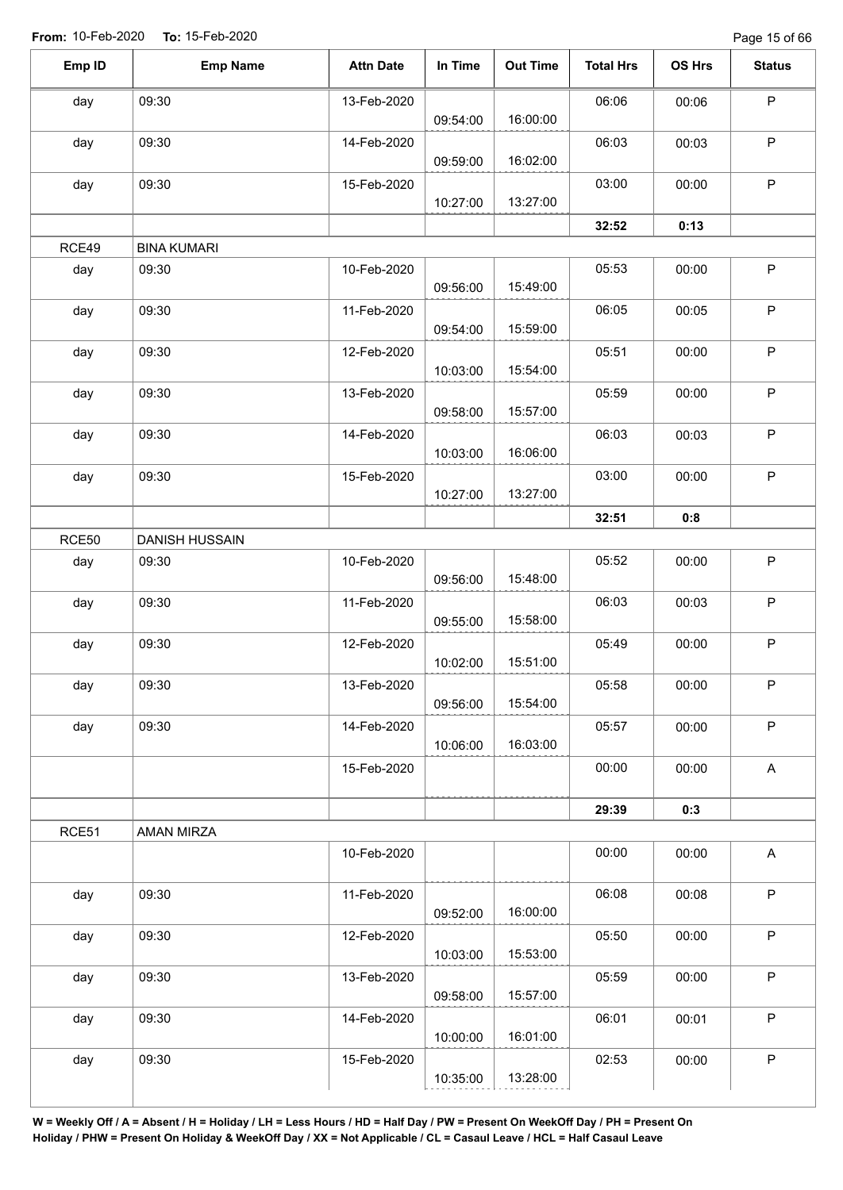**From:** 10-Feb-2020 **To:** 15-Feb-2020

| Emp ID | Emp Name | Attn Date | In Time | Out Time | Total Hrs | OS Hrs | Status |
|---|---|---|---|---|---|---|---|
| day | 09:30 | 13-Feb-2020 | 09:54:00 | 16:00:00 | 06:06 | 00:06 | P |
| day | 09:30 | 14-Feb-2020 | 09:59:00 | 16:02:00 | 06:03 | 00:03 | P |
| day | 09:30 | 15-Feb-2020 | 10:27:00 | 13:27:00 | 03:00 | 00:00 | P |
| | | | | | **32:52** | **0:13** | |
| RCE49 | BINA KUMARI | | | | | | |
| day | 09:30 | 10-Feb-2020 | 09:56:00 | 15:49:00 | 05:53 | 00:00 | P |
| day | 09:30 | 11-Feb-2020 | 09:54:00 | 15:59:00 | 06:05 | 00:05 | P |
| day | 09:30 | 12-Feb-2020 | 10:03:00 | 15:54:00 | 05:51 | 00:00 | P |
| day | 09:30 | 13-Feb-2020 | 09:58:00 | 15:57:00 | 05:59 | 00:00 | P |
| day | 09:30 | 14-Feb-2020 | 10:03:00 | 16:06:00 | 06:03 | 00:03 | P |
| day | 09:30 | 15-Feb-2020 | 10:27:00 | 13:27:00 | 03:00 | 00:00 | P |
| | | | | | **32:51** | **0:8** | |
| RCE50 | DANISH HUSSAIN | | | | | | |
| day | 09:30 | 10-Feb-2020 | 09:56:00 | 15:48:00 | 05:52 | 00:00 | P |
| day | 09:30 | 11-Feb-2020 | 09:55:00 | 15:58:00 | 06:03 | 00:03 | P |
| day | 09:30 | 12-Feb-2020 | 10:02:00 | 15:51:00 | 05:49 | 00:00 | P |
| day | 09:30 | 13-Feb-2020 | 09:56:00 | 15:54:00 | 05:58 | 00:00 | P |
| day | 09:30 | 14-Feb-2020 | 10:06:00 | 16:03:00 | 05:57 | 00:00 | P |
| | | 15-Feb-2020 | | | 00:00 | 00:00 | A |
| | | | | | **29:39** | **0:3** | |
| RCE51 | AMAN MIRZA | | | | | | |
| | | 10-Feb-2020 | | | 00:00 | 00:00 | A |
| day | 09:30 | 11-Feb-2020 | 09:52:00 | 16:00:00 | 06:08 | 00:08 | P |
| day | 09:30 | 12-Feb-2020 | 10:03:00 | 15:53:00 | 05:50 | 00:00 | P |
| day | 09:30 | 13-Feb-2020 | 09:58:00 | 15:57:00 | 05:59 | 00:00 | P |
| day | 09:30 | 14-Feb-2020 | 10:00:00 | 16:01:00 | 06:01 | 00:01 | P |
| day | 09:30 | 15-Feb-2020 | 10:35:00 | 13:28:00 | 02:53 | 00:00 | P |

**W = Weekly Off / A = Absent / H = Holiday / LH = Less Hours / HD = Half Day / PW = Present On WeekOff Day / PH = Present On Holiday / PHW = Present On Holiday & WeekOff Day / XX = Not Applicable / CL = Casaul Leave / HCL = Half Casaul Leave**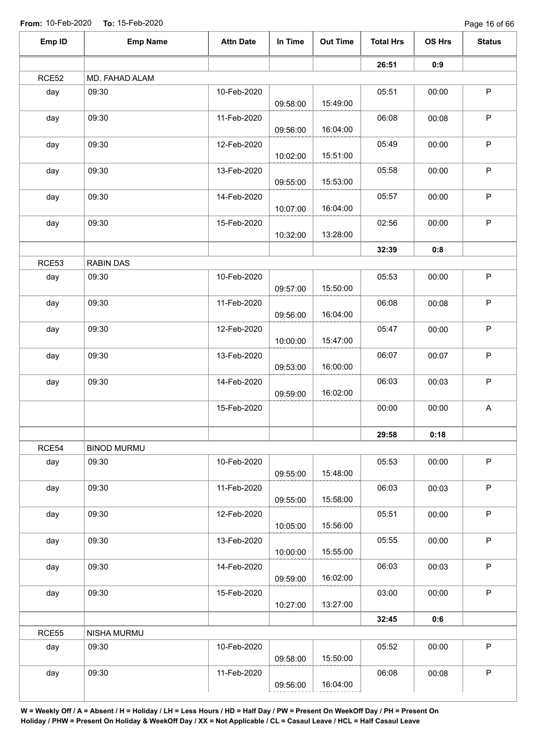From: 10-Feb-2020 To: 15-Feb-2020

| Emp ID | Emp Name | Attn Date | In Time | Out Time | Total Hrs | OS Hrs | Status |
|---|---|---|---|---|---|---|---|
| | | | | | 26:51 | 0:9 | |
| RCE52 | MD. FAHAD ALAM | | | | | | |
| day | 09:30 | 10-Feb-2020 | 09:58:00 | 15:49:00 | 05:51 | 00:00 | P |
| day | 09:30 | 11-Feb-2020 | 09:56:00 | 16:04:00 | 06:08 | 00:08 | P |
| day | 09:30 | 12-Feb-2020 | 10:02:00 | 15:51:00 | 05:49 | 00:00 | P |
| day | 09:30 | 13-Feb-2020 | 09:55:00 | 15:53:00 | 05:58 | 00:00 | P |
| day | 09:30 | 14-Feb-2020 | 10:07:00 | 16:04:00 | 05:57 | 00:00 | P |
| day | 09:30 | 15-Feb-2020 | 10:32:00 | 13:28:00 | 02:56 | 00:00 | P |
| | | | | | 32:39 | 0:8 | |
| RCE53 | RABIN DAS | | | | | | |
| day | 09:30 | 10-Feb-2020 | 09:57:00 | 15:50:00 | 05:53 | 00:00 | P |
| day | 09:30 | 11-Feb-2020 | 09:56:00 | 16:04:00 | 06:08 | 00:08 | P |
| day | 09:30 | 12-Feb-2020 | 10:00:00 | 15:47:00 | 05:47 | 00:00 | P |
| day | 09:30 | 13-Feb-2020 | 09:53:00 | 16:00:00 | 06:07 | 00:07 | P |
| day | 09:30 | 14-Feb-2020 | 09:59:00 | 16:02:00 | 06:03 | 00:03 | P |
| | | 15-Feb-2020 | | | 00:00 | 00:00 | A |
| | | | | | 29:58 | 0:18 | |
| RCE54 | BINOD MURMU | | | | | | |
| day | 09:30 | 10-Feb-2020 | 09:55:00 | 15:48:00 | 05:53 | 00:00 | P |
| day | 09:30 | 11-Feb-2020 | 09:55:00 | 15:58:00 | 06:03 | 00:03 | P |
| day | 09:30 | 12-Feb-2020 | 10:05:00 | 15:56:00 | 05:51 | 00:00 | P |
| day | 09:30 | 13-Feb-2020 | 10:00:00 | 15:55:00 | 05:55 | 00:00 | P |
| day | 09:30 | 14-Feb-2020 | 09:59:00 | 16:02:00 | 06:03 | 00:03 | P |
| day | 09:30 | 15-Feb-2020 | 10:27:00 | 13:27:00 | 03:00 | 00:00 | P |
| | | | | | 32:45 | 0:6 | |
| RCE55 | NISHA MURMU | | | | | | |
| day | 09:30 | 10-Feb-2020 | 09:58:00 | 15:50:00 | 05:52 | 00:00 | P |
| day | 09:30 | 11-Feb-2020 | 09:56:00 | 16:04:00 | 06:08 | 00:08 | P |

**W = Weekly Off / A = Absent / H = Holiday / LH = Less Hours / HD = Half Day / PW = Present On WeekOff Day / PH = Present On Holiday / PHW = Present On Holiday & WeekOff Day / XX = Not Applicable / CL = Casaul Leave / HCL = Half Casaul Leave**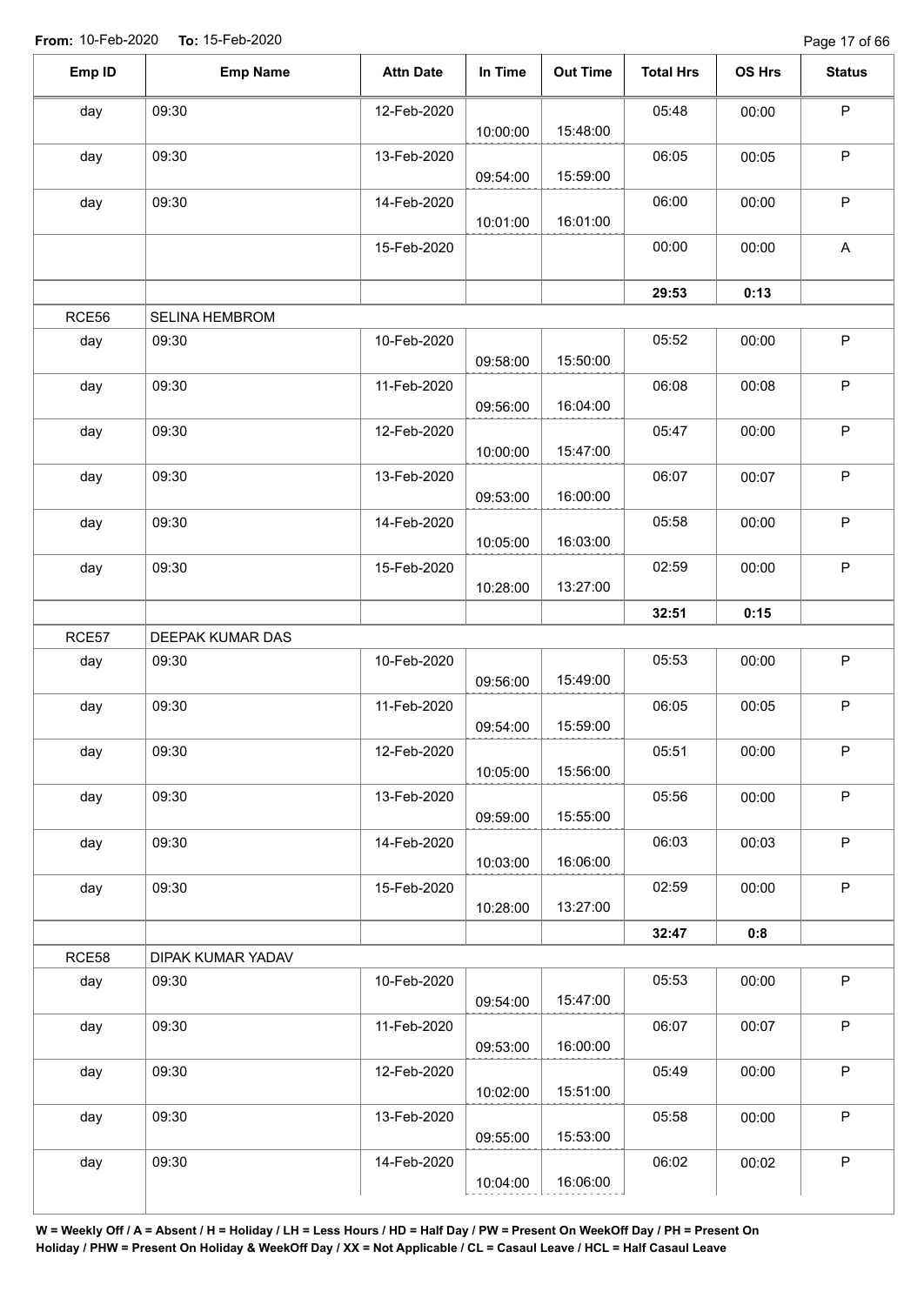**From:** 10-Feb-2020 **To:** 15-Feb-2020

| Emp ID | Emp Name | Attn Date | In Time | Out Time | Total Hrs | OS Hrs | Status |
|---|---|---|---|---|---|---|---|
| day | 09:30 | 12-Feb-2020 | 10:00:00 | 15:48:00 | 05:48 | 00:00 | P |
| day | 09:30 | 13-Feb-2020 | 09:54:00 | 15:59:00 | 06:05 | 00:05 | P |
| day | 09:30 | 14-Feb-2020 | 10:01:00 | 16:01:00 | 06:00 | 00:00 | P |
| | | 15-Feb-2020 | | | 00:00 | 00:00 | A |
| | | | | | **29:53** | **0:13** | |
| RCE56 | SELINA HEMBROM | | | | | | |
| day | 09:30 | 10-Feb-2020 | 09:58:00 | 15:50:00 | 05:52 | 00:00 | P |
| day | 09:30 | 11-Feb-2020 | 09:56:00 | 16:04:00 | 06:08 | 00:08 | P |
| day | 09:30 | 12-Feb-2020 | 10:00:00 | 15:47:00 | 05:47 | 00:00 | P |
| day | 09:30 | 13-Feb-2020 | 09:53:00 | 16:00:00 | 06:07 | 00:07 | P |
| day | 09:30 | 14-Feb-2020 | 10:05:00 | 16:03:00 | 05:58 | 00:00 | P |
| day | 09:30 | 15-Feb-2020 | 10:28:00 | 13:27:00 | 02:59 | 00:00 | P |
| | | | | | **32:51** | **0:15** | |
| RCE57 | DEEPAK KUMAR DAS | | | | | | |
| day | 09:30 | 10-Feb-2020 | 09:56:00 | 15:49:00 | 05:53 | 00:00 | P |
| day | 09:30 | 11-Feb-2020 | 09:54:00 | 15:59:00 | 06:05 | 00:05 | P |
| day | 09:30 | 12-Feb-2020 | 10:05:00 | 15:56:00 | 05:51 | 00:00 | P |
| day | 09:30 | 13-Feb-2020 | 09:59:00 | 15:55:00 | 05:56 | 00:00 | P |
| day | 09:30 | 14-Feb-2020 | 10:03:00 | 16:06:00 | 06:03 | 00:03 | P |
| day | 09:30 | 15-Feb-2020 | 10:28:00 | 13:27:00 | 02:59 | 00:00 | P |
| | | | | | **32:47** | **0:8** | |
| RCE58 | DIPAK KUMAR YADAV | | | | | | |
| day | 09:30 | 10-Feb-2020 | 09:54:00 | 15:47:00 | 05:53 | 00:00 | P |
| day | 09:30 | 11-Feb-2020 | 09:53:00 | 16:00:00 | 06:07 | 00:07 | P |
| day | 09:30 | 12-Feb-2020 | 10:02:00 | 15:51:00 | 05:49 | 00:00 | P |
| day | 09:30 | 13-Feb-2020 | 09:55:00 | 15:53:00 | 05:58 | 00:00 | P |
| day | 09:30 | 14-Feb-2020 | 10:04:00 | 16:06:00 | 06:02 | 00:02 | P |

**W = Weekly Off / A = Absent / H = Holiday / LH = Less Hours / HD = Half Day / PW = Present On WeekOff Day / PH = Present On Holiday / PHW = Present On Holiday & WeekOff Day / XX = Not Applicable / CL = Casaul Leave / HCL = Half Casaul Leave**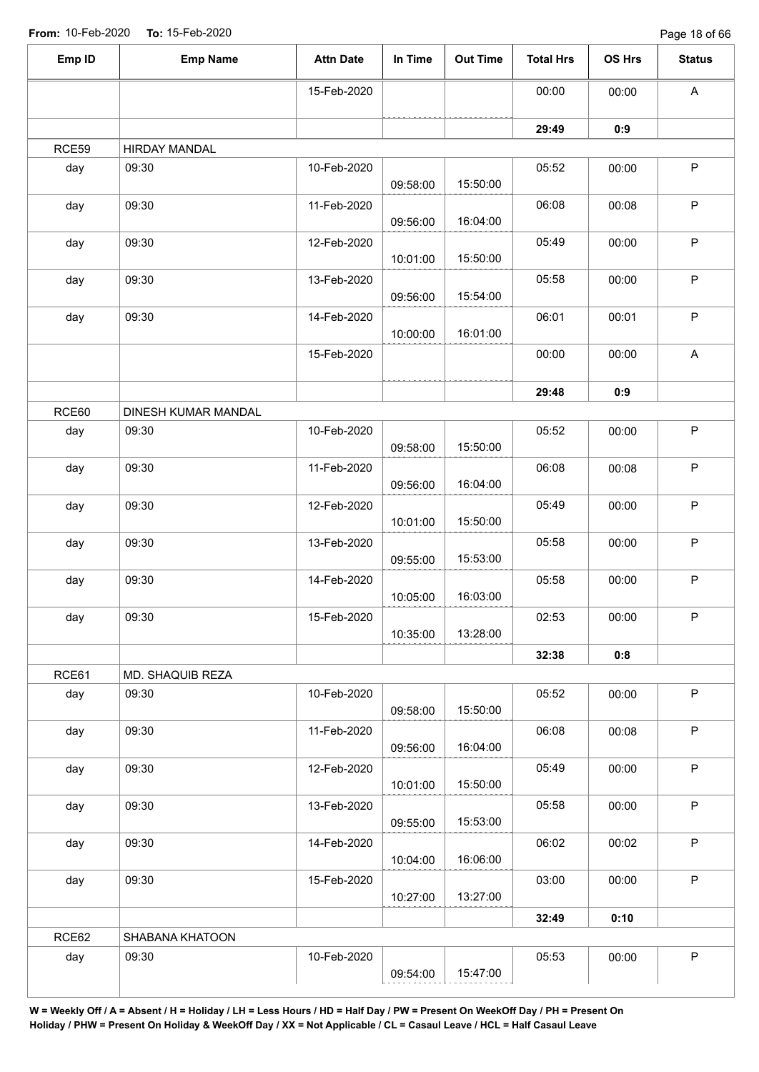**From:** 10-Feb-2020 **To:** 15-Feb-2020

| Emp ID | Emp Name | Attn Date | In Time | Out Time | Total Hrs | OS Hrs | Status |
|---|---|---|---|---|---|---|---|
| | | 15-Feb-2020 | | | 00:00 | 00:00 | A |
| | | | | | **29:49** | **0:9** | |
| RCE59 | HIRDAY MANDAL | | | | | | |
| day | 09:30 | 10-Feb-2020 | 09:58:00 | 15:50:00 | 05:52 | 00:00 | P |
| day | 09:30 | 11-Feb-2020 | 09:56:00 | 16:04:00 | 06:08 | 00:08 | P |
| day | 09:30 | 12-Feb-2020 | 10:01:00 | 15:50:00 | 05:49 | 00:00 | P |
| day | 09:30 | 13-Feb-2020 | 09:56:00 | 15:54:00 | 05:58 | 00:00 | P |
| day | 09:30 | 14-Feb-2020 | 10:00:00 | 16:01:00 | 06:01 | 00:01 | P |
| | | 15-Feb-2020 | | | 00:00 | 00:00 | A |
| | | | | | **29:48** | **0:9** | |
| RCE60 | DINESH KUMAR MANDAL | | | | | | |
| day | 09:30 | 10-Feb-2020 | 09:58:00 | 15:50:00 | 05:52 | 00:00 | P |
| day | 09:30 | 11-Feb-2020 | 09:56:00 | 16:04:00 | 06:08 | 00:08 | P |
| day | 09:30 | 12-Feb-2020 | 10:01:00 | 15:50:00 | 05:49 | 00:00 | P |
| day | 09:30 | 13-Feb-2020 | 09:55:00 | 15:53:00 | 05:58 | 00:00 | P |
| day | 09:30 | 14-Feb-2020 | 10:05:00 | 16:03:00 | 05:58 | 00:00 | P |
| day | 09:30 | 15-Feb-2020 | 10:35:00 | 13:28:00 | 02:53 | 00:00 | P |
| | | | | | **32:38** | **0:8** | |
| RCE61 | MD. SHAQUIB REZA | | | | | | |
| day | 09:30 | 10-Feb-2020 | 09:58:00 | 15:50:00 | 05:52 | 00:00 | P |
| day | 09:30 | 11-Feb-2020 | 09:56:00 | 16:04:00 | 06:08 | 00:08 | P |
| day | 09:30 | 12-Feb-2020 | 10:01:00 | 15:50:00 | 05:49 | 00:00 | P |
| day | 09:30 | 13-Feb-2020 | 09:55:00 | 15:53:00 | 05:58 | 00:00 | P |
| day | 09:30 | 14-Feb-2020 | 10:04:00 | 16:06:00 | 06:02 | 00:02 | P |
| day | 09:30 | 15-Feb-2020 | 10:27:00 | 13:27:00 | 03:00 | 00:00 | P |
| | | | | | **32:49** | **0:10** | |
| RCE62 | SHABANA KHATOON | | | | | | |
| day | 09:30 | 10-Feb-2020 | 09:54:00 | 15:47:00 | 05:53 | 00:00 | P |

**W = Weekly Off / A = Absent / H = Holiday / LH = Less Hours / HD = Half Day / PW = Present On WeekOff Day / PH = Present On Holiday / PHW = Present On Holiday & WeekOff Day / XX = Not Applicable / CL = Casaul Leave / HCL = Half Casaul Leave**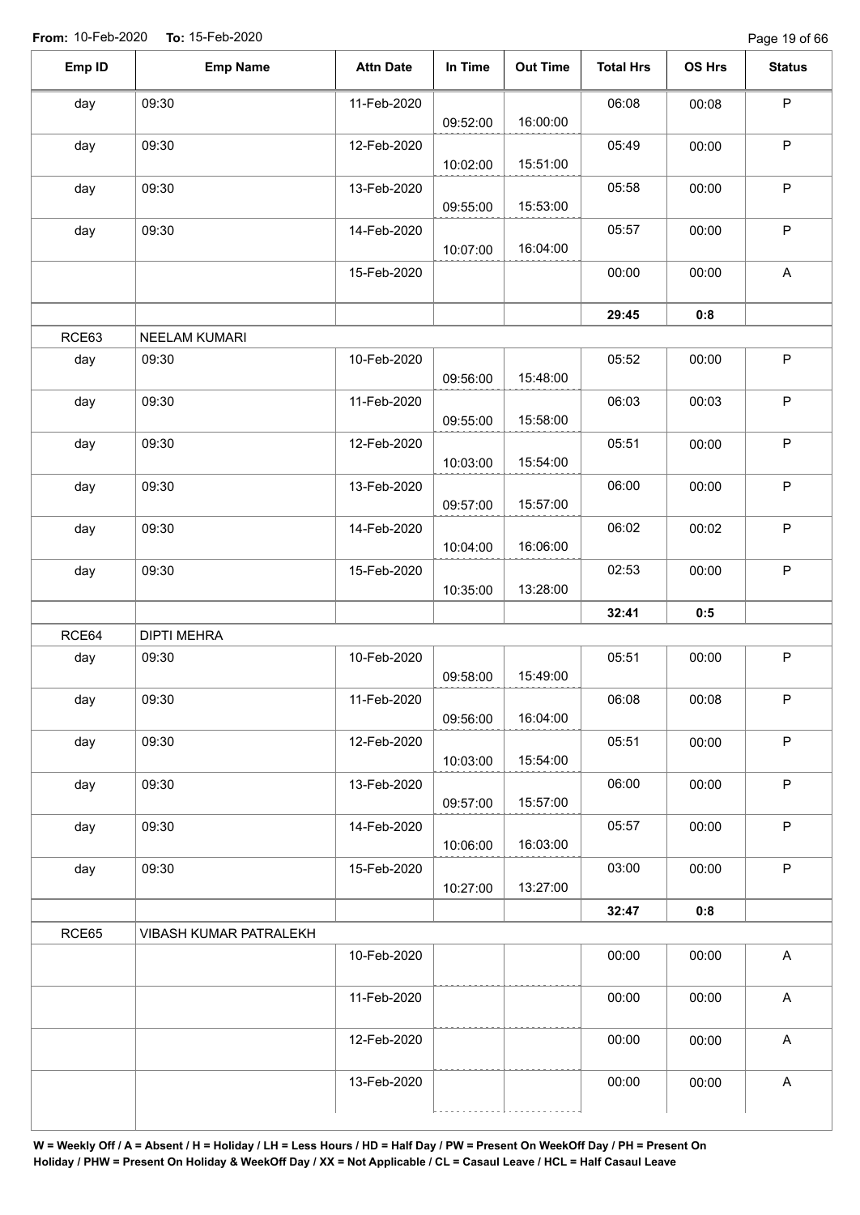**From:** 10-Feb-2020 **To:** 15-Feb-2020

| Emp ID | Emp Name | Attn Date | In Time | Out Time | Total Hrs | OS Hrs | Status |
|---|---|---|---|---|---|---|---|
| day | 09:30 | 11-Feb-2020 | 09:52:00 | 16:00:00 | 06:08 | 00:08 | P |
| day | 09:30 | 12-Feb-2020 | 10:02:00 | 15:51:00 | 05:49 | 00:00 | P |
| day | 09:30 | 13-Feb-2020 | 09:55:00 | 15:53:00 | 05:58 | 00:00 | P |
| day | 09:30 | 14-Feb-2020 | 10:07:00 | 16:04:00 | 05:57 | 00:00 | P |
| | | 15-Feb-2020 | | | 00:00 | 00:00 | A |
| | | | | | **29:45** | **0:8** | |
| RCE63 | NEELAM KUMARI | | | | | | |
| day | 09:30 | 10-Feb-2020 | 09:56:00 | 15:48:00 | 05:52 | 00:00 | P |
| day | 09:30 | 11-Feb-2020 | 09:55:00 | 15:58:00 | 06:03 | 00:03 | P |
| day | 09:30 | 12-Feb-2020 | 10:03:00 | 15:54:00 | 05:51 | 00:00 | P |
| day | 09:30 | 13-Feb-2020 | 09:57:00 | 15:57:00 | 06:00 | 00:00 | P |
| day | 09:30 | 14-Feb-2020 | 10:04:00 | 16:06:00 | 06:02 | 00:02 | P |
| day | 09:30 | 15-Feb-2020 | 10:35:00 | 13:28:00 | 02:53 | 00:00 | P |
| | | | | | **32:41** | **0:5** | |
| RCE64 | DIPTI MEHRA | | | | | | |
| day | 09:30 | 10-Feb-2020 | 09:58:00 | 15:49:00 | 05:51 | 00:00 | P |
| day | 09:30 | 11-Feb-2020 | 09:56:00 | 16:04:00 | 06:08 | 00:08 | P |
| day | 09:30 | 12-Feb-2020 | 10:03:00 | 15:54:00 | 05:51 | 00:00 | P |
| day | 09:30 | 13-Feb-2020 | 09:57:00 | 15:57:00 | 06:00 | 00:00 | P |
| day | 09:30 | 14-Feb-2020 | 10:06:00 | 16:03:00 | 05:57 | 00:00 | P |
| day | 09:30 | 15-Feb-2020 | 10:27:00 | 13:27:00 | 03:00 | 00:00 | P |
| | | | | | **32:47** | **0:8** | |
| RCE65 | VIBASH KUMAR PATRALEKH | | | | | | |
| | | 10-Feb-2020 | | | 00:00 | 00:00 | A |
| | | 11-Feb-2020 | | | 00:00 | 00:00 | A |
| | | 12-Feb-2020 | | | 00:00 | 00:00 | A |
| | | 13-Feb-2020 | | | 00:00 | 00:00 | A |

**W = Weekly Off / A = Absent / H = Holiday / LH = Less Hours / HD = Half Day / PW = Present On WeekOff Day / PH = Present On Holiday / PHW = Present On Holiday & WeekOff Day / XX = Not Applicable / CL = Casaul Leave / HCL = Half Casaul Leave**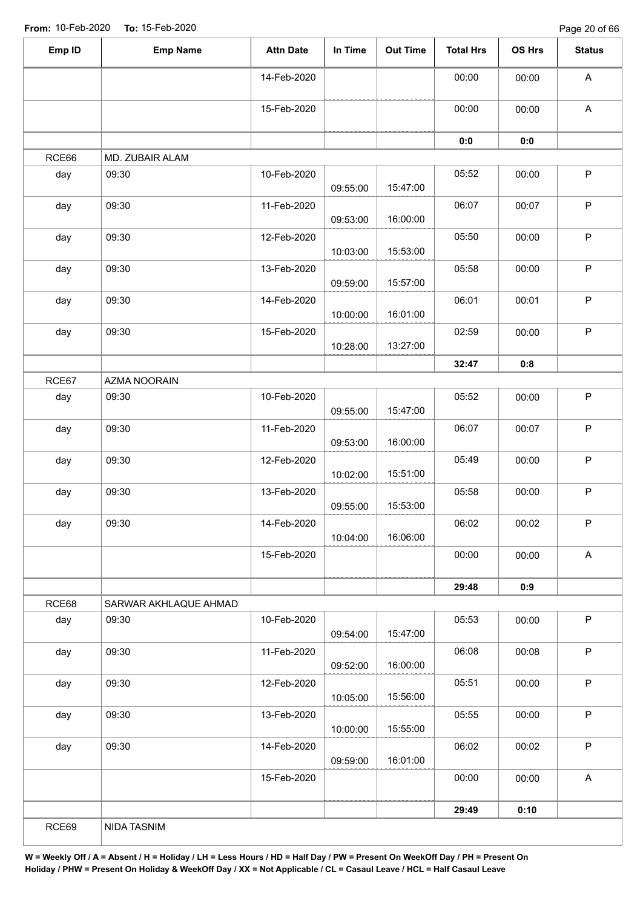**From:** 10-Feb-2020 **To:** 15-Feb-2020

| Emp ID | Emp Name | Attn Date | In Time | Out Time | Total Hrs | OS Hrs | Status |
|---|---|---|---|---|---|---|---|
| | | 14-Feb-2020 | | | 00:00 | 00:00 | A |
| | | 15-Feb-2020 | | | 00:00 | 00:00 | A |
| | | | | | 0:0 | 0:0 | |
| RCE66 | MD. ZUBAIR ALAM | | | | | | |
| day | 09:30 | 10-Feb-2020 | 09:55:00 | 15:47:00 | 05:52 | 00:00 | P |
| day | 09:30 | 11-Feb-2020 | 09:53:00 | 16:00:00 | 06:07 | 00:07 | P |
| day | 09:30 | 12-Feb-2020 | 10:03:00 | 15:53:00 | 05:50 | 00:00 | P |
| day | 09:30 | 13-Feb-2020 | 09:59:00 | 15:57:00 | 05:58 | 00:00 | P |
| day | 09:30 | 14-Feb-2020 | 10:00:00 | 16:01:00 | 06:01 | 00:01 | P |
| day | 09:30 | 15-Feb-2020 | 10:28:00 | 13:27:00 | 02:59 | 00:00 | P |
| | | | | | 32:47 | 0:8 | |
| RCE67 | AZMA NOORAIN | | | | | | |
| day | 09:30 | 10-Feb-2020 | 09:55:00 | 15:47:00 | 05:52 | 00:00 | P |
| day | 09:30 | 11-Feb-2020 | 09:53:00 | 16:00:00 | 06:07 | 00:07 | P |
| day | 09:30 | 12-Feb-2020 | 10:02:00 | 15:51:00 | 05:49 | 00:00 | P |
| day | 09:30 | 13-Feb-2020 | 09:55:00 | 15:53:00 | 05:58 | 00:00 | P |
| day | 09:30 | 14-Feb-2020 | 10:04:00 | 16:06:00 | 06:02 | 00:02 | P |
| | | 15-Feb-2020 | | | 00:00 | 00:00 | A |
| | | | | | 29:48 | 0:9 | |
| RCE68 | SARWAR AKHLAQUE AHMAD | | | | | | |
| day | 09:30 | 10-Feb-2020 | 09:54:00 | 15:47:00 | 05:53 | 00:00 | P |
| day | 09:30 | 11-Feb-2020 | 09:52:00 | 16:00:00 | 06:08 | 00:08 | P |
| day | 09:30 | 12-Feb-2020 | 10:05:00 | 15:56:00 | 05:51 | 00:00 | P |
| day | 09:30 | 13-Feb-2020 | 10:00:00 | 15:55:00 | 05:55 | 00:00 | P |
| day | 09:30 | 14-Feb-2020 | 09:59:00 | 16:01:00 | 06:02 | 00:02 | P |
| | | 15-Feb-2020 | | | 00:00 | 00:00 | A |
| | | | | | 29:49 | 0:10 | |
| RCE69 | NIDA TASNIM | | | | | | |

**W = Weekly Off / A = Absent / H = Holiday / LH = Less Hours / HD = Half Day / PW = Present On WeekOff Day / PH = Present On Holiday / PHW = Present On Holiday & WeekOff Day / XX = Not Applicable / CL = Casaul Leave / HCL = Half Casaul Leave**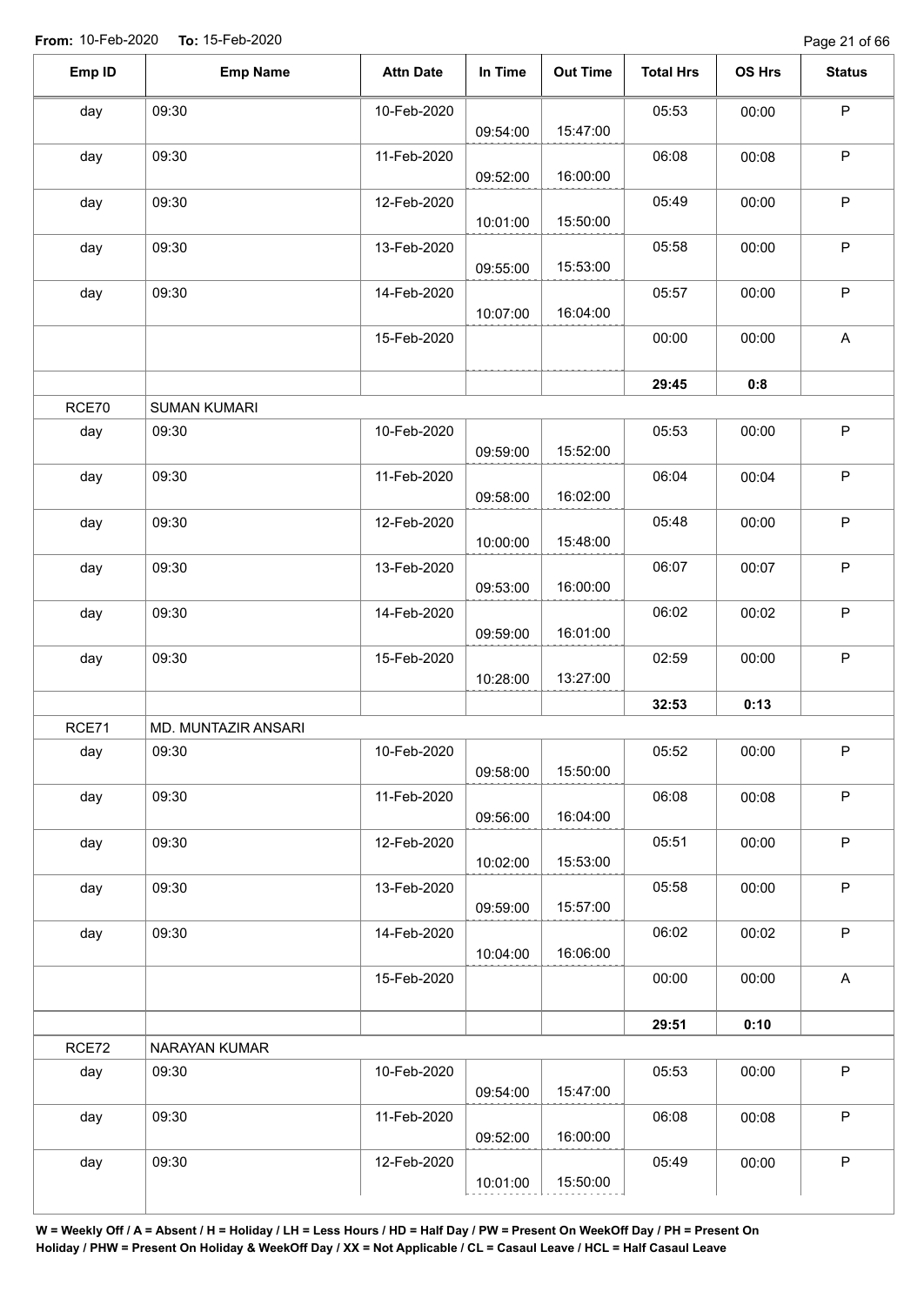**From:** 10-Feb-2020 **To:** 15-Feb-2020

| Emp ID | Emp Name | Attn Date | In Time | Out Time | Total Hrs | OS Hrs | Status |
|---|---|---|---|---|---|---|---|
| day | 09:30 | 10-Feb-2020 | 09:54:00 | 15:47:00 | 05:53 | 00:00 | P |
| day | 09:30 | 11-Feb-2020 | 09:52:00 | 16:00:00 | 06:08 | 00:08 | P |
| day | 09:30 | 12-Feb-2020 | 10:01:00 | 15:50:00 | 05:49 | 00:00 | P |
| day | 09:30 | 13-Feb-2020 | 09:55:00 | 15:53:00 | 05:58 | 00:00 | P |
| day | 09:30 | 14-Feb-2020 | 10:07:00 | 16:04:00 | 05:57 | 00:00 | P |
| | | 15-Feb-2020 | | | 00:00 | 00:00 | A |
| | | | | | **29:45** | **0:8** | |
| RCE70 | SUMAN KUMARI | | | | | | |
| day | 09:30 | 10-Feb-2020 | 09:59:00 | 15:52:00 | 05:53 | 00:00 | P |
| day | 09:30 | 11-Feb-2020 | 09:58:00 | 16:02:00 | 06:04 | 00:04 | P |
| day | 09:30 | 12-Feb-2020 | 10:00:00 | 15:48:00 | 05:48 | 00:00 | P |
| day | 09:30 | 13-Feb-2020 | 09:53:00 | 16:00:00 | 06:07 | 00:07 | P |
| day | 09:30 | 14-Feb-2020 | 09:59:00 | 16:01:00 | 06:02 | 00:02 | P |
| day | 09:30 | 15-Feb-2020 | 10:28:00 | 13:27:00 | 02:59 | 00:00 | P |
| | | | | | **32:53** | **0:13** | |
| RCE71 | MD. MUNTAZIR ANSARI | | | | | | |
| day | 09:30 | 10-Feb-2020 | 09:58:00 | 15:50:00 | 05:52 | 00:00 | P |
| day | 09:30 | 11-Feb-2020 | 09:56:00 | 16:04:00 | 06:08 | 00:08 | P |
| day | 09:30 | 12-Feb-2020 | 10:02:00 | 15:53:00 | 05:51 | 00:00 | P |
| day | 09:30 | 13-Feb-2020 | 09:59:00 | 15:57:00 | 05:58 | 00:00 | P |
| day | 09:30 | 14-Feb-2020 | 10:04:00 | 16:06:00 | 06:02 | 00:02 | P |
| | | 15-Feb-2020 | | | 00:00 | 00:00 | A |
| | | | | | **29:51** | **0:10** | |
| RCE72 | NARAYAN KUMAR | | | | | | |
| day | 09:30 | 10-Feb-2020 | 09:54:00 | 15:47:00 | 05:53 | 00:00 | P |
| day | 09:30 | 11-Feb-2020 | 09:52:00 | 16:00:00 | 06:08 | 00:08 | P |
| day | 09:30 | 12-Feb-2020 | 10:01:00 | 15:50:00 | 05:49 | 00:00 | P |

**W = Weekly Off / A = Absent / H = Holiday / LH = Less Hours / HD = Half Day / PW = Present On WeekOff Day / PH = Present On Holiday / PHW = Present On Holiday & WeekOff Day / XX = Not Applicable / CL = Casaul Leave / HCL = Half Casaul Leave**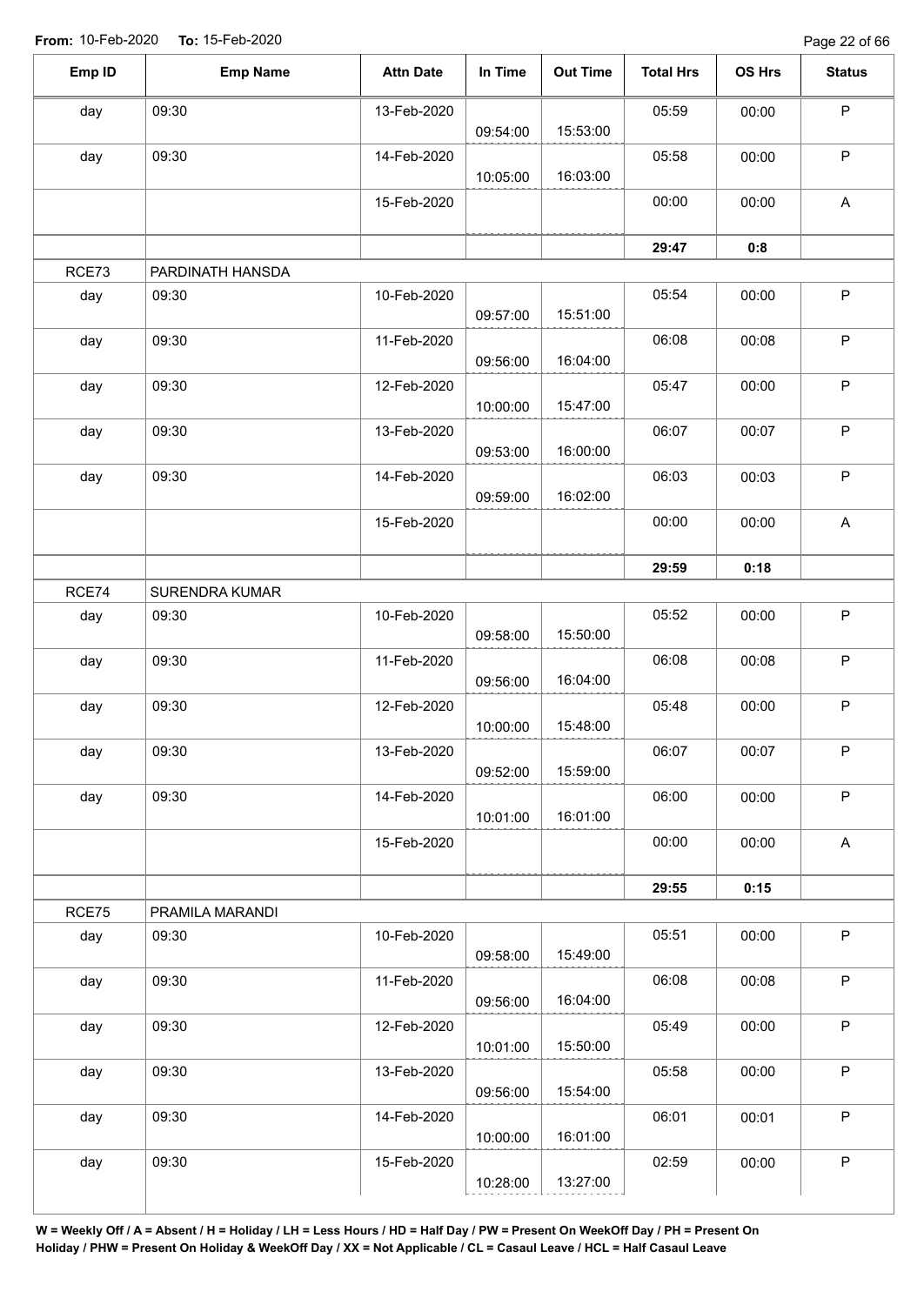From: 10-Feb-2020 To: 15-Feb-2020

| Emp ID | Emp Name | Attn Date | In Time | Out Time | Total Hrs | OS Hrs | Status |
|---|---|---|---|---|---|---|---|
| day | 09:30 | 13-Feb-2020 | 09:54:00 | 15:53:00 | 05:59 | 00:00 | P |
| day | 09:30 | 14-Feb-2020 | 10:05:00 | 16:03:00 | 05:58 | 00:00 | P |
| | | 15-Feb-2020 | | | 00:00 | 00:00 | A |
| | | | | | **29:47** | **0:8** | |
| RCE73 | PARDINATH HANSDA | | | | | | |
| day | 09:30 | 10-Feb-2020 | 09:57:00 | 15:51:00 | 05:54 | 00:00 | P |
| day | 09:30 | 11-Feb-2020 | 09:56:00 | 16:04:00 | 06:08 | 00:08 | P |
| day | 09:30 | 12-Feb-2020 | 10:00:00 | 15:47:00 | 05:47 | 00:00 | P |
| day | 09:30 | 13-Feb-2020 | 09:53:00 | 16:00:00 | 06:07 | 00:07 | P |
| day | 09:30 | 14-Feb-2020 | 09:59:00 | 16:02:00 | 06:03 | 00:03 | P |
| | | 15-Feb-2020 | | | 00:00 | 00:00 | A |
| | | | | | **29:59** | **0:18** | |
| RCE74 | SURENDRA KUMAR | | | | | | |
| day | 09:30 | 10-Feb-2020 | 09:58:00 | 15:50:00 | 05:52 | 00:00 | P |
| day | 09:30 | 11-Feb-2020 | 09:56:00 | 16:04:00 | 06:08 | 00:08 | P |
| day | 09:30 | 12-Feb-2020 | 10:00:00 | 15:48:00 | 05:48 | 00:00 | P |
| day | 09:30 | 13-Feb-2020 | 09:52:00 | 15:59:00 | 06:07 | 00:07 | P |
| day | 09:30 | 14-Feb-2020 | 10:01:00 | 16:01:00 | 06:00 | 00:00 | P |
| | | 15-Feb-2020 | | | 00:00 | 00:00 | A |
| | | | | | **29:55** | **0:15** | |
| RCE75 | PRAMILA MARANDI | | | | | | |
| day | 09:30 | 10-Feb-2020 | 09:58:00 | 15:49:00 | 05:51 | 00:00 | P |
| day | 09:30 | 11-Feb-2020 | 09:56:00 | 16:04:00 | 06:08 | 00:08 | P |
| day | 09:30 | 12-Feb-2020 | 10:01:00 | 15:50:00 | 05:49 | 00:00 | P |
| day | 09:30 | 13-Feb-2020 | 09:56:00 | 15:54:00 | 05:58 | 00:00 | P |
| day | 09:30 | 14-Feb-2020 | 10:00:00 | 16:01:00 | 06:01 | 00:01 | P |
| day | 09:30 | 15-Feb-2020 | 10:28:00 | 13:27:00 | 02:59 | 00:00 | P |

**W = Weekly Off / A = Absent / H = Holiday / LH = Less Hours / HD = Half Day / PW = Present On WeekOff Day / PH = Present On Holiday / PHW = Present On Holiday & WeekOff Day / XX = Not Applicable / CL = Casaul Leave / HCL = Half Casaul Leave**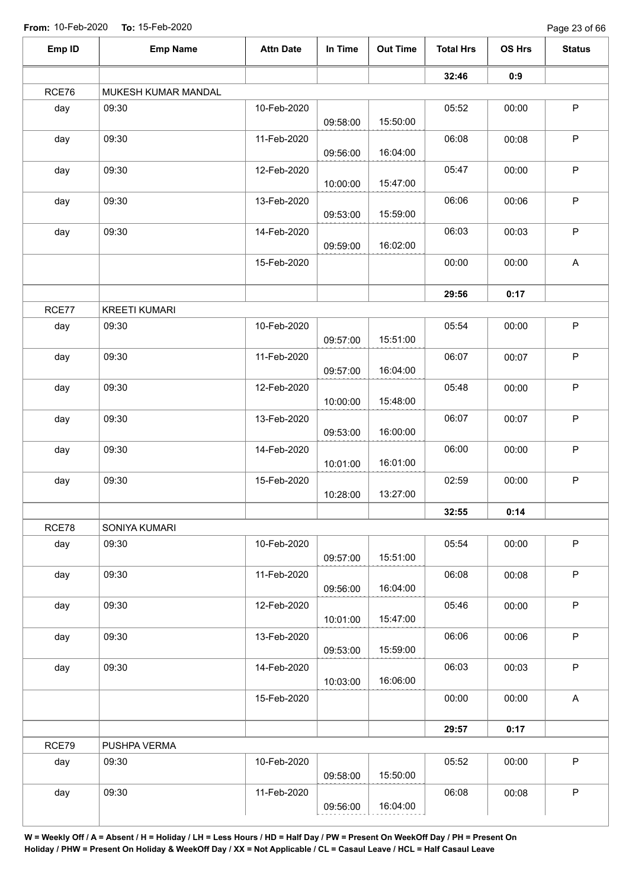**From:** 10-Feb-2020 **To:** 15-Feb-2020

| Emp ID | Emp Name | Attn Date | In Time | Out Time | Total Hrs | OS Hrs | Status |
|---|---|---|---|---|---|---|---|
| | | | | | **32:46** | **0:9** | |
| RCE76 | MUKESH KUMAR MANDAL | | | | | | |
| day | 09:30 | 10-Feb-2020 | 09:58:00 | 15:50:00 | 05:52 | 00:00 | P |
| day | 09:30 | 11-Feb-2020 | 09:56:00 | 16:04:00 | 06:08 | 00:08 | P |
| day | 09:30 | 12-Feb-2020 | 10:00:00 | 15:47:00 | 05:47 | 00:00 | P |
| day | 09:30 | 13-Feb-2020 | 09:53:00 | 15:59:00 | 06:06 | 00:06 | P |
| day | 09:30 | 14-Feb-2020 | 09:59:00 | 16:02:00 | 06:03 | 00:03 | P |
| | | 15-Feb-2020 | | | 00:00 | 00:00 | A |
| | | | | | **29:56** | **0:17** | |
| RCE77 | KREETI KUMARI | | | | | | |
| day | 09:30 | 10-Feb-2020 | 09:57:00 | 15:51:00 | 05:54 | 00:00 | P |
| day | 09:30 | 11-Feb-2020 | 09:57:00 | 16:04:00 | 06:07 | 00:07 | P |
| day | 09:30 | 12-Feb-2020 | 10:00:00 | 15:48:00 | 05:48 | 00:00 | P |
| day | 09:30 | 13-Feb-2020 | 09:53:00 | 16:00:00 | 06:07 | 00:07 | P |
| day | 09:30 | 14-Feb-2020 | 10:01:00 | 16:01:00 | 06:00 | 00:00 | P |
| day | 09:30 | 15-Feb-2020 | 10:28:00 | 13:27:00 | 02:59 | 00:00 | P |
| | | | | | **32:55** | **0:14** | |
| RCE78 | SONIYA KUMARI | | | | | | |
| day | 09:30 | 10-Feb-2020 | 09:57:00 | 15:51:00 | 05:54 | 00:00 | P |
| day | 09:30 | 11-Feb-2020 | 09:56:00 | 16:04:00 | 06:08 | 00:08 | P |
| day | 09:30 | 12-Feb-2020 | 10:01:00 | 15:47:00 | 05:46 | 00:00 | P |
| day | 09:30 | 13-Feb-2020 | 09:53:00 | 15:59:00 | 06:06 | 00:06 | P |
| day | 09:30 | 14-Feb-2020 | 10:03:00 | 16:06:00 | 06:03 | 00:03 | P |
| | | 15-Feb-2020 | | | 00:00 | 00:00 | A |
| | | | | | **29:57** | **0:17** | |
| RCE79 | PUSHPA VERMA | | | | | | |
| day | 09:30 | 10-Feb-2020 | 09:58:00 | 15:50:00 | 05:52 | 00:00 | P |
| day | 09:30 | 11-Feb-2020 | 09:56:00 | 16:04:00 | 06:08 | 00:08 | P |

**W = Weekly Off / A = Absent / H = Holiday / LH = Less Hours / HD = Half Day / PW = Present On WeekOff Day / PH = Present On Holiday / PHW = Present On Holiday & WeekOff Day / XX = Not Applicable / CL = Casaul Leave / HCL = Half Casaul Leave**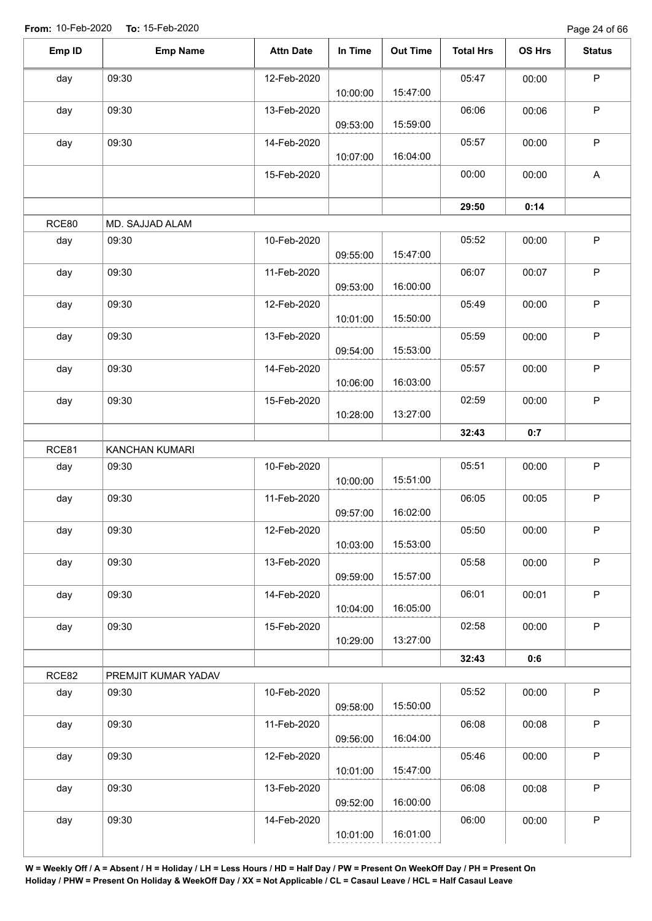**From:** 10-Feb-2020 **To:** 15-Feb-2020

| Emp ID | Emp Name | Attn Date | In Time | Out Time | Total Hrs | OS Hrs | Status |
|---|---|---|---|---|---|---|---|
| day | 09:30 | 12-Feb-2020 | 10:00:00 | 15:47:00 | 05:47 | 00:00 | P |
| day | 09:30 | 13-Feb-2020 | 09:53:00 | 15:59:00 | 06:06 | 00:06 | P |
| day | 09:30 | 14-Feb-2020 | 10:07:00 | 16:04:00 | 05:57 | 00:00 | P |
| | | 15-Feb-2020 | | | 00:00 | 00:00 | A |
| | | | | | **29:50** | **0:14** | |
| RCE80 | MD. SAJJAD ALAM | | | | | | |
| day | 09:30 | 10-Feb-2020 | 09:55:00 | 15:47:00 | 05:52 | 00:00 | P |
| day | 09:30 | 11-Feb-2020 | 09:53:00 | 16:00:00 | 06:07 | 00:07 | P |
| day | 09:30 | 12-Feb-2020 | 10:01:00 | 15:50:00 | 05:49 | 00:00 | P |
| day | 09:30 | 13-Feb-2020 | 09:54:00 | 15:53:00 | 05:59 | 00:00 | P |
| day | 09:30 | 14-Feb-2020 | 10:06:00 | 16:03:00 | 05:57 | 00:00 | P |
| day | 09:30 | 15-Feb-2020 | 10:28:00 | 13:27:00 | 02:59 | 00:00 | P |
| | | | | | **32:43** | **0:7** | |
| RCE81 | KANCHAN KUMARI | | | | | | |
| day | 09:30 | 10-Feb-2020 | 10:00:00 | 15:51:00 | 05:51 | 00:00 | P |
| day | 09:30 | 11-Feb-2020 | 09:57:00 | 16:02:00 | 06:05 | 00:05 | P |
| day | 09:30 | 12-Feb-2020 | 10:03:00 | 15:53:00 | 05:50 | 00:00 | P |
| day | 09:30 | 13-Feb-2020 | 09:59:00 | 15:57:00 | 05:58 | 00:00 | P |
| day | 09:30 | 14-Feb-2020 | 10:04:00 | 16:05:00 | 06:01 | 00:01 | P |
| day | 09:30 | 15-Feb-2020 | 10:29:00 | 13:27:00 | 02:58 | 00:00 | P |
| | | | | | **32:43** | **0:6** | |
| RCE82 | PREMJIT KUMAR YADAV | | | | | | |
| day | 09:30 | 10-Feb-2020 | 09:58:00 | 15:50:00 | 05:52 | 00:00 | P |
| day | 09:30 | 11-Feb-2020 | 09:56:00 | 16:04:00 | 06:08 | 00:08 | P |
| day | 09:30 | 12-Feb-2020 | 10:01:00 | 15:47:00 | 05:46 | 00:00 | P |
| day | 09:30 | 13-Feb-2020 | 09:52:00 | 16:00:00 | 06:08 | 00:08 | P |
| day | 09:30 | 14-Feb-2020 | 10:01:00 | 16:01:00 | 06:00 | 00:00 | P |

**W = Weekly Off / A = Absent / H = Holiday / LH = Less Hours / HD = Half Day / PW = Present On WeekOff Day / PH = Present On Holiday / PHW = Present On Holiday & WeekOff Day / XX = Not Applicable / CL = Casaul Leave / HCL = Half Casaul Leave**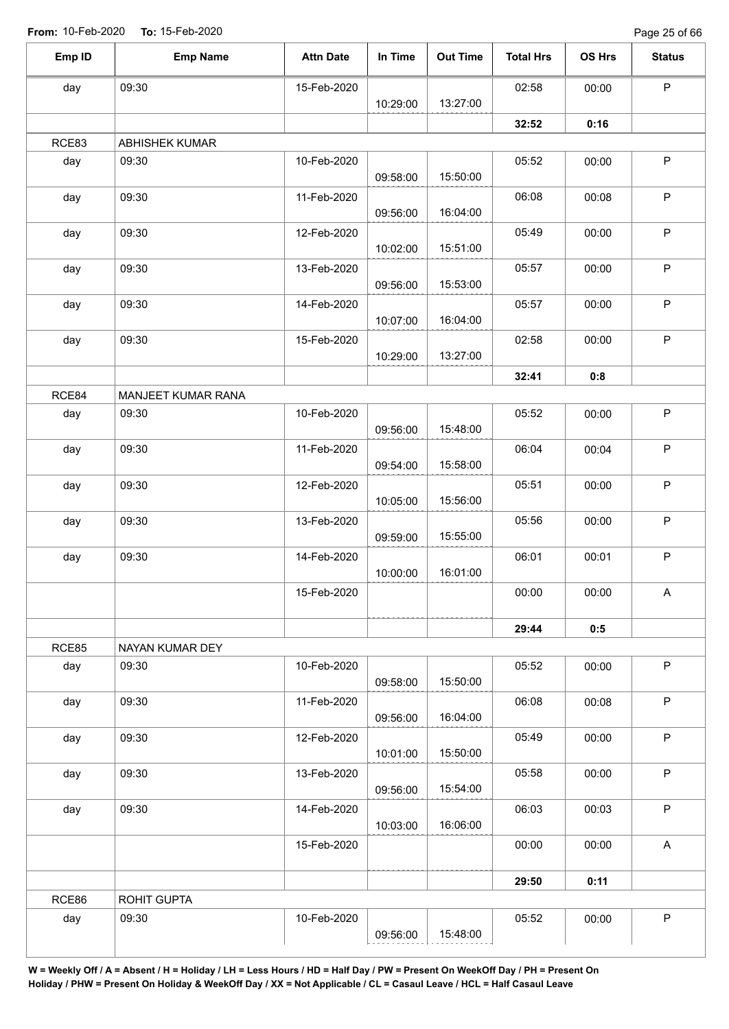**From:** 10-Feb-2020 **To:** 15-Feb-2020

| Emp ID | Emp Name | Attn Date | In Time | Out Time | Total Hrs | OS Hrs | Status |
|---|---|---|---|---|---|---|---|
| day | 09:30 | 15-Feb-2020 | 10:29:00 | 13:27:00 | 02:58 | 00:00 | P |
| | | | | | **32:52** | **0:16** | |
| RCE83 | ABHISHEK KUMAR | | | | | | |
| day | 09:30 | 10-Feb-2020 | 09:58:00 | 15:50:00 | 05:52 | 00:00 | P |
| day | 09:30 | 11-Feb-2020 | 09:56:00 | 16:04:00 | 06:08 | 00:08 | P |
| day | 09:30 | 12-Feb-2020 | 10:02:00 | 15:51:00 | 05:49 | 00:00 | P |
| day | 09:30 | 13-Feb-2020 | 09:56:00 | 15:53:00 | 05:57 | 00:00 | P |
| day | 09:30 | 14-Feb-2020 | 10:07:00 | 16:04:00 | 05:57 | 00:00 | P |
| day | 09:30 | 15-Feb-2020 | 10:29:00 | 13:27:00 | 02:58 | 00:00 | P |
| | | | | | **32:41** | **0:8** | |
| RCE84 | MANJEET KUMAR RANA | | | | | | |
| day | 09:30 | 10-Feb-2020 | 09:56:00 | 15:48:00 | 05:52 | 00:00 | P |
| day | 09:30 | 11-Feb-2020 | 09:54:00 | 15:58:00 | 06:04 | 00:04 | P |
| day | 09:30 | 12-Feb-2020 | 10:05:00 | 15:56:00 | 05:51 | 00:00 | P |
| day | 09:30 | 13-Feb-2020 | 09:59:00 | 15:55:00 | 05:56 | 00:00 | P |
| day | 09:30 | 14-Feb-2020 | 10:00:00 | 16:01:00 | 06:01 | 00:01 | P |
| | | 15-Feb-2020 | | | 00:00 | 00:00 | A |
| | | | | | **29:44** | **0:5** | |
| RCE85 | NAYAN KUMAR DEY | | | | | | |
| day | 09:30 | 10-Feb-2020 | 09:58:00 | 15:50:00 | 05:52 | 00:00 | P |
| day | 09:30 | 11-Feb-2020 | 09:56:00 | 16:04:00 | 06:08 | 00:08 | P |
| day | 09:30 | 12-Feb-2020 | 10:01:00 | 15:50:00 | 05:49 | 00:00 | P |
| day | 09:30 | 13-Feb-2020 | 09:56:00 | 15:54:00 | 05:58 | 00:00 | P |
| day | 09:30 | 14-Feb-2020 | 10:03:00 | 16:06:00 | 06:03 | 00:03 | P |
| | | 15-Feb-2020 | | | 00:00 | 00:00 | A |
| | | | | | **29:50** | **0:11** | |
| RCE86 | ROHIT GUPTA | | | | | | |
| day | 09:30 | 10-Feb-2020 | 09:56:00 | 15:48:00 | 05:52 | 00:00 | P |

**W = Weekly Off / A = Absent / H = Holiday / LH = Less Hours / HD = Half Day / PW = Present On WeekOff Day / PH = Present On Holiday / PHW = Present On Holiday & WeekOff Day / XX = Not Applicable / CL = Casaul Leave / HCL = Half Casaul Leave**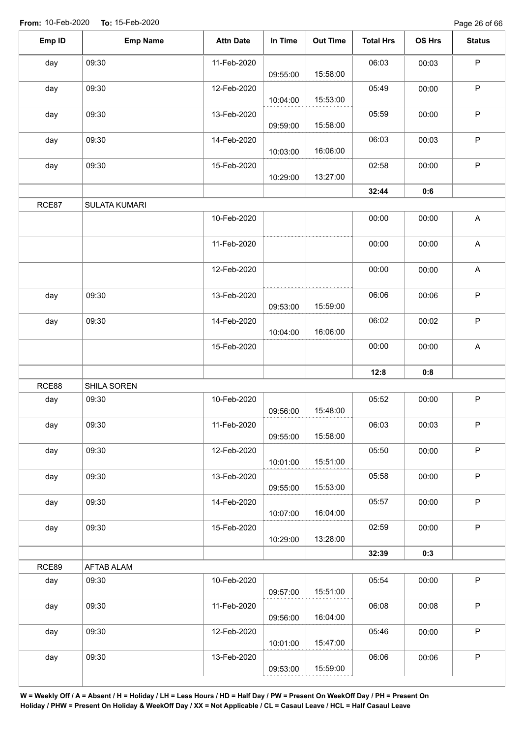**From:** 10-Feb-2020 **To:** 15-Feb-2020

| Emp ID | Emp Name | Attn Date | In Time | Out Time | Total Hrs | OS Hrs | Status |
|---|---|---|---|---|---|---|---|
| day | 09:30 | 11-Feb-2020 | 09:55:00 | 15:58:00 | 06:03 | 00:03 | P |
| day | 09:30 | 12-Feb-2020 | 10:04:00 | 15:53:00 | 05:49 | 00:00 | P |
| day | 09:30 | 13-Feb-2020 | 09:59:00 | 15:58:00 | 05:59 | 00:00 | P |
| day | 09:30 | 14-Feb-2020 | 10:03:00 | 16:06:00 | 06:03 | 00:03 | P |
| day | 09:30 | 15-Feb-2020 | 10:29:00 | 13:27:00 | 02:58 | 00:00 | P |
| | | | | | **32:44** | **0:6** | |
| RCE87 | SULATA KUMARI | | | | | | |
| | | 10-Feb-2020 | | | 00:00 | 00:00 | A |
| | | 11-Feb-2020 | | | 00:00 | 00:00 | A |
| | | 12-Feb-2020 | | | 00:00 | 00:00 | A |
| day | 09:30 | 13-Feb-2020 | 09:53:00 | 15:59:00 | 06:06 | 00:06 | P |
| day | 09:30 | 14-Feb-2020 | 10:04:00 | 16:06:00 | 06:02 | 00:02 | P |
| | | 15-Feb-2020 | | | 00:00 | 00:00 | A |
| | | | | | **12:8** | **0:8** | |
| RCE88 | SHILA SOREN | | | | | | |
| day | 09:30 | 10-Feb-2020 | 09:56:00 | 15:48:00 | 05:52 | 00:00 | P |
| day | 09:30 | 11-Feb-2020 | 09:55:00 | 15:58:00 | 06:03 | 00:03 | P |
| day | 09:30 | 12-Feb-2020 | 10:01:00 | 15:51:00 | 05:50 | 00:00 | P |
| day | 09:30 | 13-Feb-2020 | 09:55:00 | 15:53:00 | 05:58 | 00:00 | P |
| day | 09:30 | 14-Feb-2020 | 10:07:00 | 16:04:00 | 05:57 | 00:00 | P |
| day | 09:30 | 15-Feb-2020 | 10:29:00 | 13:28:00 | 02:59 | 00:00 | P |
| | | | | | **32:39** | **0:3** | |
| RCE89 | AFTAB ALAM | | | | | | |
| day | 09:30 | 10-Feb-2020 | 09:57:00 | 15:51:00 | 05:54 | 00:00 | P |
| day | 09:30 | 11-Feb-2020 | 09:56:00 | 16:04:00 | 06:08 | 00:08 | P |
| day | 09:30 | 12-Feb-2020 | 10:01:00 | 15:47:00 | 05:46 | 00:00 | P |
| day | 09:30 | 13-Feb-2020 | 09:53:00 | 15:59:00 | 06:06 | 00:06 | P |

**W = Weekly Off / A = Absent / H = Holiday / LH = Less Hours / HD = Half Day / PW = Present On WeekOff Day / PH = Present On Holiday / PHW = Present On Holiday & WeekOff Day / XX = Not Applicable / CL = Casaul Leave / HCL = Half Casaul Leave**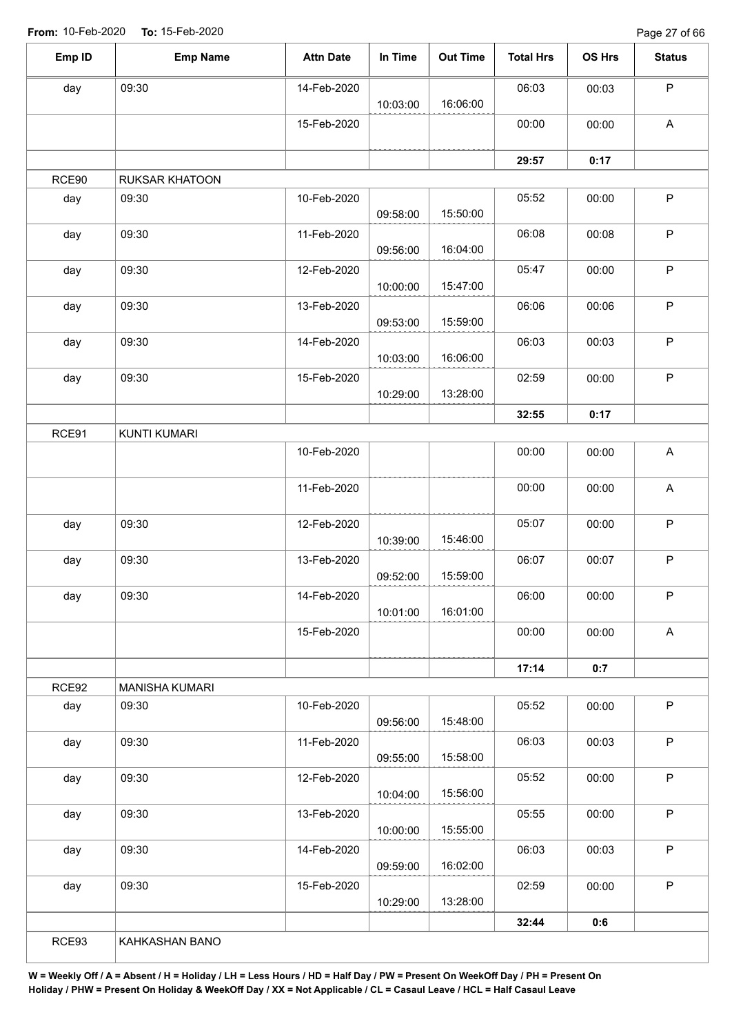**From:** 10-Feb-2020 **To:** 15-Feb-2020

| Emp ID | Emp Name | Attn Date | In Time | Out Time | Total Hrs | OS Hrs | Status |
|---|---|---|---|---|---|---|---|
| day | 09:30 | 14-Feb-2020 | 10:03:00 | 16:06:00 | 06:03 | 00:03 | P |
| | | 15-Feb-2020 | | | 00:00 | 00:00 | A |
| | | | | | **29:57** | **0:17** | |
| RCE90 | RUKSAR KHATOON | | | | | | |
| day | 09:30 | 10-Feb-2020 | 09:58:00 | 15:50:00 | 05:52 | 00:00 | P |
| day | 09:30 | 11-Feb-2020 | 09:56:00 | 16:04:00 | 06:08 | 00:08 | P |
| day | 09:30 | 12-Feb-2020 | 10:00:00 | 15:47:00 | 05:47 | 00:00 | P |
| day | 09:30 | 13-Feb-2020 | 09:53:00 | 15:59:00 | 06:06 | 00:06 | P |
| day | 09:30 | 14-Feb-2020 | 10:03:00 | 16:06:00 | 06:03 | 00:03 | P |
| day | 09:30 | 15-Feb-2020 | 10:29:00 | 13:28:00 | 02:59 | 00:00 | P |
| | | | | | **32:55** | **0:17** | |
| RCE91 | KUNTI KUMARI | | | | | | |
| | | 10-Feb-2020 | | | 00:00 | 00:00 | A |
| | | 11-Feb-2020 | | | 00:00 | 00:00 | A |
| day | 09:30 | 12-Feb-2020 | 10:39:00 | 15:46:00 | 05:07 | 00:00 | P |
| day | 09:30 | 13-Feb-2020 | 09:52:00 | 15:59:00 | 06:07 | 00:07 | P |
| day | 09:30 | 14-Feb-2020 | 10:01:00 | 16:01:00 | 06:00 | 00:00 | P |
| | | 15-Feb-2020 | | | 00:00 | 00:00 | A |
| | | | | | **17:14** | **0:7** | |
| RCE92 | MANISHA KUMARI | | | | | | |
| day | 09:30 | 10-Feb-2020 | 09:56:00 | 15:48:00 | 05:52 | 00:00 | P |
| day | 09:30 | 11-Feb-2020 | 09:55:00 | 15:58:00 | 06:03 | 00:03 | P |
| day | 09:30 | 12-Feb-2020 | 10:04:00 | 15:56:00 | 05:52 | 00:00 | P |
| day | 09:30 | 13-Feb-2020 | 10:00:00 | 15:55:00 | 05:55 | 00:00 | P |
| day | 09:30 | 14-Feb-2020 | 09:59:00 | 16:02:00 | 06:03 | 00:03 | P |
| day | 09:30 | 15-Feb-2020 | 10:29:00 | 13:28:00 | 02:59 | 00:00 | P |
| | | | | | **32:44** | **0:6** | |
| RCE93 | KAHKASHAN BANO | | | | | | |

**W = Weekly Off / A = Absent / H = Holiday / LH = Less Hours / HD = Half Day / PW = Present On WeekOff Day / PH = Present On Holiday / PHW = Present On Holiday & WeekOff Day / XX = Not Applicable / CL = Casaul Leave / HCL = Half Casaul Leave**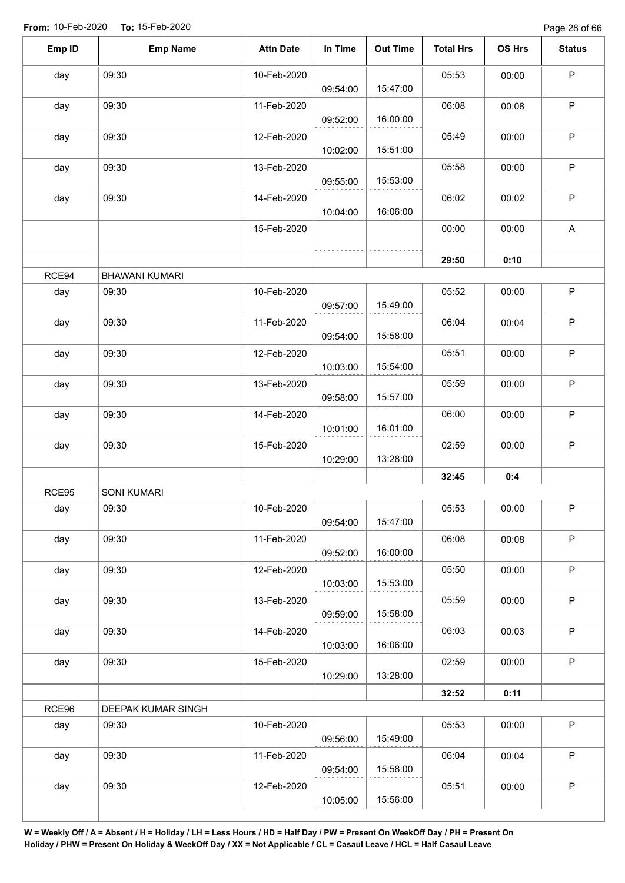**From:** 10-Feb-2020 **To:** 15-Feb-2020

| Emp ID | Emp Name | Attn Date | In Time | Out Time | Total Hrs | OS Hrs | Status |
|---|---|---|---|---|---|---|---|
| day | 09:30 | 10-Feb-2020 | 09:54:00 | 15:47:00 | 05:53 | 00:00 | P |
| day | 09:30 | 11-Feb-2020 | 09:52:00 | 16:00:00 | 06:08 | 00:08 | P |
| day | 09:30 | 12-Feb-2020 | 10:02:00 | 15:51:00 | 05:49 | 00:00 | P |
| day | 09:30 | 13-Feb-2020 | 09:55:00 | 15:53:00 | 05:58 | 00:00 | P |
| day | 09:30 | 14-Feb-2020 | 10:04:00 | 16:06:00 | 06:02 | 00:02 | P |
| | | 15-Feb-2020 | | | 00:00 | 00:00 | A |
| | | | | | **29:50** | **0:10** | |
| RCE94 | BHAWANI KUMARI | | | | | | |
| day | 09:30 | 10-Feb-2020 | 09:57:00 | 15:49:00 | 05:52 | 00:00 | P |
| day | 09:30 | 11-Feb-2020 | 09:54:00 | 15:58:00 | 06:04 | 00:04 | P |
| day | 09:30 | 12-Feb-2020 | 10:03:00 | 15:54:00 | 05:51 | 00:00 | P |
| day | 09:30 | 13-Feb-2020 | 09:58:00 | 15:57:00 | 05:59 | 00:00 | P |
| day | 09:30 | 14-Feb-2020 | 10:01:00 | 16:01:00 | 06:00 | 00:00 | P |
| day | 09:30 | 15-Feb-2020 | 10:29:00 | 13:28:00 | 02:59 | 00:00 | P |
| | | | | | **32:45** | **0:4** | |
| RCE95 | SONI KUMARI | | | | | | |
| day | 09:30 | 10-Feb-2020 | 09:54:00 | 15:47:00 | 05:53 | 00:00 | P |
| day | 09:30 | 11-Feb-2020 | 09:52:00 | 16:00:00 | 06:08 | 00:08 | P |
| day | 09:30 | 12-Feb-2020 | 10:03:00 | 15:53:00 | 05:50 | 00:00 | P |
| day | 09:30 | 13-Feb-2020 | 09:59:00 | 15:58:00 | 05:59 | 00:00 | P |
| day | 09:30 | 14-Feb-2020 | 10:03:00 | 16:06:00 | 06:03 | 00:03 | P |
| day | 09:30 | 15-Feb-2020 | 10:29:00 | 13:28:00 | 02:59 | 00:00 | P |
| | | | | | **32:52** | **0:11** | |
| RCE96 | DEEPAK KUMAR SINGH | | | | | | |
| day | 09:30 | 10-Feb-2020 | 09:56:00 | 15:49:00 | 05:53 | 00:00 | P |
| day | 09:30 | 11-Feb-2020 | 09:54:00 | 15:58:00 | 06:04 | 00:04 | P |
| day | 09:30 | 12-Feb-2020 | 10:05:00 | 15:56:00 | 05:51 | 00:00 | P |

**W = Weekly Off / A = Absent / H = Holiday / LH = Less Hours / HD = Half Day / PW = Present On WeekOff Day / PH = Present On Holiday / PHW = Present On Holiday & WeekOff Day / XX = Not Applicable / CL = Casaul Leave / HCL = Half Casaul Leave**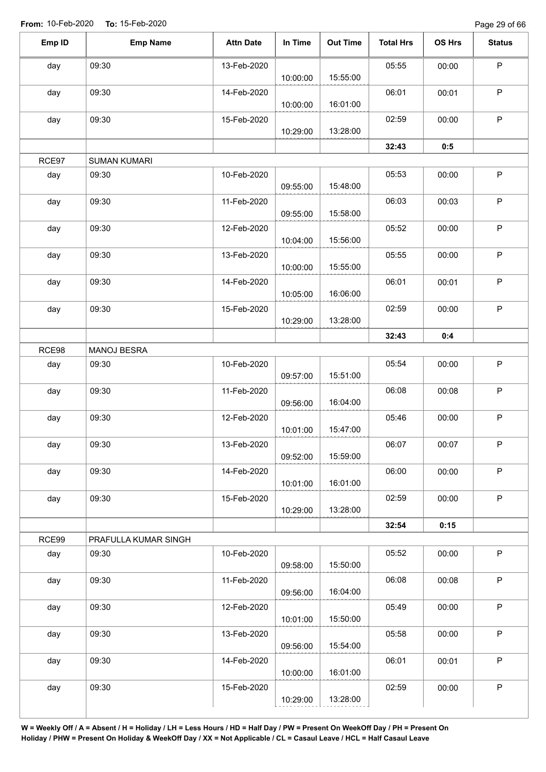From: 10-Feb-2020 To: 15-Feb-2020

| Emp ID | Emp Name | Attn Date | In Time | Out Time | Total Hrs | OS Hrs | Status |
|---|---|---|---|---|---|---|---|
| day | 09:30 | 13-Feb-2020 | 10:00:00 | 15:55:00 | 05:55 | 00:00 | P |
| day | 09:30 | 14-Feb-2020 | 10:00:00 | 16:01:00 | 06:01 | 00:01 | P |
| day | 09:30 | 15-Feb-2020 | 10:29:00 | 13:28:00 | 02:59 | 00:00 | P |
| | | | | | **32:43** | **0:5** | |
| RCE97 | SUMAN KUMARI | | | | | | |
| day | 09:30 | 10-Feb-2020 | 09:55:00 | 15:48:00 | 05:53 | 00:00 | P |
| day | 09:30 | 11-Feb-2020 | 09:55:00 | 15:58:00 | 06:03 | 00:03 | P |
| day | 09:30 | 12-Feb-2020 | 10:04:00 | 15:56:00 | 05:52 | 00:00 | P |
| day | 09:30 | 13-Feb-2020 | 10:00:00 | 15:55:00 | 05:55 | 00:00 | P |
| day | 09:30 | 14-Feb-2020 | 10:05:00 | 16:06:00 | 06:01 | 00:01 | P |
| day | 09:30 | 15-Feb-2020 | 10:29:00 | 13:28:00 | 02:59 | 00:00 | P |
| | | | | | **32:43** | **0:4** | |
| RCE98 | MANOJ BESRA | | | | | | |
| day | 09:30 | 10-Feb-2020 | 09:57:00 | 15:51:00 | 05:54 | 00:00 | P |
| day | 09:30 | 11-Feb-2020 | 09:56:00 | 16:04:00 | 06:08 | 00:08 | P |
| day | 09:30 | 12-Feb-2020 | 10:01:00 | 15:47:00 | 05:46 | 00:00 | P |
| day | 09:30 | 13-Feb-2020 | 09:52:00 | 15:59:00 | 06:07 | 00:07 | P |
| day | 09:30 | 14-Feb-2020 | 10:01:00 | 16:01:00 | 06:00 | 00:00 | P |
| day | 09:30 | 15-Feb-2020 | 10:29:00 | 13:28:00 | 02:59 | 00:00 | P |
| | | | | | **32:54** | **0:15** | |
| RCE99 | PRAFULLA KUMAR SINGH | | | | | | |
| day | 09:30 | 10-Feb-2020 | 09:58:00 | 15:50:00 | 05:52 | 00:00 | P |
| day | 09:30 | 11-Feb-2020 | 09:56:00 | 16:04:00 | 06:08 | 00:08 | P |
| day | 09:30 | 12-Feb-2020 | 10:01:00 | 15:50:00 | 05:49 | 00:00 | P |
| day | 09:30 | 13-Feb-2020 | 09:56:00 | 15:54:00 | 05:58 | 00:00 | P |
| day | 09:30 | 14-Feb-2020 | 10:00:00 | 16:01:00 | 06:01 | 00:01 | P |
| day | 09:30 | 15-Feb-2020 | 10:29:00 | 13:28:00 | 02:59 | 00:00 | P |

**W = Weekly Off / A = Absent / H = Holiday / LH = Less Hours / HD = Half Day / PW = Present On WeekOff Day / PH = Present On Holiday / PHW = Present On Holiday & WeekOff Day / XX = Not Applicable / CL = Casaul Leave / HCL = Half Casaul Leave**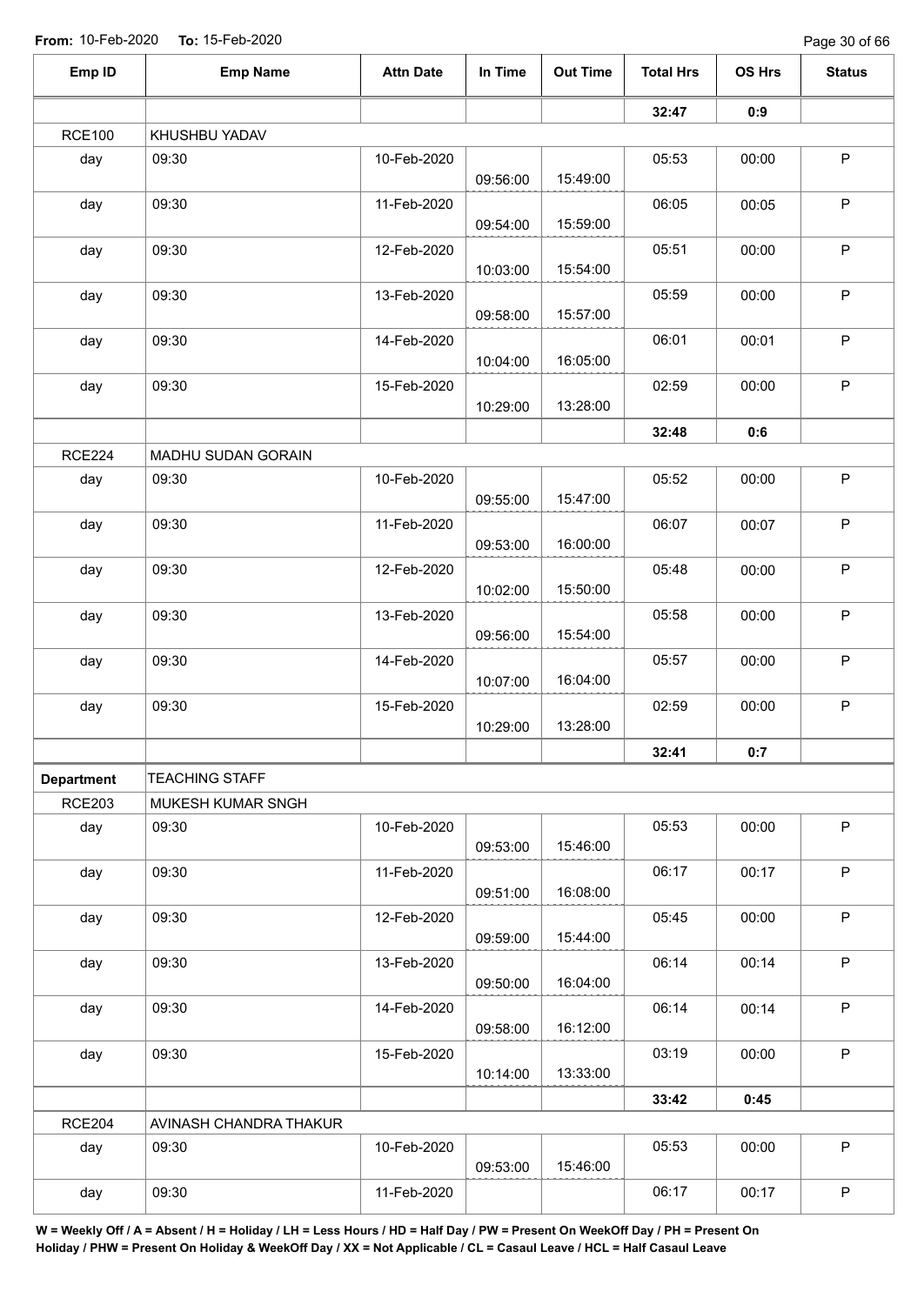**From:** 10-Feb-2020 **To:** 15-Feb-2020

| Emp ID | Emp Name | Attn Date | In Time | Out Time | Total Hrs | OS Hrs | Status |
|---|---|---|---|---|---|---|---|
| | | | | | 32:47 | 0:9 | |
| RCE100 | KHUSHBU YADAV | | | | | | |
| day | 09:30 | 10-Feb-2020 | 09:56:00 | 15:49:00 | 05:53 | 00:00 | P |
| day | 09:30 | 11-Feb-2020 | 09:54:00 | 15:59:00 | 06:05 | 00:05 | P |
| day | 09:30 | 12-Feb-2020 | 10:03:00 | 15:54:00 | 05:51 | 00:00 | P |
| day | 09:30 | 13-Feb-2020 | 09:58:00 | 15:57:00 | 05:59 | 00:00 | P |
| day | 09:30 | 14-Feb-2020 | 10:04:00 | 16:05:00 | 06:01 | 00:01 | P |
| day | 09:30 | 15-Feb-2020 | 10:29:00 | 13:28:00 | 02:59 | 00:00 | P |
| | | | | | 32:48 | 0:6 | |
| RCE224 | MADHU SUDAN GORAIN | | | | | | |
| day | 09:30 | 10-Feb-2020 | 09:55:00 | 15:47:00 | 05:52 | 00:00 | P |
| day | 09:30 | 11-Feb-2020 | 09:53:00 | 16:00:00 | 06:07 | 00:07 | P |
| day | 09:30 | 12-Feb-2020 | 10:02:00 | 15:50:00 | 05:48 | 00:00 | P |
| day | 09:30 | 13-Feb-2020 | 09:56:00 | 15:54:00 | 05:58 | 00:00 | P |
| day | 09:30 | 14-Feb-2020 | 10:07:00 | 16:04:00 | 05:57 | 00:00 | P |
| day | 09:30 | 15-Feb-2020 | 10:29:00 | 13:28:00 | 02:59 | 00:00 | P |
| | | | | | 32:41 | 0:7 | |
| **Department** | TEACHING STAFF | | | | | | |
| RCE203 | MUKESH KUMAR SNGH | | | | | | |
| day | 09:30 | 10-Feb-2020 | 09:53:00 | 15:46:00 | 05:53 | 00:00 | P |
| day | 09:30 | 11-Feb-2020 | 09:51:00 | 16:08:00 | 06:17 | 00:17 | P |
| day | 09:30 | 12-Feb-2020 | 09:59:00 | 15:44:00 | 05:45 | 00:00 | P |
| day | 09:30 | 13-Feb-2020 | 09:50:00 | 16:04:00 | 06:14 | 00:14 | P |
| day | 09:30 | 14-Feb-2020 | 09:58:00 | 16:12:00 | 06:14 | 00:14 | P |
| day | 09:30 | 15-Feb-2020 | 10:14:00 | 13:33:00 | 03:19 | 00:00 | P |
| | | | | | 33:42 | 0:45 | |
| RCE204 | AVINASH CHANDRA THAKUR | | | | | | |
| day | 09:30 | 10-Feb-2020 | 09:53:00 | 15:46:00 | 05:53 | 00:00 | P |
| day | 09:30 | 11-Feb-2020 | | | 06:17 | 00:17 | P |

**W = Weekly Off / A = Absent / H = Holiday / LH = Less Hours / HD = Half Day / PW = Present On WeekOff Day / PH = Present On Holiday / PHW = Present On Holiday & WeekOff Day / XX = Not Applicable / CL = Casaul Leave / HCL = Half Casaul Leave**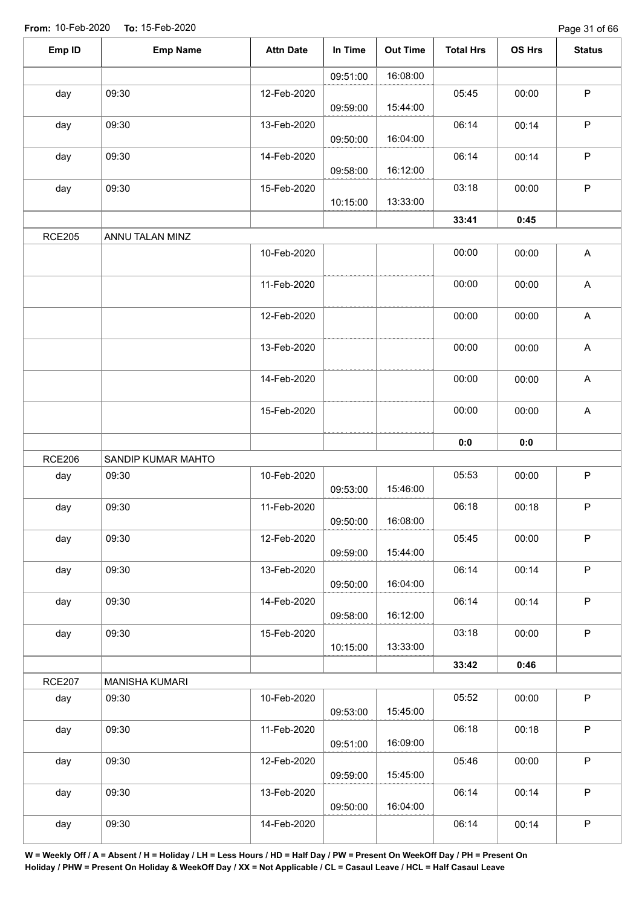**From:** 10-Feb-2020 **To:** 15-Feb-2020

| Emp ID | Emp Name | Attn Date | In Time | Out Time | Total Hrs | OS Hrs | Status |
|---|---|---|---|---|---|---|---|
| | | | 09:51:00 | 16:08:00 | | | |
| day | 09:30 | 12-Feb-2020 | 09:59:00 | 15:44:00 | 05:45 | 00:00 | P |
| day | 09:30 | 13-Feb-2020 | 09:50:00 | 16:04:00 | 06:14 | 00:14 | P |
| day | 09:30 | 14-Feb-2020 | 09:58:00 | 16:12:00 | 06:14 | 00:14 | P |
| day | 09:30 | 15-Feb-2020 | 10:15:00 | 13:33:00 | 03:18 | 00:00 | P |
| | | | | | **33:41** | **0:45** | |
| RCE205 | ANNU TALAN MINZ | | | | | | |
| | | 10-Feb-2020 | | | 00:00 | 00:00 | A |
| | | 11-Feb-2020 | | | 00:00 | 00:00 | A |
| | | 12-Feb-2020 | | | 00:00 | 00:00 | A |
| | | 13-Feb-2020 | | | 00:00 | 00:00 | A |
| | | 14-Feb-2020 | | | 00:00 | 00:00 | A |
| | | 15-Feb-2020 | | | 00:00 | 00:00 | A |
| | | | | | **0:0** | **0:0** | |
| RCE206 | SANDIP KUMAR MAHTO | | | | | | |
| day | 09:30 | 10-Feb-2020 | 09:53:00 | 15:46:00 | 05:53 | 00:00 | P |
| day | 09:30 | 11-Feb-2020 | 09:50:00 | 16:08:00 | 06:18 | 00:18 | P |
| day | 09:30 | 12-Feb-2020 | 09:59:00 | 15:44:00 | 05:45 | 00:00 | P |
| day | 09:30 | 13-Feb-2020 | 09:50:00 | 16:04:00 | 06:14 | 00:14 | P |
| day | 09:30 | 14-Feb-2020 | 09:58:00 | 16:12:00 | 06:14 | 00:14 | P |
| day | 09:30 | 15-Feb-2020 | 10:15:00 | 13:33:00 | 03:18 | 00:00 | P |
| | | | | | **33:42** | **0:46** | |
| RCE207 | MANISHA KUMARI | | | | | | |
| day | 09:30 | 10-Feb-2020 | 09:53:00 | 15:45:00 | 05:52 | 00:00 | P |
| day | 09:30 | 11-Feb-2020 | 09:51:00 | 16:09:00 | 06:18 | 00:18 | P |
| day | 09:30 | 12-Feb-2020 | 09:59:00 | 15:45:00 | 05:46 | 00:00 | P |
| day | 09:30 | 13-Feb-2020 | 09:50:00 | 16:04:00 | 06:14 | 00:14 | P |
| day | 09:30 | 14-Feb-2020 | | | 06:14 | 00:14 | P |

**W = Weekly Off / A = Absent / H = Holiday / LH = Less Hours / HD = Half Day / PW = Present On WeekOff Day / PH = Present On Holiday / PHW = Present On Holiday & WeekOff Day / XX = Not Applicable / CL = Casaul Leave / HCL = Half Casaul Leave**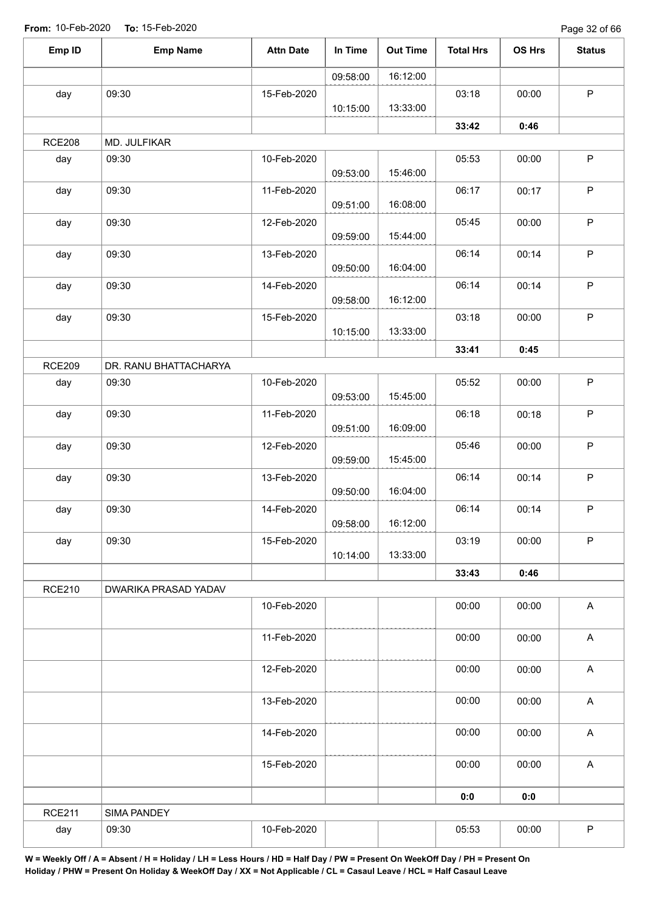**From:** 10-Feb-2020 **To:** 15-Feb-2020

| Emp ID | Emp Name | Attn Date | In Time | Out Time | Total Hrs | OS Hrs | Status |
|---|---|---|---|---|---|---|---|
| | | | 09:58:00 | 16:12:00 | | | |
| day | 09:30 | 15-Feb-2020 | 10:15:00 | 13:33:00 | 03:18 | 00:00 | P |
| | | | | | **33:42** | **0:46** | |
| RCE208 | MD. JULFIKAR | | | | | | |
| day | 09:30 | 10-Feb-2020 | 09:53:00 | 15:46:00 | 05:53 | 00:00 | P |
| day | 09:30 | 11-Feb-2020 | 09:51:00 | 16:08:00 | 06:17 | 00:17 | P |
| day | 09:30 | 12-Feb-2020 | 09:59:00 | 15:44:00 | 05:45 | 00:00 | P |
| day | 09:30 | 13-Feb-2020 | 09:50:00 | 16:04:00 | 06:14 | 00:14 | P |
| day | 09:30 | 14-Feb-2020 | 09:58:00 | 16:12:00 | 06:14 | 00:14 | P |
| day | 09:30 | 15-Feb-2020 | 10:15:00 | 13:33:00 | 03:18 | 00:00 | P |
| | | | | | **33:41** | **0:45** | |
| RCE209 | DR. RANU BHATTACHARYA | | | | | | |
| day | 09:30 | 10-Feb-2020 | 09:53:00 | 15:45:00 | 05:52 | 00:00 | P |
| day | 09:30 | 11-Feb-2020 | 09:51:00 | 16:09:00 | 06:18 | 00:18 | P |
| day | 09:30 | 12-Feb-2020 | 09:59:00 | 15:45:00 | 05:46 | 00:00 | P |
| day | 09:30 | 13-Feb-2020 | 09:50:00 | 16:04:00 | 06:14 | 00:14 | P |
| day | 09:30 | 14-Feb-2020 | 09:58:00 | 16:12:00 | 06:14 | 00:14 | P |
| day | 09:30 | 15-Feb-2020 | 10:14:00 | 13:33:00 | 03:19 | 00:00 | P |
| | | | | | **33:43** | **0:46** | |
| RCE210 | DWARIKA PRASAD YADAV | | | | | | |
| | | 10-Feb-2020 | | | 00:00 | 00:00 | A |
| | | 11-Feb-2020 | | | 00:00 | 00:00 | A |
| | | 12-Feb-2020 | | | 00:00 | 00:00 | A |
| | | 13-Feb-2020 | | | 00:00 | 00:00 | A |
| | | 14-Feb-2020 | | | 00:00 | 00:00 | A |
| | | 15-Feb-2020 | | | 00:00 | 00:00 | A |
| | | | | | **0:0** | **0:0** | |
| RCE211 | SIMA PANDEY | | | | | | |
| day | 09:30 | 10-Feb-2020 | | | 05:53 | 00:00 | P |

**W = Weekly Off / A = Absent / H = Holiday / LH = Less Hours / HD = Half Day / PW = Present On WeekOff Day / PH = Present On Holiday / PHW = Present On Holiday & WeekOff Day / XX = Not Applicable / CL = Casaul Leave / HCL = Half Casaul Leave**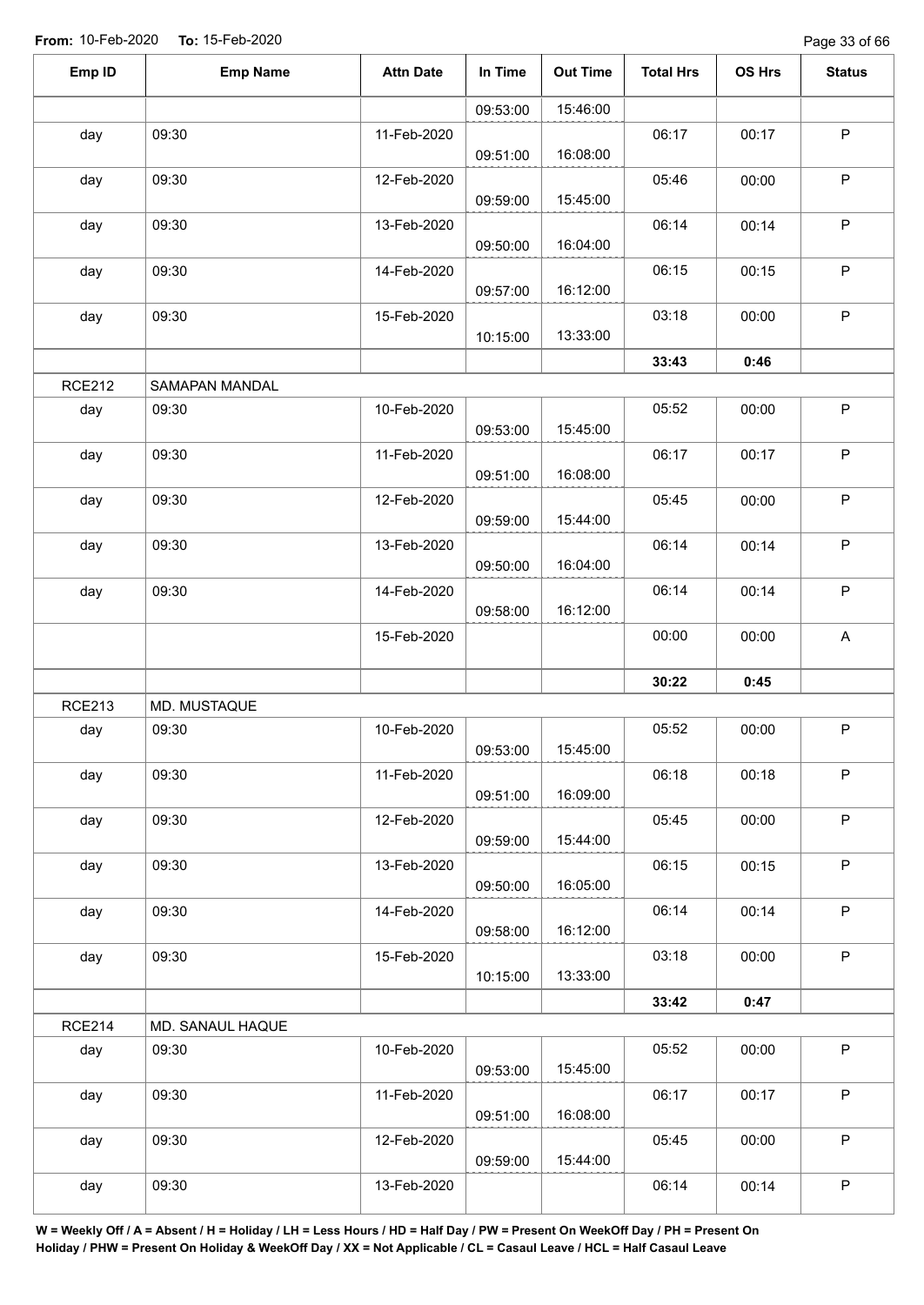**From:** 10-Feb-2020 **To:** 15-Feb-2020

| Emp ID | Emp Name | Attn Date | In Time | Out Time | Total Hrs | OS Hrs | Status |
|---|---|---|---|---|---|---|---|
| | | | 09:53:00 | 15:46:00 | | | |
| day | 09:30 | 11-Feb-2020 | 09:51:00 | 16:08:00 | 06:17 | 00:17 | P |
| day | 09:30 | 12-Feb-2020 | 09:59:00 | 15:45:00 | 05:46 | 00:00 | P |
| day | 09:30 | 13-Feb-2020 | 09:50:00 | 16:04:00 | 06:14 | 00:14 | P |
| day | 09:30 | 14-Feb-2020 | 09:57:00 | 16:12:00 | 06:15 | 00:15 | P |
| day | 09:30 | 15-Feb-2020 | 10:15:00 | 13:33:00 | 03:18 | 00:00 | P |
| | | | | | **33:43** | **0:46** | |
| RCE212 | SAMAPAN MANDAL | | | | | | |
| day | 09:30 | 10-Feb-2020 | 09:53:00 | 15:45:00 | 05:52 | 00:00 | P |
| day | 09:30 | 11-Feb-2020 | 09:51:00 | 16:08:00 | 06:17 | 00:17 | P |
| day | 09:30 | 12-Feb-2020 | 09:59:00 | 15:44:00 | 05:45 | 00:00 | P |
| day | 09:30 | 13-Feb-2020 | 09:50:00 | 16:04:00 | 06:14 | 00:14 | P |
| day | 09:30 | 14-Feb-2020 | 09:58:00 | 16:12:00 | 06:14 | 00:14 | P |
| | | 15-Feb-2020 | | | 00:00 | 00:00 | A |
| | | | | | **30:22** | **0:45** | |
| RCE213 | MD. MUSTAQUE | | | | | | |
| day | 09:30 | 10-Feb-2020 | 09:53:00 | 15:45:00 | 05:52 | 00:00 | P |
| day | 09:30 | 11-Feb-2020 | 09:51:00 | 16:09:00 | 06:18 | 00:18 | P |
| day | 09:30 | 12-Feb-2020 | 09:59:00 | 15:44:00 | 05:45 | 00:00 | P |
| day | 09:30 | 13-Feb-2020 | 09:50:00 | 16:05:00 | 06:15 | 00:15 | P |
| day | 09:30 | 14-Feb-2020 | 09:58:00 | 16:12:00 | 06:14 | 00:14 | P |
| day | 09:30 | 15-Feb-2020 | 10:15:00 | 13:33:00 | 03:18 | 00:00 | P |
| | | | | | **33:42** | **0:47** | |
| RCE214 | MD. SANAUL HAQUE | | | | | | |
| day | 09:30 | 10-Feb-2020 | 09:53:00 | 15:45:00 | 05:52 | 00:00 | P |
| day | 09:30 | 11-Feb-2020 | 09:51:00 | 16:08:00 | 06:17 | 00:17 | P |
| day | 09:30 | 12-Feb-2020 | 09:59:00 | 15:44:00 | 05:45 | 00:00 | P |
| day | 09:30 | 13-Feb-2020 | | | 06:14 | 00:14 | P |

**W = Weekly Off / A = Absent / H = Holiday / LH = Less Hours / HD = Half Day / PW = Present On WeekOff Day / PH = Present On Holiday / PHW = Present On Holiday & WeekOff Day / XX = Not Applicable / CL = Casaul Leave / HCL = Half Casaul Leave**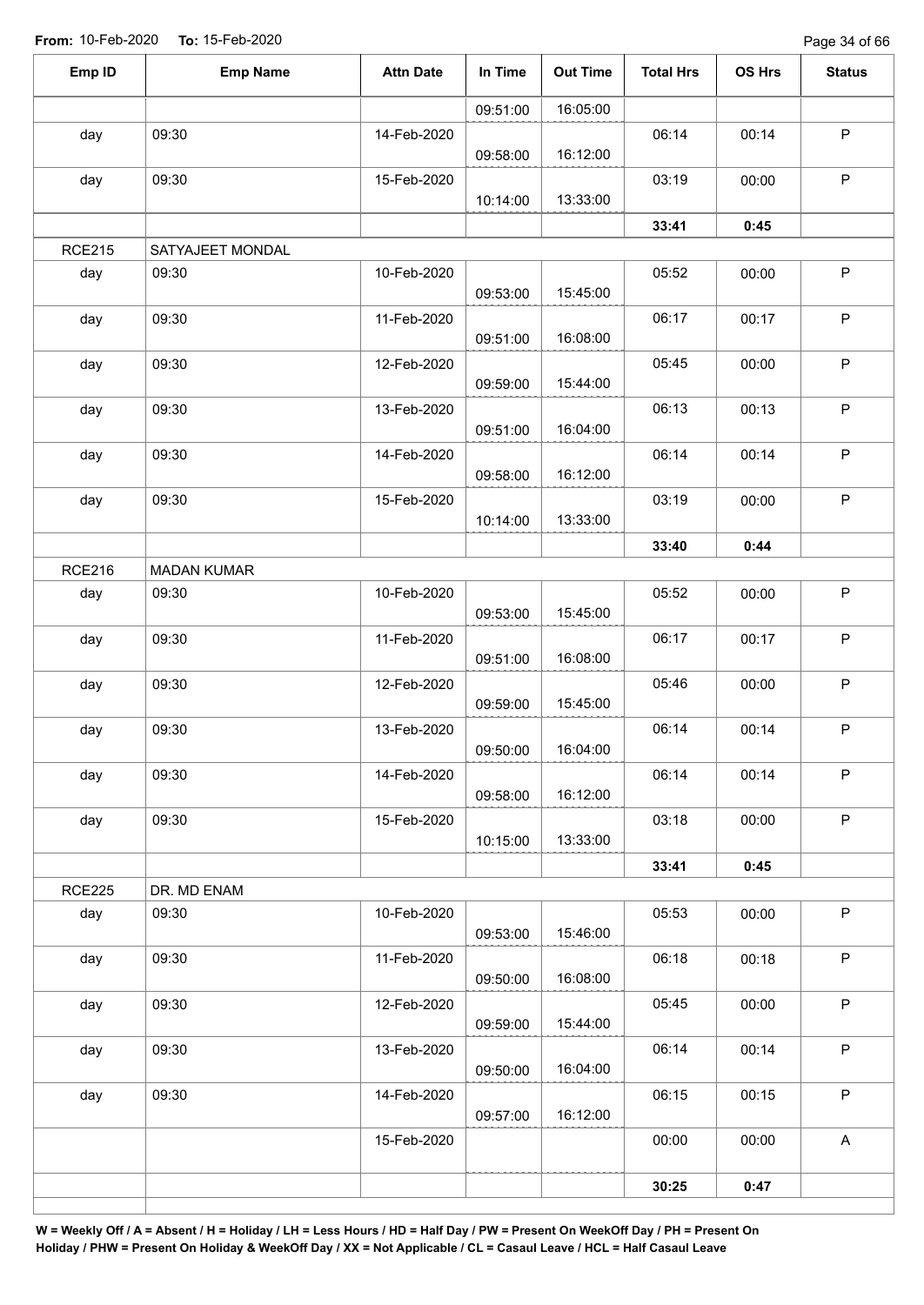**From:** 10-Feb-2020 **To:** 15-Feb-2020

| Emp ID | Emp Name | Attn Date | In Time | Out Time | Total Hrs | OS Hrs | Status |
|---|---|---|---|---|---|---|---|
| | | | 09:51:00 | 16:05:00 | | | |
| day | 09:30 | 14-Feb-2020 | 09:58:00 | 16:12:00 | 06:14 | 00:14 | P |
| day | 09:30 | 15-Feb-2020 | 10:14:00 | 13:33:00 | 03:19 | 00:00 | P |
| | | | | | **33:41** | **0:45** | |
| RCE215 | SATYAJEET MONDAL | | | | | | |
| day | 09:30 | 10-Feb-2020 | 09:53:00 | 15:45:00 | 05:52 | 00:00 | P |
| day | 09:30 | 11-Feb-2020 | 09:51:00 | 16:08:00 | 06:17 | 00:17 | P |
| day | 09:30 | 12-Feb-2020 | 09:59:00 | 15:44:00 | 05:45 | 00:00 | P |
| day | 09:30 | 13-Feb-2020 | 09:51:00 | 16:04:00 | 06:13 | 00:13 | P |
| day | 09:30 | 14-Feb-2020 | 09:58:00 | 16:12:00 | 06:14 | 00:14 | P |
| day | 09:30 | 15-Feb-2020 | 10:14:00 | 13:33:00 | 03:19 | 00:00 | P |
| | | | | | **33:40** | **0:44** | |
| RCE216 | MADAN KUMAR | | | | | | |
| day | 09:30 | 10-Feb-2020 | 09:53:00 | 15:45:00 | 05:52 | 00:00 | P |
| day | 09:30 | 11-Feb-2020 | 09:51:00 | 16:08:00 | 06:17 | 00:17 | P |
| day | 09:30 | 12-Feb-2020 | 09:59:00 | 15:45:00 | 05:46 | 00:00 | P |
| day | 09:30 | 13-Feb-2020 | 09:50:00 | 16:04:00 | 06:14 | 00:14 | P |
| day | 09:30 | 14-Feb-2020 | 09:58:00 | 16:12:00 | 06:14 | 00:14 | P |
| day | 09:30 | 15-Feb-2020 | 10:15:00 | 13:33:00 | 03:18 | 00:00 | P |
| | | | | | **33:41** | **0:45** | |
| RCE225 | DR. MD ENAM | | | | | | |
| day | 09:30 | 10-Feb-2020 | 09:53:00 | 15:46:00 | 05:53 | 00:00 | P |
| day | 09:30 | 11-Feb-2020 | 09:50:00 | 16:08:00 | 06:18 | 00:18 | P |
| day | 09:30 | 12-Feb-2020 | 09:59:00 | 15:44:00 | 05:45 | 00:00 | P |
| day | 09:30 | 13-Feb-2020 | 09:50:00 | 16:04:00 | 06:14 | 00:14 | P |
| day | 09:30 | 14-Feb-2020 | 09:57:00 | 16:12:00 | 06:15 | 00:15 | P |
| | | 15-Feb-2020 | | | 00:00 | 00:00 | A |
| | | | | | **30:25** | **0:47** | |

**W = Weekly Off / A = Absent / H = Holiday / LH = Less Hours / HD = Half Day / PW = Present On WeekOff Day / PH = Present On Holiday / PHW = Present On Holiday & WeekOff Day / XX = Not Applicable / CL = Casaul Leave / HCL = Half Casaul Leave**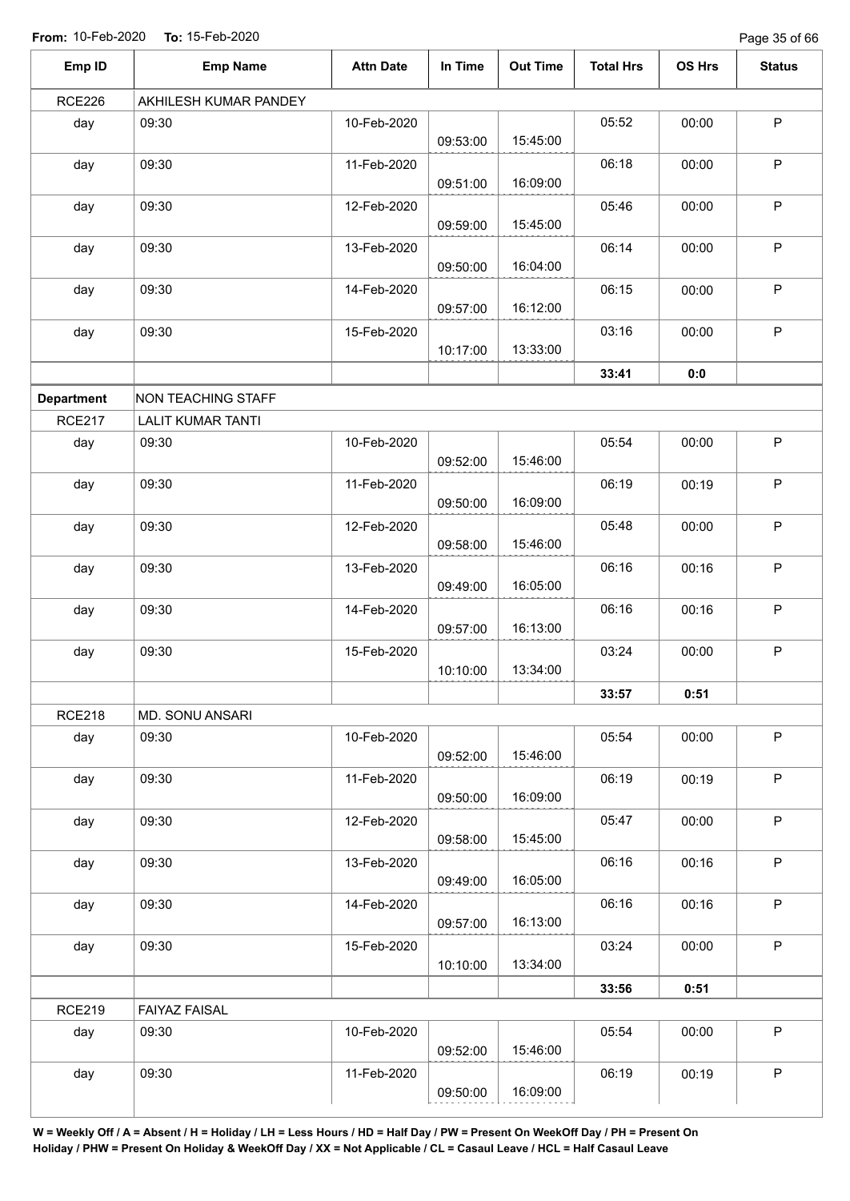**From:** 10-Feb-2020 **To:** 15-Feb-2020

| Emp ID | Emp Name | Attn Date | In Time | Out Time | Total Hrs | OS Hrs | Status |
|---|---|---|---|---|---|---|---|
| RCE226 | AKHILESH KUMAR PANDEY | | | | | | |
| day | 09:30 | 10-Feb-2020 | 09:53:00 | 15:45:00 | 05:52 | 00:00 | P |
| day | 09:30 | 11-Feb-2020 | 09:51:00 | 16:09:00 | 06:18 | 00:00 | P |
| day | 09:30 | 12-Feb-2020 | 09:59:00 | 15:45:00 | 05:46 | 00:00 | P |
| day | 09:30 | 13-Feb-2020 | 09:50:00 | 16:04:00 | 06:14 | 00:00 | P |
| day | 09:30 | 14-Feb-2020 | 09:57:00 | 16:12:00 | 06:15 | 00:00 | P |
| day | 09:30 | 15-Feb-2020 | 10:17:00 | 13:33:00 | 03:16 | 00:00 | P |
| | | | | | **33:41** | **0:0** | |
| **Department** | NON TEACHING STAFF | | | | | | |
| RCE217 | LALIT KUMAR TANTI | | | | | | |
| day | 09:30 | 10-Feb-2020 | 09:52:00 | 15:46:00 | 05:54 | 00:00 | P |
| day | 09:30 | 11-Feb-2020 | 09:50:00 | 16:09:00 | 06:19 | 00:19 | P |
| day | 09:30 | 12-Feb-2020 | 09:58:00 | 15:46:00 | 05:48 | 00:00 | P |
| day | 09:30 | 13-Feb-2020 | 09:49:00 | 16:05:00 | 06:16 | 00:16 | P |
| day | 09:30 | 14-Feb-2020 | 09:57:00 | 16:13:00 | 06:16 | 00:16 | P |
| day | 09:30 | 15-Feb-2020 | 10:10:00 | 13:34:00 | 03:24 | 00:00 | P |
| | | | | | **33:57** | **0:51** | |
| RCE218 | MD. SONU ANSARI | | | | | | |
| day | 09:30 | 10-Feb-2020 | 09:52:00 | 15:46:00 | 05:54 | 00:00 | P |
| day | 09:30 | 11-Feb-2020 | 09:50:00 | 16:09:00 | 06:19 | 00:19 | P |
| day | 09:30 | 12-Feb-2020 | 09:58:00 | 15:45:00 | 05:47 | 00:00 | P |
| day | 09:30 | 13-Feb-2020 | 09:49:00 | 16:05:00 | 06:16 | 00:16 | P |
| day | 09:30 | 14-Feb-2020 | 09:57:00 | 16:13:00 | 06:16 | 00:16 | P |
| day | 09:30 | 15-Feb-2020 | 10:10:00 | 13:34:00 | 03:24 | 00:00 | P |
| | | | | | **33:56** | **0:51** | |
| RCE219 | FAIYAZ FAISAL | | | | | | |
| day | 09:30 | 10-Feb-2020 | 09:52:00 | 15:46:00 | 05:54 | 00:00 | P |
| day | 09:30 | 11-Feb-2020 | 09:50:00 | 16:09:00 | 06:19 | 00:19 | P |

**W = Weekly Off / A = Absent / H = Holiday / LH = Less Hours / HD = Half Day / PW = Present On WeekOff Day / PH = Present On Holiday / PHW = Present On Holiday & WeekOff Day / XX = Not Applicable / CL = Casaul Leave / HCL = Half Casaul Leave**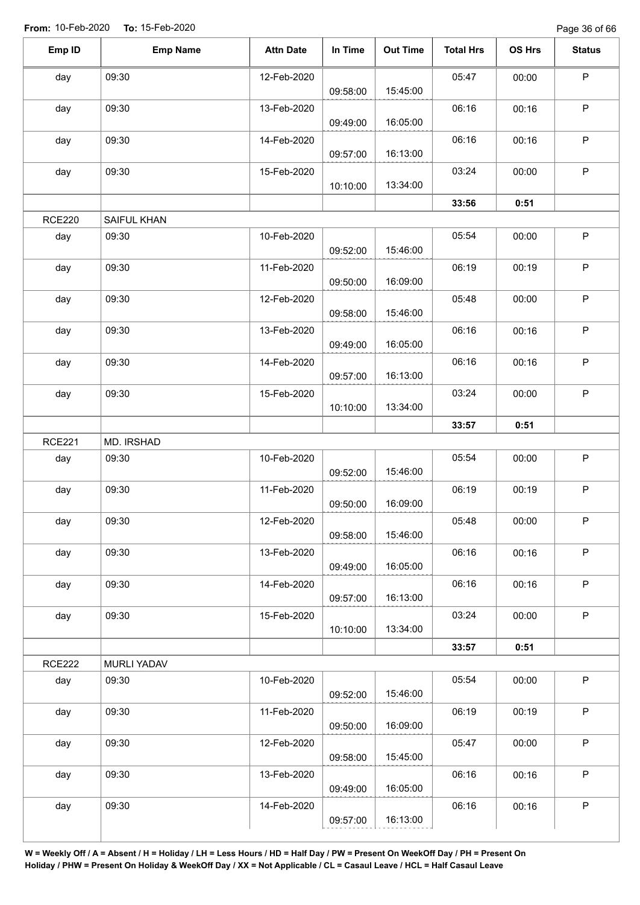**From:** 10-Feb-2020 **To:** 15-Feb-2020

| Emp ID | Emp Name | Attn Date | In Time | Out Time | Total Hrs | OS Hrs | Status |
|---|---|---|---|---|---|---|---|
| day | 09:30 | 12-Feb-2020 | 09:58:00 | 15:45:00 | 05:47 | 00:00 | P |
| day | 09:30 | 13-Feb-2020 | 09:49:00 | 16:05:00 | 06:16 | 00:16 | P |
| day | 09:30 | 14-Feb-2020 | 09:57:00 | 16:13:00 | 06:16 | 00:16 | P |
| day | 09:30 | 15-Feb-2020 | 10:10:00 | 13:34:00 | 03:24 | 00:00 | P |
| | | | | | **33:56** | **0:51** | |
| RCE220 | SAIFUL KHAN | | | | | | |
| day | 09:30 | 10-Feb-2020 | 09:52:00 | 15:46:00 | 05:54 | 00:00 | P |
| day | 09:30 | 11-Feb-2020 | 09:50:00 | 16:09:00 | 06:19 | 00:19 | P |
| day | 09:30 | 12-Feb-2020 | 09:58:00 | 15:46:00 | 05:48 | 00:00 | P |
| day | 09:30 | 13-Feb-2020 | 09:49:00 | 16:05:00 | 06:16 | 00:16 | P |
| day | 09:30 | 14-Feb-2020 | 09:57:00 | 16:13:00 | 06:16 | 00:16 | P |
| day | 09:30 | 15-Feb-2020 | 10:10:00 | 13:34:00 | 03:24 | 00:00 | P |
| | | | | | **33:57** | **0:51** | |
| RCE221 | MD. IRSHAD | | | | | | |
| day | 09:30 | 10-Feb-2020 | 09:52:00 | 15:46:00 | 05:54 | 00:00 | P |
| day | 09:30 | 11-Feb-2020 | 09:50:00 | 16:09:00 | 06:19 | 00:19 | P |
| day | 09:30 | 12-Feb-2020 | 09:58:00 | 15:46:00 | 05:48 | 00:00 | P |
| day | 09:30 | 13-Feb-2020 | 09:49:00 | 16:05:00 | 06:16 | 00:16 | P |
| day | 09:30 | 14-Feb-2020 | 09:57:00 | 16:13:00 | 06:16 | 00:16 | P |
| day | 09:30 | 15-Feb-2020 | 10:10:00 | 13:34:00 | 03:24 | 00:00 | P |
| | | | | | **33:57** | **0:51** | |
| RCE222 | MURLI YADAV | | | | | | |
| day | 09:30 | 10-Feb-2020 | 09:52:00 | 15:46:00 | 05:54 | 00:00 | P |
| day | 09:30 | 11-Feb-2020 | 09:50:00 | 16:09:00 | 06:19 | 00:19 | P |
| day | 09:30 | 12-Feb-2020 | 09:58:00 | 15:45:00 | 05:47 | 00:00 | P |
| day | 09:30 | 13-Feb-2020 | 09:49:00 | 16:05:00 | 06:16 | 00:16 | P |
| day | 09:30 | 14-Feb-2020 | 09:57:00 | 16:13:00 | 06:16 | 00:16 | P |

**W = Weekly Off / A = Absent / H = Holiday / LH = Less Hours / HD = Half Day / PW = Present On WeekOff Day / PH = Present On Holiday / PHW = Present On Holiday & WeekOff Day / XX = Not Applicable / CL = Casaul Leave / HCL = Half Casaul Leave**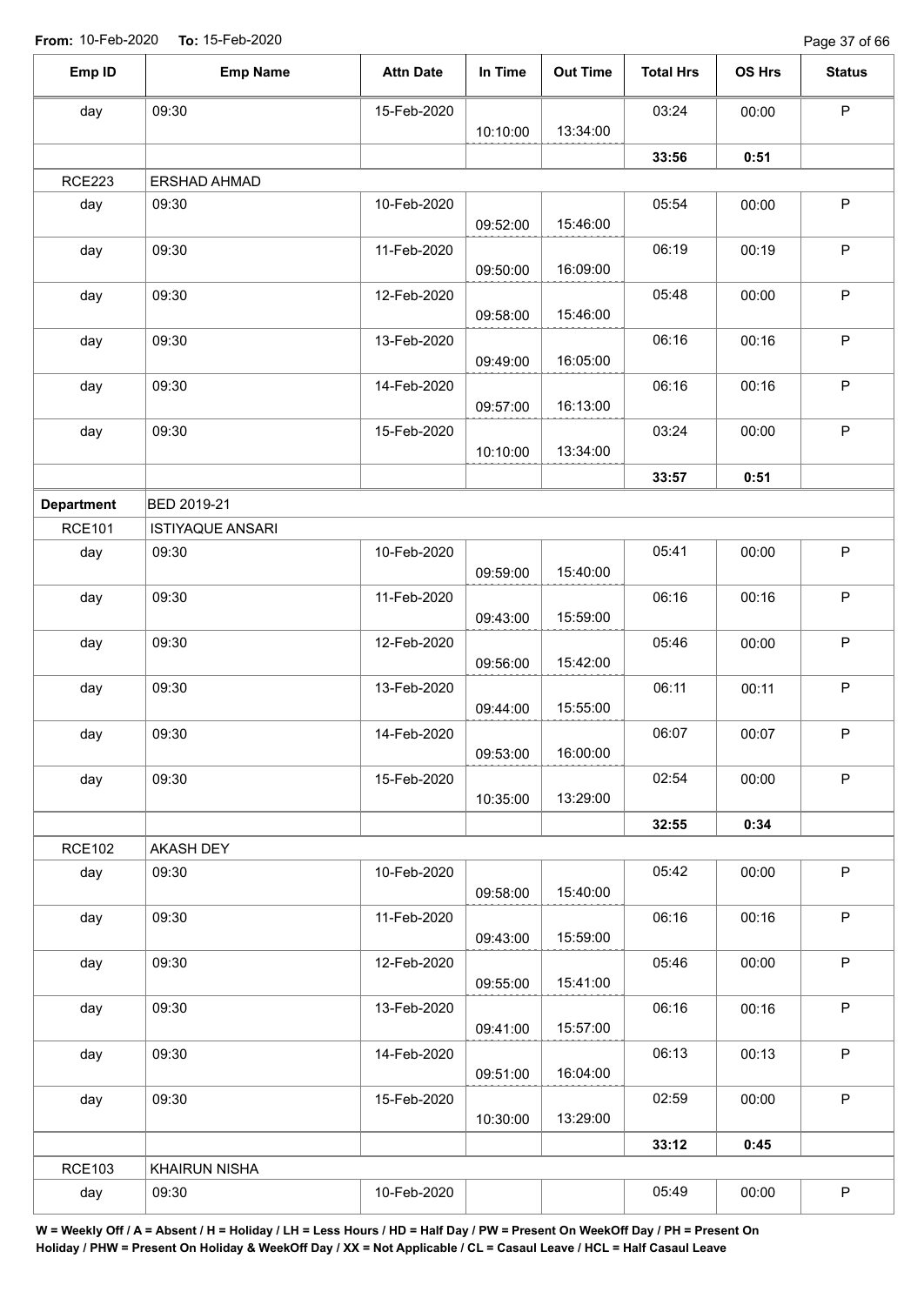From: 10-Feb-2020 To: 15-Feb-2020

| Emp ID | Emp Name | Attn Date | In Time | Out Time | Total Hrs | OS Hrs | Status |
|---|---|---|---|---|---|---|---|
| day | 09:30 | 15-Feb-2020 | 10:10:00 | 13:34:00 | 03:24 | 00:00 | P |
| | | | | | **33:56** | **0:51** | |
| RCE223 | ERSHAD AHMAD | | | | | | |
| day | 09:30 | 10-Feb-2020 | 09:52:00 | 15:46:00 | 05:54 | 00:00 | P |
| day | 09:30 | 11-Feb-2020 | 09:50:00 | 16:09:00 | 06:19 | 00:19 | P |
| day | 09:30 | 12-Feb-2020 | 09:58:00 | 15:46:00 | 05:48 | 00:00 | P |
| day | 09:30 | 13-Feb-2020 | 09:49:00 | 16:05:00 | 06:16 | 00:16 | P |
| day | 09:30 | 14-Feb-2020 | 09:57:00 | 16:13:00 | 06:16 | 00:16 | P |
| day | 09:30 | 15-Feb-2020 | 10:10:00 | 13:34:00 | 03:24 | 00:00 | P |
| | | | | | **33:57** | **0:51** | |
| **Department** | BED 2019-21 | | | | | | |
| RCE101 | ISTIYAQUE ANSARI | | | | | | |
| day | 09:30 | 10-Feb-2020 | 09:59:00 | 15:40:00 | 05:41 | 00:00 | P |
| day | 09:30 | 11-Feb-2020 | 09:43:00 | 15:59:00 | 06:16 | 00:16 | P |
| day | 09:30 | 12-Feb-2020 | 09:56:00 | 15:42:00 | 05:46 | 00:00 | P |
| day | 09:30 | 13-Feb-2020 | 09:44:00 | 15:55:00 | 06:11 | 00:11 | P |
| day | 09:30 | 14-Feb-2020 | 09:53:00 | 16:00:00 | 06:07 | 00:07 | P |
| day | 09:30 | 15-Feb-2020 | 10:35:00 | 13:29:00 | 02:54 | 00:00 | P |
| | | | | | **32:55** | **0:34** | |
| RCE102 | AKASH DEY | | | | | | |
| day | 09:30 | 10-Feb-2020 | 09:58:00 | 15:40:00 | 05:42 | 00:00 | P |
| day | 09:30 | 11-Feb-2020 | 09:43:00 | 15:59:00 | 06:16 | 00:16 | P |
| day | 09:30 | 12-Feb-2020 | 09:55:00 | 15:41:00 | 05:46 | 00:00 | P |
| day | 09:30 | 13-Feb-2020 | 09:41:00 | 15:57:00 | 06:16 | 00:16 | P |
| day | 09:30 | 14-Feb-2020 | 09:51:00 | 16:04:00 | 06:13 | 00:13 | P |
| day | 09:30 | 15-Feb-2020 | 10:30:00 | 13:29:00 | 02:59 | 00:00 | P |
| | | | | | **33:12** | **0:45** | |
| RCE103 | KHAIRUN NISHA | | | | | | |
| day | 09:30 | 10-Feb-2020 | | | 05:49 | 00:00 | P |

**W = Weekly Off / A = Absent / H = Holiday / LH = Less Hours / HD = Half Day / PW = Present On WeekOff Day / PH = Present On Holiday / PHW = Present On Holiday & WeekOff Day / XX = Not Applicable / CL = Casaul Leave / HCL = Half Casaul Leave**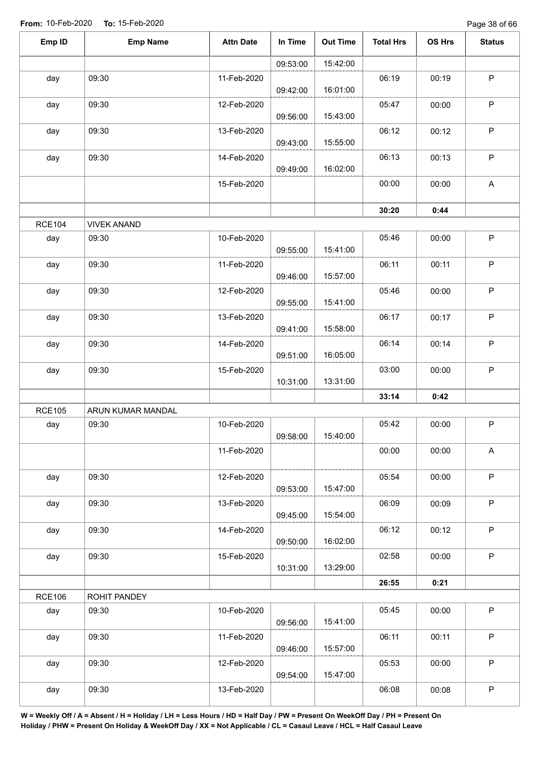**From:** 10-Feb-2020 **To:** 15-Feb-2020

| Emp ID | Emp Name | Attn Date | In Time | Out Time | Total Hrs | OS Hrs | Status |
|---|---|---|---|---|---|---|---|
| | | | 09:53:00 | 15:42:00 | | | |
| day | 09:30 | 11-Feb-2020 | 09:42:00 | 16:01:00 | 06:19 | 00:19 | P |
| day | 09:30 | 12-Feb-2020 | 09:56:00 | 15:43:00 | 05:47 | 00:00 | P |
| day | 09:30 | 13-Feb-2020 | 09:43:00 | 15:55:00 | 06:12 | 00:12 | P |
| day | 09:30 | 14-Feb-2020 | 09:49:00 | 16:02:00 | 06:13 | 00:13 | P |
| | | 15-Feb-2020 | | | 00:00 | 00:00 | A |
| | | | | | **30:20** | **0:44** | |
| RCE104 | VIVEK ANAND | | | | | | |
| day | 09:30 | 10-Feb-2020 | 09:55:00 | 15:41:00 | 05:46 | 00:00 | P |
| day | 09:30 | 11-Feb-2020 | 09:46:00 | 15:57:00 | 06:11 | 00:11 | P |
| day | 09:30 | 12-Feb-2020 | 09:55:00 | 15:41:00 | 05:46 | 00:00 | P |
| day | 09:30 | 13-Feb-2020 | 09:41:00 | 15:58:00 | 06:17 | 00:17 | P |
| day | 09:30 | 14-Feb-2020 | 09:51:00 | 16:05:00 | 06:14 | 00:14 | P |
| day | 09:30 | 15-Feb-2020 | 10:31:00 | 13:31:00 | 03:00 | 00:00 | P |
| | | | | | **33:14** | **0:42** | |
| RCE105 | ARUN KUMAR MANDAL | | | | | | |
| day | 09:30 | 10-Feb-2020 | 09:58:00 | 15:40:00 | 05:42 | 00:00 | P |
| | | 11-Feb-2020 | | | 00:00 | 00:00 | A |
| day | 09:30 | 12-Feb-2020 | 09:53:00 | 15:47:00 | 05:54 | 00:00 | P |
| day | 09:30 | 13-Feb-2020 | 09:45:00 | 15:54:00 | 06:09 | 00:09 | P |
| day | 09:30 | 14-Feb-2020 | 09:50:00 | 16:02:00 | 06:12 | 00:12 | P |
| day | 09:30 | 15-Feb-2020 | 10:31:00 | 13:29:00 | 02:58 | 00:00 | P |
| | | | | | **26:55** | **0:21** | |
| RCE106 | ROHIT PANDEY | | | | | | |
| day | 09:30 | 10-Feb-2020 | 09:56:00 | 15:41:00 | 05:45 | 00:00 | P |
| day | 09:30 | 11-Feb-2020 | 09:46:00 | 15:57:00 | 06:11 | 00:11 | P |
| day | 09:30 | 12-Feb-2020 | 09:54:00 | 15:47:00 | 05:53 | 00:00 | P |
| day | 09:30 | 13-Feb-2020 | | | 06:08 | 00:08 | P |

**W = Weekly Off / A = Absent / H = Holiday / LH = Less Hours / HD = Half Day / PW = Present On WeekOff Day / PH = Present On Holiday / PHW = Present On Holiday & WeekOff Day / XX = Not Applicable / CL = Casaul Leave / HCL = Half Casaul Leave**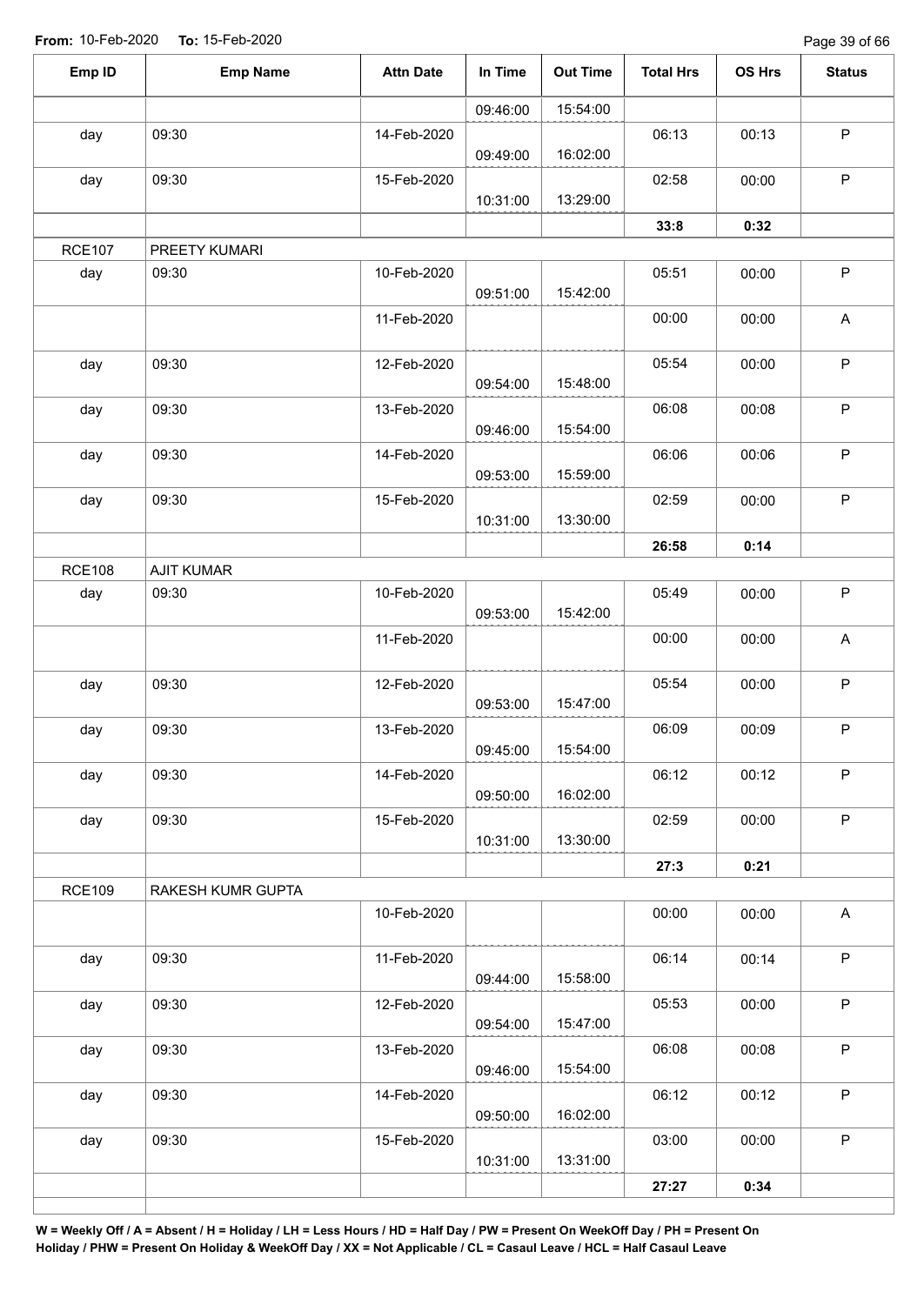From: 10-Feb-2020 To: 15-Feb-2020

| Emp ID | Emp Name | Attn Date | In Time | Out Time | Total Hrs | OS Hrs | Status |
|---|---|---|---|---|---|---|---|
| | | | 09:46:00 | 15:54:00 | | | |
| day | 09:30 | 14-Feb-2020 | 09:49:00 | 16:02:00 | 06:13 | 00:13 | P |
| day | 09:30 | 15-Feb-2020 | 10:31:00 | 13:29:00 | 02:58 | 00:00 | P |
| | | | | | **33:8** | **0:32** | |
| RCE107 | PREETY KUMARI | | | | | | |
| day | 09:30 | 10-Feb-2020 | 09:51:00 | 15:42:00 | 05:51 | 00:00 | P |
| | | 11-Feb-2020 | | | 00:00 | 00:00 | A |
| day | 09:30 | 12-Feb-2020 | 09:54:00 | 15:48:00 | 05:54 | 00:00 | P |
| day | 09:30 | 13-Feb-2020 | 09:46:00 | 15:54:00 | 06:08 | 00:08 | P |
| day | 09:30 | 14-Feb-2020 | 09:53:00 | 15:59:00 | 06:06 | 00:06 | P |
| day | 09:30 | 15-Feb-2020 | 10:31:00 | 13:30:00 | 02:59 | 00:00 | P |
| | | | | | **26:58** | **0:14** | |
| RCE108 | AJIT KUMAR | | | | | | |
| day | 09:30 | 10-Feb-2020 | 09:53:00 | 15:42:00 | 05:49 | 00:00 | P |
| | | 11-Feb-2020 | | | 00:00 | 00:00 | A |
| day | 09:30 | 12-Feb-2020 | 09:53:00 | 15:47:00 | 05:54 | 00:00 | P |
| day | 09:30 | 13-Feb-2020 | 09:45:00 | 15:54:00 | 06:09 | 00:09 | P |
| day | 09:30 | 14-Feb-2020 | 09:50:00 | 16:02:00 | 06:12 | 00:12 | P |
| day | 09:30 | 15-Feb-2020 | 10:31:00 | 13:30:00 | 02:59 | 00:00 | P |
| | | | | | **27:3** | **0:21** | |
| RCE109 | RAKESH KUMR GUPTA | | | | | | |
| | | 10-Feb-2020 | | | 00:00 | 00:00 | A |
| day | 09:30 | 11-Feb-2020 | 09:44:00 | 15:58:00 | 06:14 | 00:14 | P |
| day | 09:30 | 12-Feb-2020 | 09:54:00 | 15:47:00 | 05:53 | 00:00 | P |
| day | 09:30 | 13-Feb-2020 | 09:46:00 | 15:54:00 | 06:08 | 00:08 | P |
| day | 09:30 | 14-Feb-2020 | 09:50:00 | 16:02:00 | 06:12 | 00:12 | P |
| day | 09:30 | 15-Feb-2020 | 10:31:00 | 13:31:00 | 03:00 | 00:00 | P |
| | | | | | **27:27** | **0:34** | |

**W = Weekly Off / A = Absent / H = Holiday / LH = Less Hours / HD = Half Day / PW = Present On WeekOff Day / PH = Present On Holiday / PHW = Present On Holiday & WeekOff Day / XX = Not Applicable / CL = Casaul Leave / HCL = Half Casaul Leave**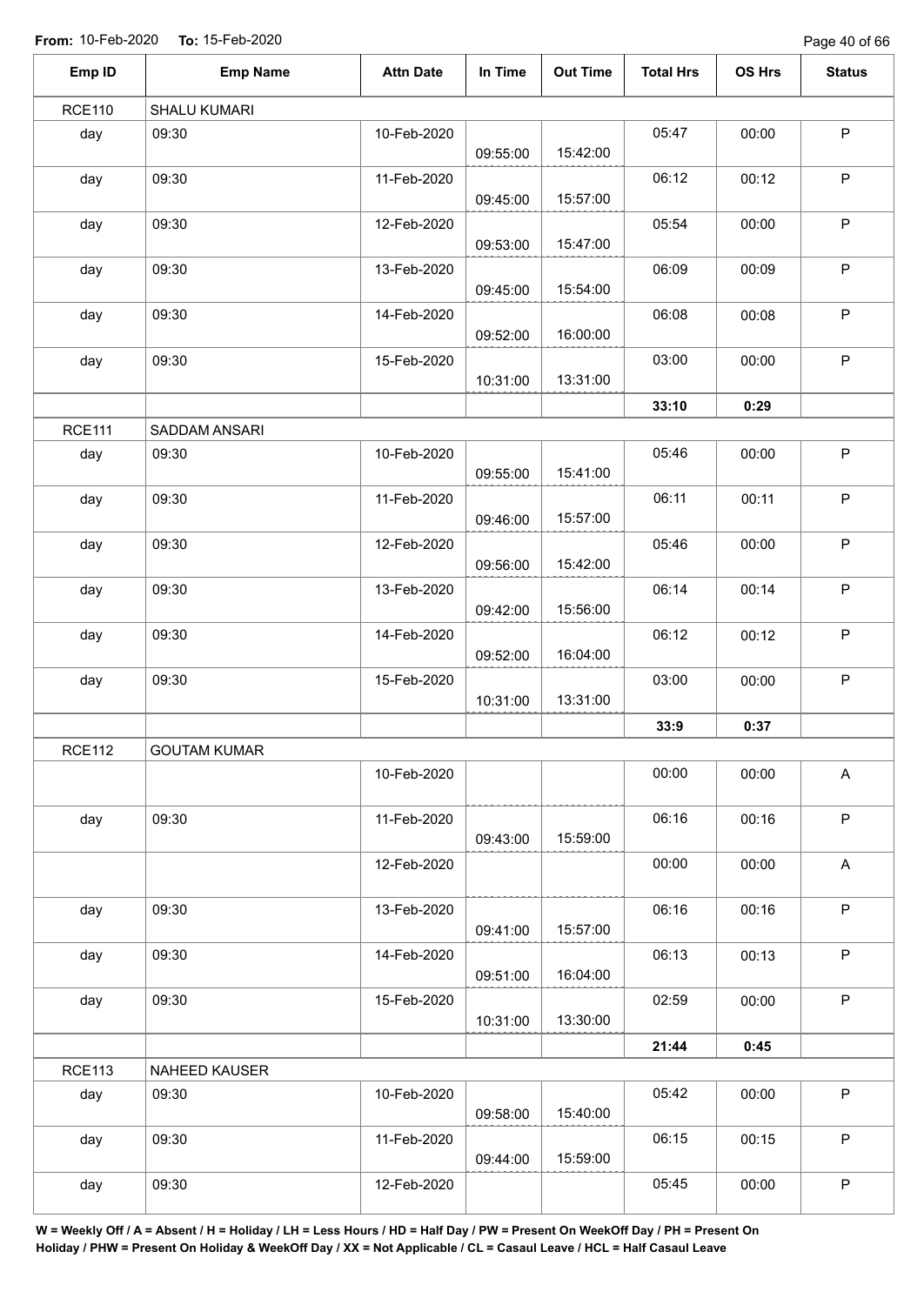**From:** 10-Feb-2020 **To:** 15-Feb-2020

| Emp ID | Emp Name | Attn Date | In Time | Out Time | Total Hrs | OS Hrs | Status |
|---|---|---|---|---|---|---|---|
| RCE110 | SHALU KUMARI | | | | | | |
| day | 09:30 | 10-Feb-2020 | 09:55:00 | 15:42:00 | 05:47 | 00:00 | P |
| day | 09:30 | 11-Feb-2020 | 09:45:00 | 15:57:00 | 06:12 | 00:12 | P |
| day | 09:30 | 12-Feb-2020 | 09:53:00 | 15:47:00 | 05:54 | 00:00 | P |
| day | 09:30 | 13-Feb-2020 | 09:45:00 | 15:54:00 | 06:09 | 00:09 | P |
| day | 09:30 | 14-Feb-2020 | 09:52:00 | 16:00:00 | 06:08 | 00:08 | P |
| day | 09:30 | 15-Feb-2020 | 10:31:00 | 13:31:00 | 03:00 | 00:00 | P |
| | | | | | **33:10** | **0:29** | |
| RCE111 | SADDAM ANSARI | | | | | | |
| day | 09:30 | 10-Feb-2020 | 09:55:00 | 15:41:00 | 05:46 | 00:00 | P |
| day | 09:30 | 11-Feb-2020 | 09:46:00 | 15:57:00 | 06:11 | 00:11 | P |
| day | 09:30 | 12-Feb-2020 | 09:56:00 | 15:42:00 | 05:46 | 00:00 | P |
| day | 09:30 | 13-Feb-2020 | 09:42:00 | 15:56:00 | 06:14 | 00:14 | P |
| day | 09:30 | 14-Feb-2020 | 09:52:00 | 16:04:00 | 06:12 | 00:12 | P |
| day | 09:30 | 15-Feb-2020 | 10:31:00 | 13:31:00 | 03:00 | 00:00 | P |
| | | | | | **33:9** | **0:37** | |
| RCE112 | GOUTAM KUMAR | | | | | | |
| | | 10-Feb-2020 | | | 00:00 | 00:00 | A |
| day | 09:30 | 11-Feb-2020 | 09:43:00 | 15:59:00 | 06:16 | 00:16 | P |
| | | 12-Feb-2020 | | | 00:00 | 00:00 | A |
| day | 09:30 | 13-Feb-2020 | 09:41:00 | 15:57:00 | 06:16 | 00:16 | P |
| day | 09:30 | 14-Feb-2020 | 09:51:00 | 16:04:00 | 06:13 | 00:13 | P |
| day | 09:30 | 15-Feb-2020 | 10:31:00 | 13:30:00 | 02:59 | 00:00 | P |
| | | | | | **21:44** | **0:45** | |
| RCE113 | NAHEED KAUSER | | | | | | |
| day | 09:30 | 10-Feb-2020 | 09:58:00 | 15:40:00 | 05:42 | 00:00 | P |
| day | 09:30 | 11-Feb-2020 | 09:44:00 | 15:59:00 | 06:15 | 00:15 | P |
| day | 09:30 | 12-Feb-2020 | | | 05:45 | 00:00 | P |

**W = Weekly Off / A = Absent / H = Holiday / LH = Less Hours / HD = Half Day / PW = Present On WeekOff Day / PH = Present On Holiday / PHW = Present On Holiday & WeekOff Day / XX = Not Applicable / CL = Casaul Leave / HCL = Half Casaul Leave**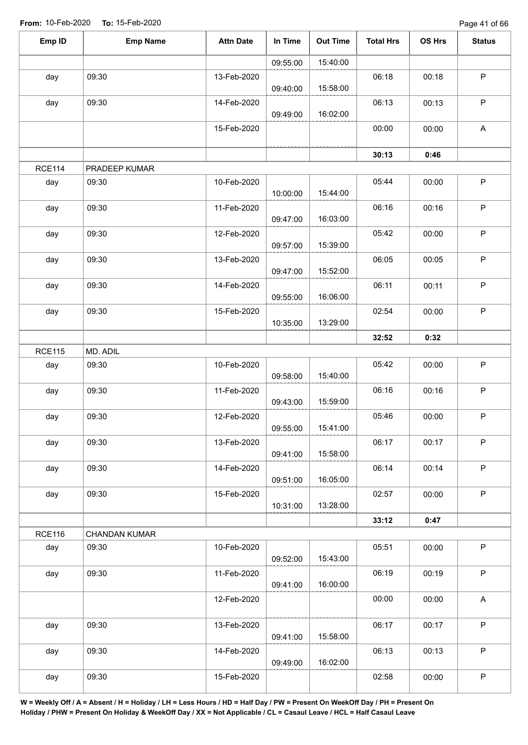From: 10-Feb-2020 To: 15-Feb-2020

| Emp ID | Emp Name | Attn Date | In Time | Out Time | Total Hrs | OS Hrs | Status |
|---|---|---|---|---|---|---|---|
| | | | 09:55:00 | 15:40:00 | | | |
| day | 09:30 | 13-Feb-2020 | 09:40:00 | 15:58:00 | 06:18 | 00:18 | P |
| day | 09:30 | 14-Feb-2020 | 09:49:00 | 16:02:00 | 06:13 | 00:13 | P |
| | | 15-Feb-2020 | | | 00:00 | 00:00 | A |
| | | | | | **30:13** | **0:46** | |
| RCE114 | PRADEEP KUMAR | | | | | | |
| day | 09:30 | 10-Feb-2020 | 10:00:00 | 15:44:00 | 05:44 | 00:00 | P |
| day | 09:30 | 11-Feb-2020 | 09:47:00 | 16:03:00 | 06:16 | 00:16 | P |
| day | 09:30 | 12-Feb-2020 | 09:57:00 | 15:39:00 | 05:42 | 00:00 | P |
| day | 09:30 | 13-Feb-2020 | 09:47:00 | 15:52:00 | 06:05 | 00:05 | P |
| day | 09:30 | 14-Feb-2020 | 09:55:00 | 16:06:00 | 06:11 | 00:11 | P |
| day | 09:30 | 15-Feb-2020 | 10:35:00 | 13:29:00 | 02:54 | 00:00 | P |
| | | | | | **32:52** | **0:32** | |
| RCE115 | MD. ADIL | | | | | | |
| day | 09:30 | 10-Feb-2020 | 09:58:00 | 15:40:00 | 05:42 | 00:00 | P |
| day | 09:30 | 11-Feb-2020 | 09:43:00 | 15:59:00 | 06:16 | 00:16 | P |
| day | 09:30 | 12-Feb-2020 | 09:55:00 | 15:41:00 | 05:46 | 00:00 | P |
| day | 09:30 | 13-Feb-2020 | 09:41:00 | 15:58:00 | 06:17 | 00:17 | P |
| day | 09:30 | 14-Feb-2020 | 09:51:00 | 16:05:00 | 06:14 | 00:14 | P |
| day | 09:30 | 15-Feb-2020 | 10:31:00 | 13:28:00 | 02:57 | 00:00 | P |
| | | | | | **33:12** | **0:47** | |
| RCE116 | CHANDAN KUMAR | | | | | | |
| day | 09:30 | 10-Feb-2020 | 09:52:00 | 15:43:00 | 05:51 | 00:00 | P |
| day | 09:30 | 11-Feb-2020 | 09:41:00 | 16:00:00 | 06:19 | 00:19 | P |
| | | 12-Feb-2020 | | | 00:00 | 00:00 | A |
| day | 09:30 | 13-Feb-2020 | 09:41:00 | 15:58:00 | 06:17 | 00:17 | P |
| day | 09:30 | 14-Feb-2020 | 09:49:00 | 16:02:00 | 06:13 | 00:13 | P |
| day | 09:30 | 15-Feb-2020 | | | 02:58 | 00:00 | P |

**W = Weekly Off / A = Absent / H = Holiday / LH = Less Hours / HD = Half Day / PW = Present On WeekOff Day / PH = Present On Holiday / PHW = Present On Holiday & WeekOff Day / XX = Not Applicable / CL = Casaul Leave / HCL = Half Casaul Leave**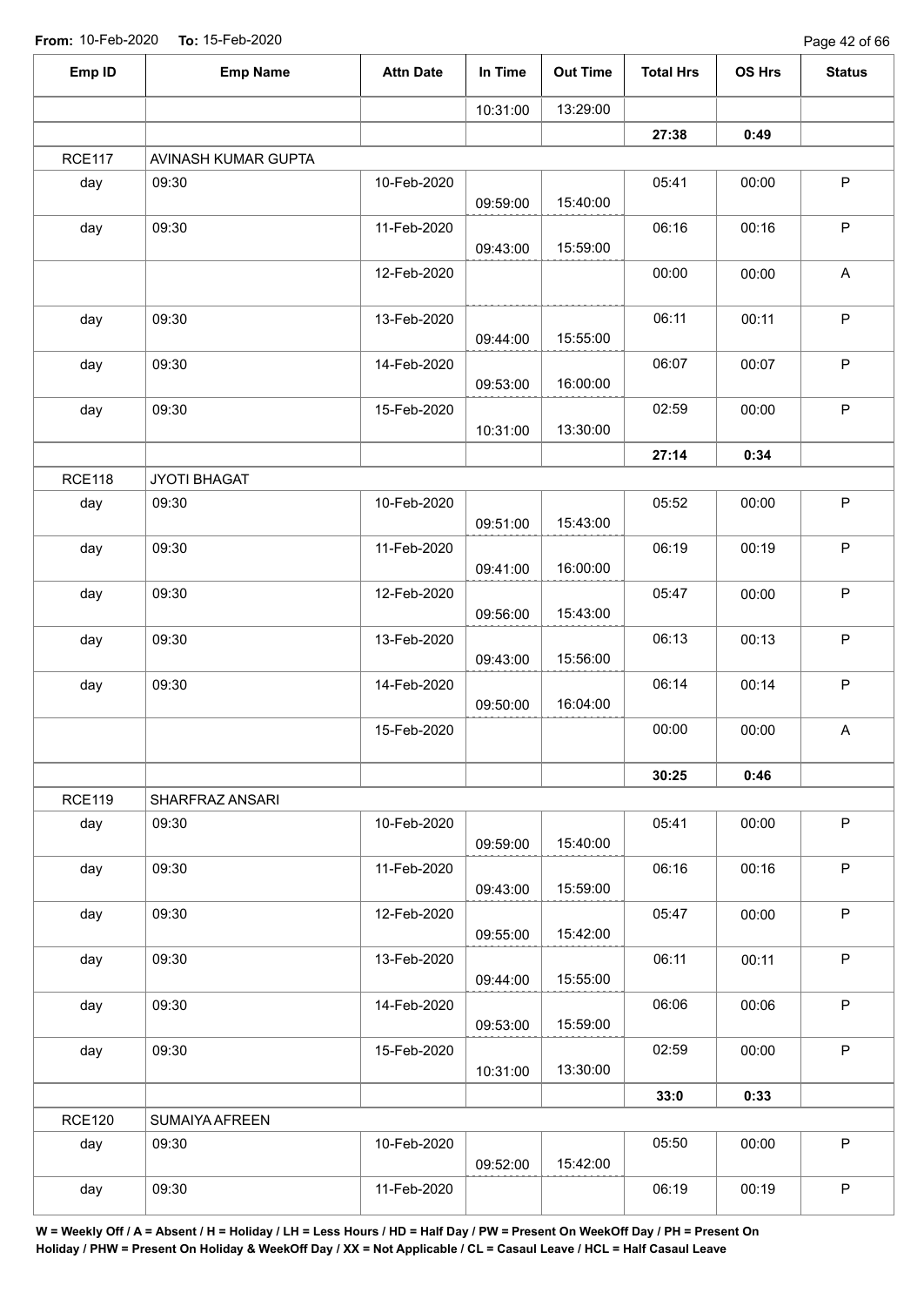**From:** 10-Feb-2020 **To:** 15-Feb-2020

| Emp ID | Emp Name | Attn Date | In Time | Out Time | Total Hrs | OS Hrs | Status |
|---|---|---|---|---|---|---|---|
| | | | 10:31:00 | 13:29:00 | | | |
| | | | | | **27:38** | **0:49** | |
| RCE117 | AVINASH KUMAR GUPTA | | | | | | |
| day | 09:30 | 10-Feb-2020 | 09:59:00 | 15:40:00 | 05:41 | 00:00 | P |
| day | 09:30 | 11-Feb-2020 | 09:43:00 | 15:59:00 | 06:16 | 00:16 | P |
| | | 12-Feb-2020 | | | 00:00 | 00:00 | A |
| day | 09:30 | 13-Feb-2020 | 09:44:00 | 15:55:00 | 06:11 | 00:11 | P |
| day | 09:30 | 14-Feb-2020 | 09:53:00 | 16:00:00 | 06:07 | 00:07 | P |
| day | 09:30 | 15-Feb-2020 | 10:31:00 | 13:30:00 | 02:59 | 00:00 | P |
| | | | | | **27:14** | **0:34** | |
| RCE118 | JYOTI BHAGAT | | | | | | |
| day | 09:30 | 10-Feb-2020 | 09:51:00 | 15:43:00 | 05:52 | 00:00 | P |
| day | 09:30 | 11-Feb-2020 | 09:41:00 | 16:00:00 | 06:19 | 00:19 | P |
| day | 09:30 | 12-Feb-2020 | 09:56:00 | 15:43:00 | 05:47 | 00:00 | P |
| day | 09:30 | 13-Feb-2020 | 09:43:00 | 15:56:00 | 06:13 | 00:13 | P |
| day | 09:30 | 14-Feb-2020 | 09:50:00 | 16:04:00 | 06:14 | 00:14 | P |
| | | 15-Feb-2020 | | | 00:00 | 00:00 | A |
| | | | | | **30:25** | **0:46** | |
| RCE119 | SHARFRAZ ANSARI | | | | | | |
| day | 09:30 | 10-Feb-2020 | 09:59:00 | 15:40:00 | 05:41 | 00:00 | P |
| day | 09:30 | 11-Feb-2020 | 09:43:00 | 15:59:00 | 06:16 | 00:16 | P |
| day | 09:30 | 12-Feb-2020 | 09:55:00 | 15:42:00 | 05:47 | 00:00 | P |
| day | 09:30 | 13-Feb-2020 | 09:44:00 | 15:55:00 | 06:11 | 00:11 | P |
| day | 09:30 | 14-Feb-2020 | 09:53:00 | 15:59:00 | 06:06 | 00:06 | P |
| day | 09:30 | 15-Feb-2020 | 10:31:00 | 13:30:00 | 02:59 | 00:00 | P |
| | | | | | **33:0** | **0:33** | |
| RCE120 | SUMAIYA AFREEN | | | | | | |
| day | 09:30 | 10-Feb-2020 | 09:52:00 | 15:42:00 | 05:50 | 00:00 | P |
| day | 09:30 | 11-Feb-2020 | | | 06:19 | 00:19 | P |

**W = Weekly Off / A = Absent / H = Holiday / LH = Less Hours / HD = Half Day / PW = Present On WeekOff Day / PH = Present On Holiday / PHW = Present On Holiday & WeekOff Day / XX = Not Applicable / CL = Casaul Leave / HCL = Half Casaul Leave**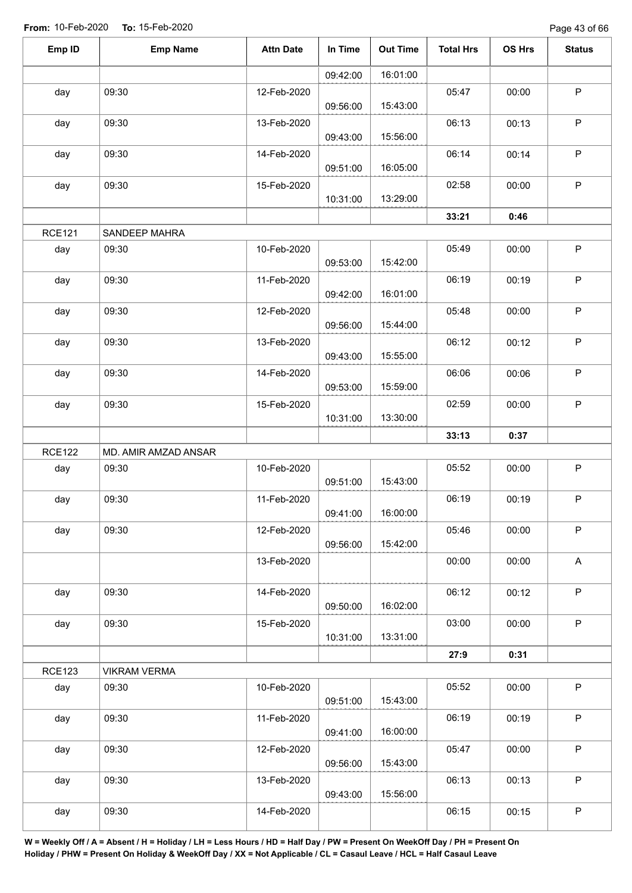**From:** 10-Feb-2020 **To:** 15-Feb-2020

| Emp ID | Emp Name | Attn Date | In Time | Out Time | Total Hrs | OS Hrs | Status |
|---|---|---|---|---|---|---|---|
| | | | 09:42:00 | 16:01:00 | | | |
| day | 09:30 | 12-Feb-2020 | 09:56:00 | 15:43:00 | 05:47 | 00:00 | P |
| day | 09:30 | 13-Feb-2020 | 09:43:00 | 15:56:00 | 06:13 | 00:13 | P |
| day | 09:30 | 14-Feb-2020 | 09:51:00 | 16:05:00 | 06:14 | 00:14 | P |
| day | 09:30 | 15-Feb-2020 | 10:31:00 | 13:29:00 | 02:58 | 00:00 | P |
| | | | | | **33:21** | **0:46** | |
| RCE121 | SANDEEP MAHRA | | | | | | |
| day | 09:30 | 10-Feb-2020 | 09:53:00 | 15:42:00 | 05:49 | 00:00 | P |
| day | 09:30 | 11-Feb-2020 | 09:42:00 | 16:01:00 | 06:19 | 00:19 | P |
| day | 09:30 | 12-Feb-2020 | 09:56:00 | 15:44:00 | 05:48 | 00:00 | P |
| day | 09:30 | 13-Feb-2020 | 09:43:00 | 15:55:00 | 06:12 | 00:12 | P |
| day | 09:30 | 14-Feb-2020 | 09:53:00 | 15:59:00 | 06:06 | 00:06 | P |
| day | 09:30 | 15-Feb-2020 | 10:31:00 | 13:30:00 | 02:59 | 00:00 | P |
| | | | | | **33:13** | **0:37** | |
| RCE122 | MD. AMIR AMZAD ANSAR | | | | | | |
| day | 09:30 | 10-Feb-2020 | 09:51:00 | 15:43:00 | 05:52 | 00:00 | P |
| day | 09:30 | 11-Feb-2020 | 09:41:00 | 16:00:00 | 06:19 | 00:19 | P |
| day | 09:30 | 12-Feb-2020 | 09:56:00 | 15:42:00 | 05:46 | 00:00 | P |
| | | 13-Feb-2020 | | | 00:00 | 00:00 | A |
| day | 09:30 | 14-Feb-2020 | 09:50:00 | 16:02:00 | 06:12 | 00:12 | P |
| day | 09:30 | 15-Feb-2020 | 10:31:00 | 13:31:00 | 03:00 | 00:00 | P |
| | | | | | **27:9** | **0:31** | |
| RCE123 | VIKRAM VERMA | | | | | | |
| day | 09:30 | 10-Feb-2020 | 09:51:00 | 15:43:00 | 05:52 | 00:00 | P |
| day | 09:30 | 11-Feb-2020 | 09:41:00 | 16:00:00 | 06:19 | 00:19 | P |
| day | 09:30 | 12-Feb-2020 | 09:56:00 | 15:43:00 | 05:47 | 00:00 | P |
| day | 09:30 | 13-Feb-2020 | 09:43:00 | 15:56:00 | 06:13 | 00:13 | P |
| day | 09:30 | 14-Feb-2020 | | | 06:15 | 00:15 | P |

**W = Weekly Off / A = Absent / H = Holiday / LH = Less Hours / HD = Half Day / PW = Present On WeekOff Day / PH = Present On Holiday / PHW = Present On Holiday & WeekOff Day / XX = Not Applicable / CL = Casaul Leave / HCL = Half Casaul Leave**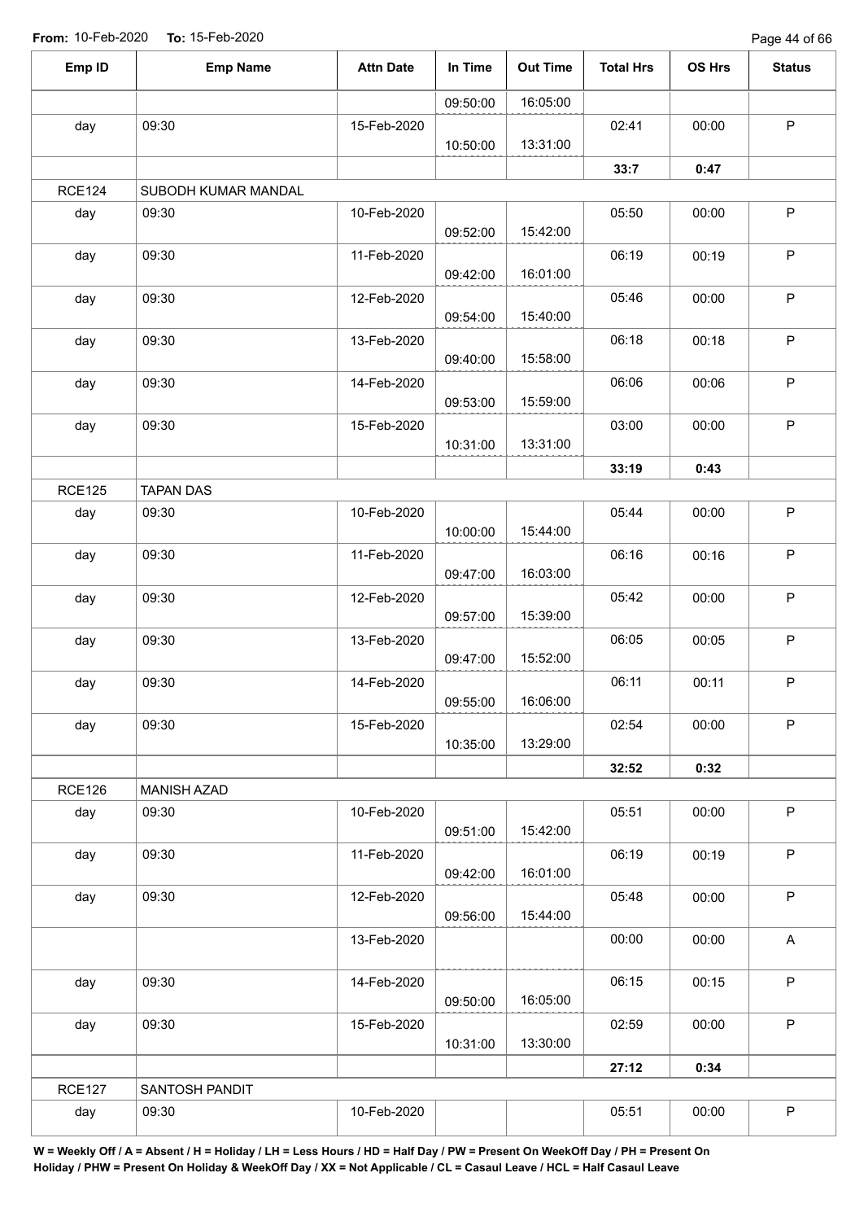**From:** 10-Feb-2020 **To:** 15-Feb-2020

| Emp ID | Emp Name | Attn Date | In Time | Out Time | Total Hrs | OS Hrs | Status |
|---|---|---|---|---|---|---|---|
| | | | 09:50:00 | 16:05:00 | | | |
| day | 09:30 | 15-Feb-2020 | 10:50:00 | 13:31:00 | 02:41 | 00:00 | P |
| | | | | | **33:7** | **0:47** | |
| RCE124 | SUBODH KUMAR MANDAL | | | | | | |
| day | 09:30 | 10-Feb-2020 | 09:52:00 | 15:42:00 | 05:50 | 00:00 | P |
| day | 09:30 | 11-Feb-2020 | 09:42:00 | 16:01:00 | 06:19 | 00:19 | P |
| day | 09:30 | 12-Feb-2020 | 09:54:00 | 15:40:00 | 05:46 | 00:00 | P |
| day | 09:30 | 13-Feb-2020 | 09:40:00 | 15:58:00 | 06:18 | 00:18 | P |
| day | 09:30 | 14-Feb-2020 | 09:53:00 | 15:59:00 | 06:06 | 00:06 | P |
| day | 09:30 | 15-Feb-2020 | 10:31:00 | 13:31:00 | 03:00 | 00:00 | P |
| | | | | | **33:19** | **0:43** | |
| RCE125 | TAPAN DAS | | | | | | |
| day | 09:30 | 10-Feb-2020 | 10:00:00 | 15:44:00 | 05:44 | 00:00 | P |
| day | 09:30 | 11-Feb-2020 | 09:47:00 | 16:03:00 | 06:16 | 00:16 | P |
| day | 09:30 | 12-Feb-2020 | 09:57:00 | 15:39:00 | 05:42 | 00:00 | P |
| day | 09:30 | 13-Feb-2020 | 09:47:00 | 15:52:00 | 06:05 | 00:05 | P |
| day | 09:30 | 14-Feb-2020 | 09:55:00 | 16:06:00 | 06:11 | 00:11 | P |
| day | 09:30 | 15-Feb-2020 | 10:35:00 | 13:29:00 | 02:54 | 00:00 | P |
| | | | | | **32:52** | **0:32** | |
| RCE126 | MANISH AZAD | | | | | | |
| day | 09:30 | 10-Feb-2020 | 09:51:00 | 15:42:00 | 05:51 | 00:00 | P |
| day | 09:30 | 11-Feb-2020 | 09:42:00 | 16:01:00 | 06:19 | 00:19 | P |
| day | 09:30 | 12-Feb-2020 | 09:56:00 | 15:44:00 | 05:48 | 00:00 | P |
| | | 13-Feb-2020 | | | 00:00 | 00:00 | A |
| day | 09:30 | 14-Feb-2020 | 09:50:00 | 16:05:00 | 06:15 | 00:15 | P |
| day | 09:30 | 15-Feb-2020 | 10:31:00 | 13:30:00 | 02:59 | 00:00 | P |
| | | | | | **27:12** | **0:34** | |
| RCE127 | SANTOSH PANDIT | | | | | | |
| day | 09:30 | 10-Feb-2020 | | | 05:51 | 00:00 | P |

**W = Weekly Off / A = Absent / H = Holiday / LH = Less Hours / HD = Half Day / PW = Present On WeekOff Day / PH = Present On Holiday / PHW = Present On Holiday & WeekOff Day / XX = Not Applicable / CL = Casaul Leave / HCL = Half Casaul Leave**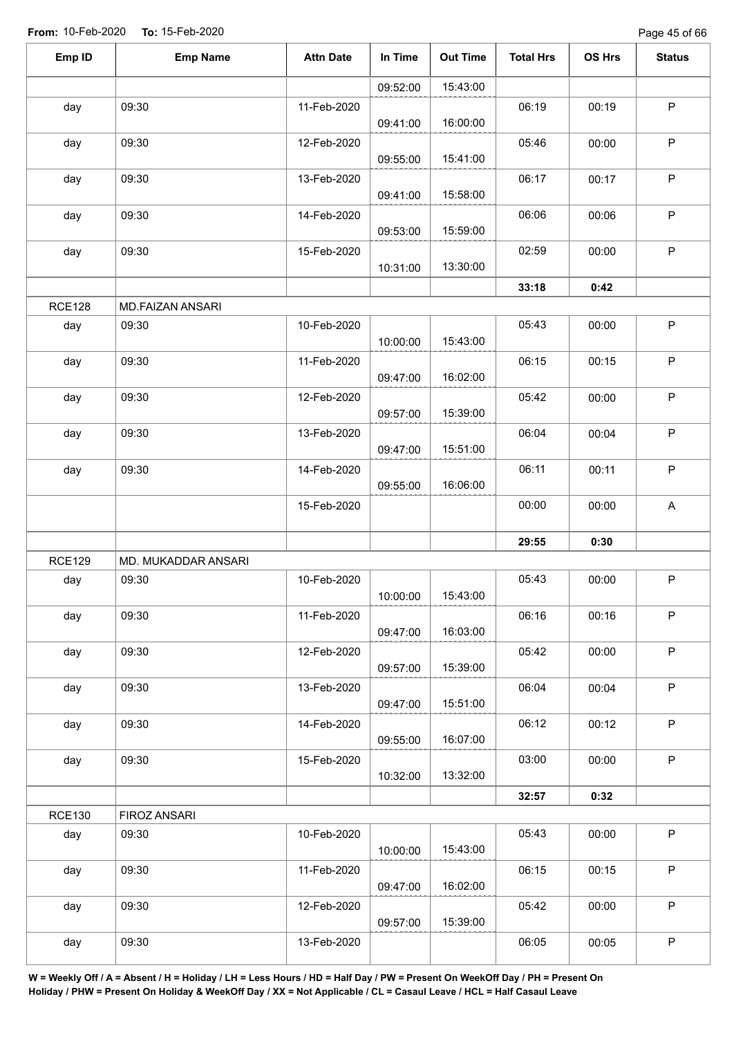**From:** 10-Feb-2020 **To:** 15-Feb-2020

| Emp ID | Emp Name | Attn Date | In Time | Out Time | Total Hrs | OS Hrs | Status |
|---|---|---|---|---|---|---|---|
| | | | 09:52:00 | 15:43:00 | | | |
| day | 09:30 | 11-Feb-2020 | 09:41:00 | 16:00:00 | 06:19 | 00:19 | P |
| day | 09:30 | 12-Feb-2020 | 09:55:00 | 15:41:00 | 05:46 | 00:00 | P |
| day | 09:30 | 13-Feb-2020 | 09:41:00 | 15:58:00 | 06:17 | 00:17 | P |
| day | 09:30 | 14-Feb-2020 | 09:53:00 | 15:59:00 | 06:06 | 00:06 | P |
| day | 09:30 | 15-Feb-2020 | 10:31:00 | 13:30:00 | 02:59 | 00:00 | P |
| | | | | | **33:18** | **0:42** | |
| RCE128 | MD.FAIZAN ANSARI | | | | | | |
| day | 09:30 | 10-Feb-2020 | 10:00:00 | 15:43:00 | 05:43 | 00:00 | P |
| day | 09:30 | 11-Feb-2020 | 09:47:00 | 16:02:00 | 06:15 | 00:15 | P |
| day | 09:30 | 12-Feb-2020 | 09:57:00 | 15:39:00 | 05:42 | 00:00 | P |
| day | 09:30 | 13-Feb-2020 | 09:47:00 | 15:51:00 | 06:04 | 00:04 | P |
| day | 09:30 | 14-Feb-2020 | 09:55:00 | 16:06:00 | 06:11 | 00:11 | P |
| | | 15-Feb-2020 | | | 00:00 | 00:00 | A |
| | | | | | **29:55** | **0:30** | |
| RCE129 | MD. MUKADDAR ANSARI | | | | | | |
| day | 09:30 | 10-Feb-2020 | 10:00:00 | 15:43:00 | 05:43 | 00:00 | P |
| day | 09:30 | 11-Feb-2020 | 09:47:00 | 16:03:00 | 06:16 | 00:16 | P |
| day | 09:30 | 12-Feb-2020 | 09:57:00 | 15:39:00 | 05:42 | 00:00 | P |
| day | 09:30 | 13-Feb-2020 | 09:47:00 | 15:51:00 | 06:04 | 00:04 | P |
| day | 09:30 | 14-Feb-2020 | 09:55:00 | 16:07:00 | 06:12 | 00:12 | P |
| day | 09:30 | 15-Feb-2020 | 10:32:00 | 13:32:00 | 03:00 | 00:00 | P |
| | | | | | **32:57** | **0:32** | |
| RCE130 | FIROZ ANSARI | | | | | | |
| day | 09:30 | 10-Feb-2020 | 10:00:00 | 15:43:00 | 05:43 | 00:00 | P |
| day | 09:30 | 11-Feb-2020 | 09:47:00 | 16:02:00 | 06:15 | 00:15 | P |
| day | 09:30 | 12-Feb-2020 | 09:57:00 | 15:39:00 | 05:42 | 00:00 | P |
| day | 09:30 | 13-Feb-2020 | | | 06:05 | 00:05 | P |

**W = Weekly Off / A = Absent / H = Holiday / LH = Less Hours / HD = Half Day / PW = Present On WeekOff Day / PH = Present On Holiday / PHW = Present On Holiday & WeekOff Day / XX = Not Applicable / CL = Casaul Leave / HCL = Half Casaul Leave**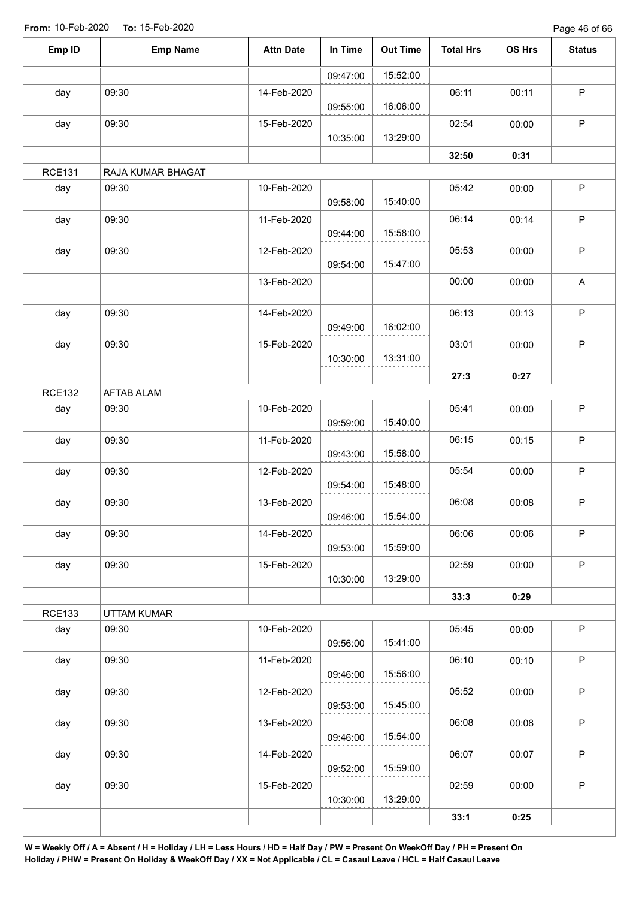**From:** 10-Feb-2020 **To:** 15-Feb-2020

| Emp ID | Emp Name | Attn Date | In Time | Out Time | Total Hrs | OS Hrs | Status |
|---|---|---|---|---|---|---|---|
| | | | 09:47:00 | 15:52:00 | | | |
| day | 09:30 | 14-Feb-2020 | 09:55:00 | 16:06:00 | 06:11 | 00:11 | P |
| day | 09:30 | 15-Feb-2020 | 10:35:00 | 13:29:00 | 02:54 | 00:00 | P |
| | | | | | **32:50** | **0:31** | |
| RCE131 | RAJA KUMAR BHAGAT | | | | | | |
| day | 09:30 | 10-Feb-2020 | 09:58:00 | 15:40:00 | 05:42 | 00:00 | P |
| day | 09:30 | 11-Feb-2020 | 09:44:00 | 15:58:00 | 06:14 | 00:14 | P |
| day | 09:30 | 12-Feb-2020 | 09:54:00 | 15:47:00 | 05:53 | 00:00 | P |
| | | 13-Feb-2020 | | | 00:00 | 00:00 | A |
| day | 09:30 | 14-Feb-2020 | 09:49:00 | 16:02:00 | 06:13 | 00:13 | P |
| day | 09:30 | 15-Feb-2020 | 10:30:00 | 13:31:00 | 03:01 | 00:00 | P |
| | | | | | **27:3** | **0:27** | |
| RCE132 | AFTAB ALAM | | | | | | |
| day | 09:30 | 10-Feb-2020 | 09:59:00 | 15:40:00 | 05:41 | 00:00 | P |
| day | 09:30 | 11-Feb-2020 | 09:43:00 | 15:58:00 | 06:15 | 00:15 | P |
| day | 09:30 | 12-Feb-2020 | 09:54:00 | 15:48:00 | 05:54 | 00:00 | P |
| day | 09:30 | 13-Feb-2020 | 09:46:00 | 15:54:00 | 06:08 | 00:08 | P |
| day | 09:30 | 14-Feb-2020 | 09:53:00 | 15:59:00 | 06:06 | 00:06 | P |
| day | 09:30 | 15-Feb-2020 | 10:30:00 | 13:29:00 | 02:59 | 00:00 | P |
| | | | | | **33:3** | **0:29** | |
| RCE133 | UTTAM KUMAR | | | | | | |
| day | 09:30 | 10-Feb-2020 | 09:56:00 | 15:41:00 | 05:45 | 00:00 | P |
| day | 09:30 | 11-Feb-2020 | 09:46:00 | 15:56:00 | 06:10 | 00:10 | P |
| day | 09:30 | 12-Feb-2020 | 09:53:00 | 15:45:00 | 05:52 | 00:00 | P |
| day | 09:30 | 13-Feb-2020 | 09:46:00 | 15:54:00 | 06:08 | 00:08 | P |
| day | 09:30 | 14-Feb-2020 | 09:52:00 | 15:59:00 | 06:07 | 00:07 | P |
| day | 09:30 | 15-Feb-2020 | 10:30:00 | 13:29:00 | 02:59 | 00:00 | P |
| | | | | | **33:1** | **0:25** | |

**W = Weekly Off / A = Absent / H = Holiday / LH = Less Hours / HD = Half Day / PW = Present On WeekOff Day / PH = Present On Holiday / PHW = Present On Holiday & WeekOff Day / XX = Not Applicable / CL = Casaul Leave / HCL = Half Casaul Leave**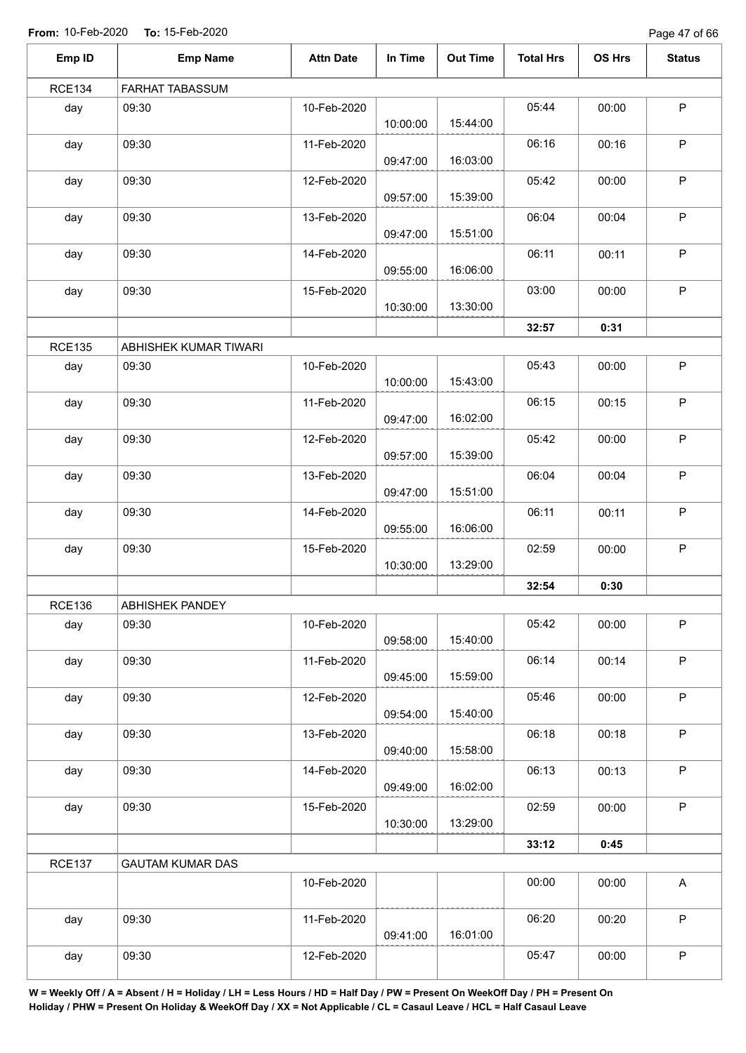From: 10-Feb-2020 To: 15-Feb-2020

| Emp ID | Emp Name | Attn Date | In Time | Out Time | Total Hrs | OS Hrs | Status |
|---|---|---|---|---|---|---|---|
| RCE134 | FARHAT TABASSUM | | | | | | |
| day | 09:30 | 10-Feb-2020 | 10:00:00 | 15:44:00 | 05:44 | 00:00 | P |
| day | 09:30 | 11-Feb-2020 | 09:47:00 | 16:03:00 | 06:16 | 00:16 | P |
| day | 09:30 | 12-Feb-2020 | 09:57:00 | 15:39:00 | 05:42 | 00:00 | P |
| day | 09:30 | 13-Feb-2020 | 09:47:00 | 15:51:00 | 06:04 | 00:04 | P |
| day | 09:30 | 14-Feb-2020 | 09:55:00 | 16:06:00 | 06:11 | 00:11 | P |
| day | 09:30 | 15-Feb-2020 | 10:30:00 | 13:30:00 | 03:00 | 00:00 | P |
| | | | | | **32:57** | **0:31** | |
| RCE135 | ABHISHEK KUMAR TIWARI | | | | | | |
| day | 09:30 | 10-Feb-2020 | 10:00:00 | 15:43:00 | 05:43 | 00:00 | P |
| day | 09:30 | 11-Feb-2020 | 09:47:00 | 16:02:00 | 06:15 | 00:15 | P |
| day | 09:30 | 12-Feb-2020 | 09:57:00 | 15:39:00 | 05:42 | 00:00 | P |
| day | 09:30 | 13-Feb-2020 | 09:47:00 | 15:51:00 | 06:04 | 00:04 | P |
| day | 09:30 | 14-Feb-2020 | 09:55:00 | 16:06:00 | 06:11 | 00:11 | P |
| day | 09:30 | 15-Feb-2020 | 10:30:00 | 13:29:00 | 02:59 | 00:00 | P |
| | | | | | **32:54** | **0:30** | |
| RCE136 | ABHISHEK PANDEY | | | | | | |
| day | 09:30 | 10-Feb-2020 | 09:58:00 | 15:40:00 | 05:42 | 00:00 | P |
| day | 09:30 | 11-Feb-2020 | 09:45:00 | 15:59:00 | 06:14 | 00:14 | P |
| day | 09:30 | 12-Feb-2020 | 09:54:00 | 15:40:00 | 05:46 | 00:00 | P |
| day | 09:30 | 13-Feb-2020 | 09:40:00 | 15:58:00 | 06:18 | 00:18 | P |
| day | 09:30 | 14-Feb-2020 | 09:49:00 | 16:02:00 | 06:13 | 00:13 | P |
| day | 09:30 | 15-Feb-2020 | 10:30:00 | 13:29:00 | 02:59 | 00:00 | P |
| | | | | | **33:12** | **0:45** | |
| RCE137 | GAUTAM KUMAR DAS | | | | | | |
| | | 10-Feb-2020 | | | 00:00 | 00:00 | A |
| day | 09:30 | 11-Feb-2020 | 09:41:00 | 16:01:00 | 06:20 | 00:20 | P |
| day | 09:30 | 12-Feb-2020 | | | 05:47 | 00:00 | P |

**W = Weekly Off / A = Absent / H = Holiday / LH = Less Hours / HD = Half Day / PW = Present On WeekOff Day / PH = Present On Holiday / PHW = Present On Holiday & WeekOff Day / XX = Not Applicable / CL = Casaul Leave / HCL = Half Casaul Leave**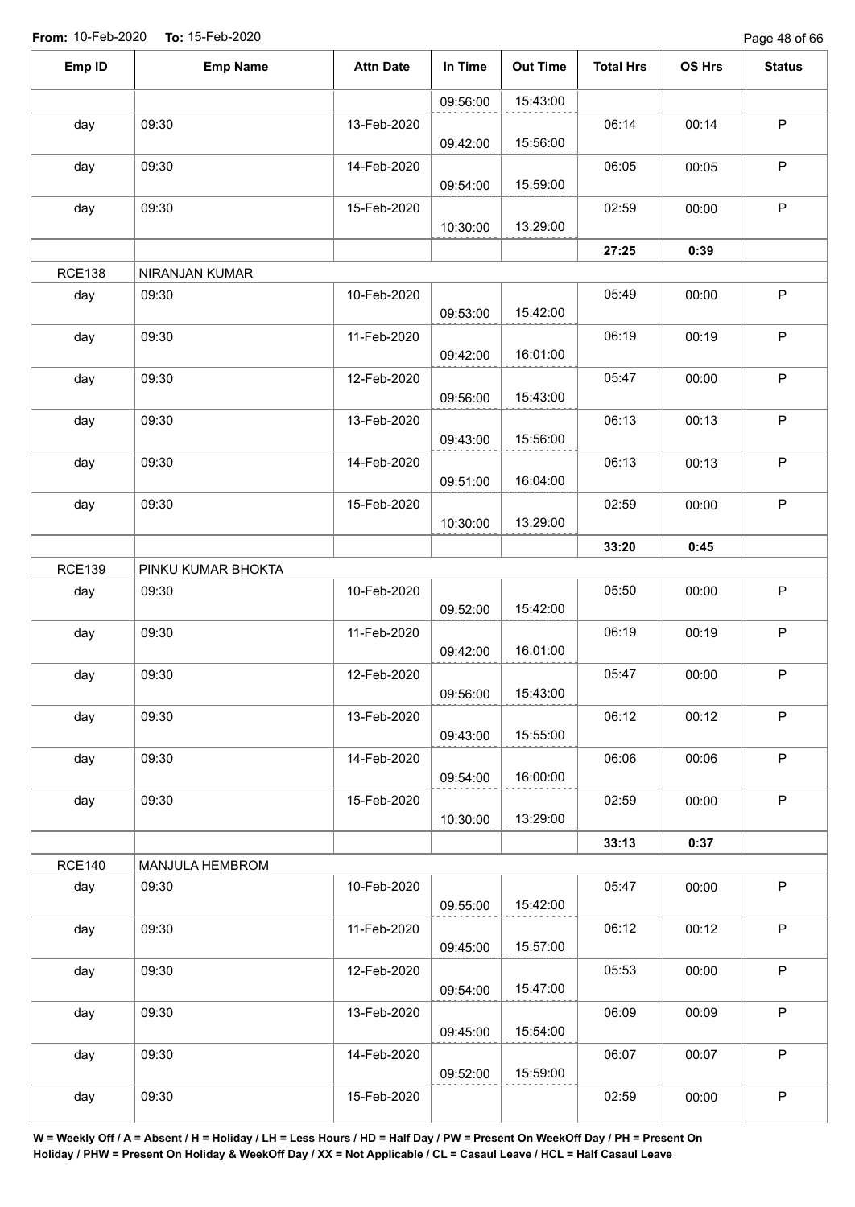**From:** 10-Feb-2020 **To:** 15-Feb-2020

| Emp ID | Emp Name | Attn Date | In Time | Out Time | Total Hrs | OS Hrs | Status |
|---|---|---|---|---|---|---|---|
| | | | 09:56:00 | 15:43:00 | | | |
| day | 09:30 | 13-Feb-2020 | 09:42:00 | 15:56:00 | 06:14 | 00:14 | P |
| day | 09:30 | 14-Feb-2020 | 09:54:00 | 15:59:00 | 06:05 | 00:05 | P |
| day | 09:30 | 15-Feb-2020 | 10:30:00 | 13:29:00 | 02:59 | 00:00 | P |
| | | | | | **27:25** | **0:39** | |
| RCE138 | NIRANJAN KUMAR | | | | | | |
| day | 09:30 | 10-Feb-2020 | 09:53:00 | 15:42:00 | 05:49 | 00:00 | P |
| day | 09:30 | 11-Feb-2020 | 09:42:00 | 16:01:00 | 06:19 | 00:19 | P |
| day | 09:30 | 12-Feb-2020 | 09:56:00 | 15:43:00 | 05:47 | 00:00 | P |
| day | 09:30 | 13-Feb-2020 | 09:43:00 | 15:56:00 | 06:13 | 00:13 | P |
| day | 09:30 | 14-Feb-2020 | 09:51:00 | 16:04:00 | 06:13 | 00:13 | P |
| day | 09:30 | 15-Feb-2020 | 10:30:00 | 13:29:00 | 02:59 | 00:00 | P |
| | | | | | **33:20** | **0:45** | |
| RCE139 | PINKU KUMAR BHOKTA | | | | | | |
| day | 09:30 | 10-Feb-2020 | 09:52:00 | 15:42:00 | 05:50 | 00:00 | P |
| day | 09:30 | 11-Feb-2020 | 09:42:00 | 16:01:00 | 06:19 | 00:19 | P |
| day | 09:30 | 12-Feb-2020 | 09:56:00 | 15:43:00 | 05:47 | 00:00 | P |
| day | 09:30 | 13-Feb-2020 | 09:43:00 | 15:55:00 | 06:12 | 00:12 | P |
| day | 09:30 | 14-Feb-2020 | 09:54:00 | 16:00:00 | 06:06 | 00:06 | P |
| day | 09:30 | 15-Feb-2020 | 10:30:00 | 13:29:00 | 02:59 | 00:00 | P |
| | | | | | **33:13** | **0:37** | |
| RCE140 | MANJULA HEMBROM | | | | | | |
| day | 09:30 | 10-Feb-2020 | 09:55:00 | 15:42:00 | 05:47 | 00:00 | P |
| day | 09:30 | 11-Feb-2020 | 09:45:00 | 15:57:00 | 06:12 | 00:12 | P |
| day | 09:30 | 12-Feb-2020 | 09:54:00 | 15:47:00 | 05:53 | 00:00 | P |
| day | 09:30 | 13-Feb-2020 | 09:45:00 | 15:54:00 | 06:09 | 00:09 | P |
| day | 09:30 | 14-Feb-2020 | 09:52:00 | 15:59:00 | 06:07 | 00:07 | P |
| day | 09:30 | 15-Feb-2020 | | | 02:59 | 00:00 | P |

**W = Weekly Off / A = Absent / H = Holiday / LH = Less Hours / HD = Half Day / PW = Present On WeekOff Day / PH = Present On Holiday / PHW = Present On Holiday & WeekOff Day / XX = Not Applicable / CL = Casaul Leave / HCL = Half Casaul Leave**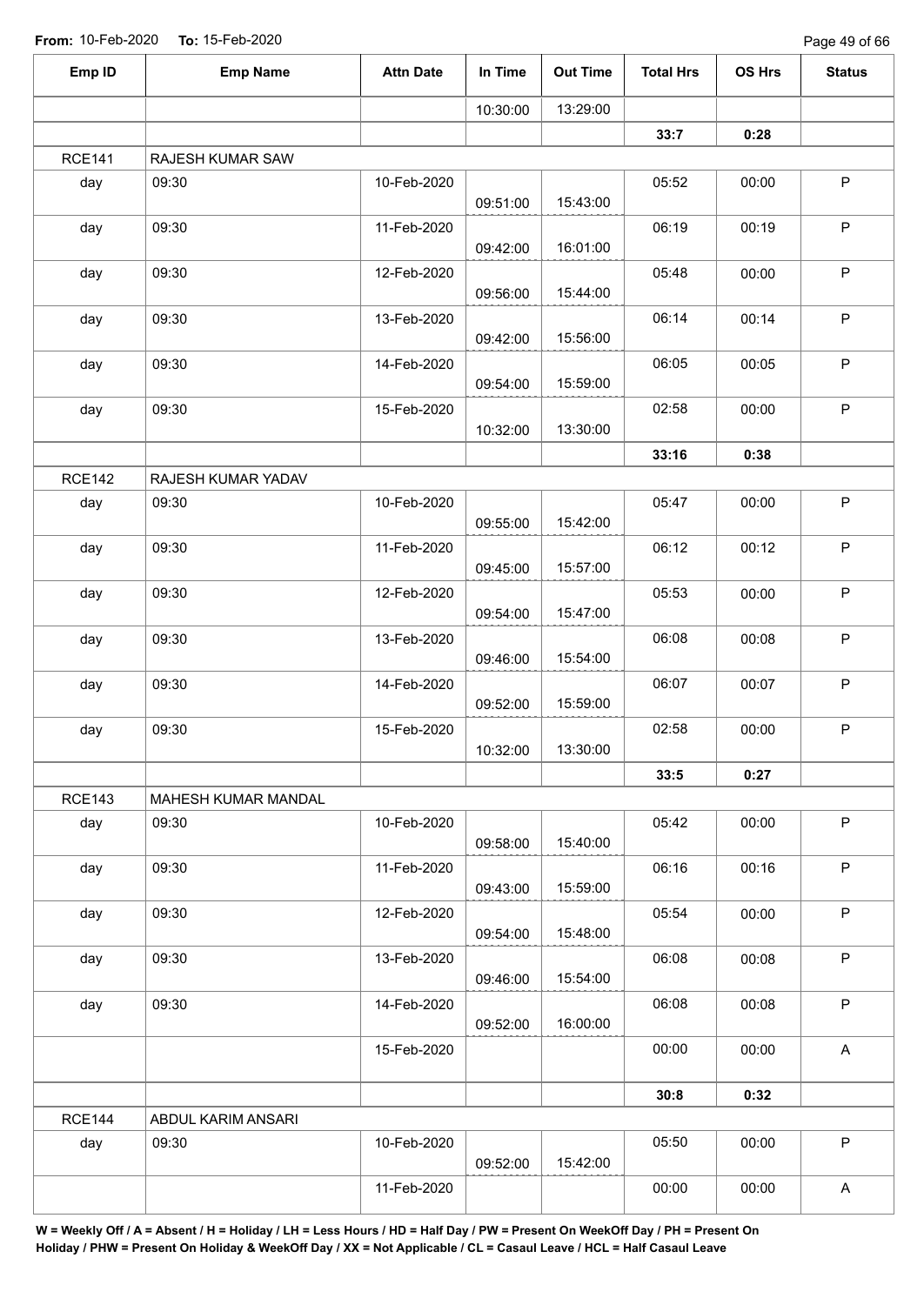From: 10-Feb-2020 To: 15-Feb-2020

| Emp ID | Emp Name | Attn Date | In Time | Out Time | Total Hrs | OS Hrs | Status |
|---|---|---|---|---|---|---|---|
| | | | 10:30:00 | 13:29:00 | | | |
| | | | | | **33:7** | **0:28** | |
| RCE141 | RAJESH KUMAR SAW | | | | | | |
| day | 09:30 | 10-Feb-2020 | 09:51:00 | 15:43:00 | 05:52 | 00:00 | P |
| day | 09:30 | 11-Feb-2020 | 09:42:00 | 16:01:00 | 06:19 | 00:19 | P |
| day | 09:30 | 12-Feb-2020 | 09:56:00 | 15:44:00 | 05:48 | 00:00 | P |
| day | 09:30 | 13-Feb-2020 | 09:42:00 | 15:56:00 | 06:14 | 00:14 | P |
| day | 09:30 | 14-Feb-2020 | 09:54:00 | 15:59:00 | 06:05 | 00:05 | P |
| day | 09:30 | 15-Feb-2020 | 10:32:00 | 13:30:00 | 02:58 | 00:00 | P |
| | | | | | **33:16** | **0:38** | |
| RCE142 | RAJESH KUMAR YADAV | | | | | | |
| day | 09:30 | 10-Feb-2020 | 09:55:00 | 15:42:00 | 05:47 | 00:00 | P |
| day | 09:30 | 11-Feb-2020 | 09:45:00 | 15:57:00 | 06:12 | 00:12 | P |
| day | 09:30 | 12-Feb-2020 | 09:54:00 | 15:47:00 | 05:53 | 00:00 | P |
| day | 09:30 | 13-Feb-2020 | 09:46:00 | 15:54:00 | 06:08 | 00:08 | P |
| day | 09:30 | 14-Feb-2020 | 09:52:00 | 15:59:00 | 06:07 | 00:07 | P |
| day | 09:30 | 15-Feb-2020 | 10:32:00 | 13:30:00 | 02:58 | 00:00 | P |
| | | | | | **33:5** | **0:27** | |
| RCE143 | MAHESH KUMAR MANDAL | | | | | | |
| day | 09:30 | 10-Feb-2020 | 09:58:00 | 15:40:00 | 05:42 | 00:00 | P |
| day | 09:30 | 11-Feb-2020 | 09:43:00 | 15:59:00 | 06:16 | 00:16 | P |
| day | 09:30 | 12-Feb-2020 | 09:54:00 | 15:48:00 | 05:54 | 00:00 | P |
| day | 09:30 | 13-Feb-2020 | 09:46:00 | 15:54:00 | 06:08 | 00:08 | P |
| day | 09:30 | 14-Feb-2020 | 09:52:00 | 16:00:00 | 06:08 | 00:08 | P |
| | | 15-Feb-2020 | | | 00:00 | 00:00 | A |
| | | | | | **30:8** | **0:32** | |
| RCE144 | ABDUL KARIM ANSARI | | | | | | |
| day | 09:30 | 10-Feb-2020 | 09:52:00 | 15:42:00 | 05:50 | 00:00 | P |
| | | 11-Feb-2020 | | | 00:00 | 00:00 | A |

**W = Weekly Off / A = Absent / H = Holiday / LH = Less Hours / HD = Half Day / PW = Present On WeekOff Day / PH = Present On Holiday / PHW = Present On Holiday & WeekOff Day / XX = Not Applicable / CL = Casaul Leave / HCL = Half Casaul Leave**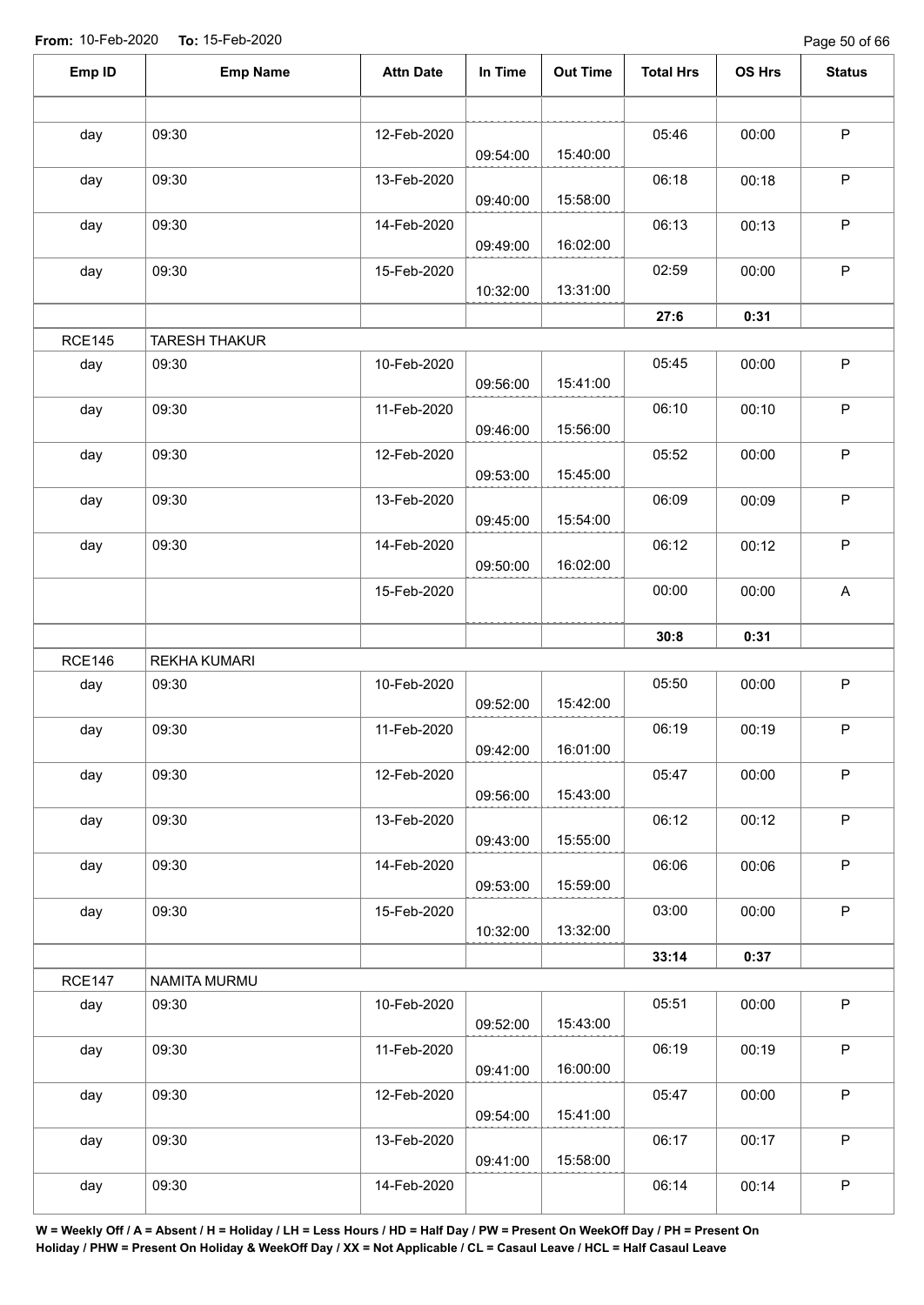**From:** 10-Feb-2020 **To:** 15-Feb-2020

| Emp ID | Emp Name | Attn Date | In Time | Out Time | Total Hrs | OS Hrs | Status |
|---|---|---|---|---|---|---|---|
| | | | | | | | |
| day | 09:30 | 12-Feb-2020 | 09:54:00 | 15:40:00 | 05:46 | 00:00 | P |
| day | 09:30 | 13-Feb-2020 | 09:40:00 | 15:58:00 | 06:18 | 00:18 | P |
| day | 09:30 | 14-Feb-2020 | 09:49:00 | 16:02:00 | 06:13 | 00:13 | P |
| day | 09:30 | 15-Feb-2020 | 10:32:00 | 13:31:00 | 02:59 | 00:00 | P |
| | | | | | **27:6** | **0:31** | |
| RCE145 | TARESH THAKUR | | | | | | |
| day | 09:30 | 10-Feb-2020 | 09:56:00 | 15:41:00 | 05:45 | 00:00 | P |
| day | 09:30 | 11-Feb-2020 | 09:46:00 | 15:56:00 | 06:10 | 00:10 | P |
| day | 09:30 | 12-Feb-2020 | 09:53:00 | 15:45:00 | 05:52 | 00:00 | P |
| day | 09:30 | 13-Feb-2020 | 09:45:00 | 15:54:00 | 06:09 | 00:09 | P |
| day | 09:30 | 14-Feb-2020 | 09:50:00 | 16:02:00 | 06:12 | 00:12 | P |
| | | 15-Feb-2020 | | | 00:00 | 00:00 | A |
| | | | | | **30:8** | **0:31** | |
| RCE146 | REKHA KUMARI | | | | | | |
| day | 09:30 | 10-Feb-2020 | 09:52:00 | 15:42:00 | 05:50 | 00:00 | P |
| day | 09:30 | 11-Feb-2020 | 09:42:00 | 16:01:00 | 06:19 | 00:19 | P |
| day | 09:30 | 12-Feb-2020 | 09:56:00 | 15:43:00 | 05:47 | 00:00 | P |
| day | 09:30 | 13-Feb-2020 | 09:43:00 | 15:55:00 | 06:12 | 00:12 | P |
| day | 09:30 | 14-Feb-2020 | 09:53:00 | 15:59:00 | 06:06 | 00:06 | P |
| day | 09:30 | 15-Feb-2020 | 10:32:00 | 13:32:00 | 03:00 | 00:00 | P |
| | | | | | **33:14** | **0:37** | |
| RCE147 | NAMITA MURMU | | | | | | |
| day | 09:30 | 10-Feb-2020 | 09:52:00 | 15:43:00 | 05:51 | 00:00 | P |
| day | 09:30 | 11-Feb-2020 | 09:41:00 | 16:00:00 | 06:19 | 00:19 | P |
| day | 09:30 | 12-Feb-2020 | 09:54:00 | 15:41:00 | 05:47 | 00:00 | P |
| day | 09:30 | 13-Feb-2020 | 09:41:00 | 15:58:00 | 06:17 | 00:17 | P |
| day | 09:30 | 14-Feb-2020 | | | 06:14 | 00:14 | P |

**W = Weekly Off / A = Absent / H = Holiday / LH = Less Hours / HD = Half Day / PW = Present On WeekOff Day / PH = Present On Holiday / PHW = Present On Holiday & WeekOff Day / XX = Not Applicable / CL = Casaul Leave / HCL = Half Casaul Leave**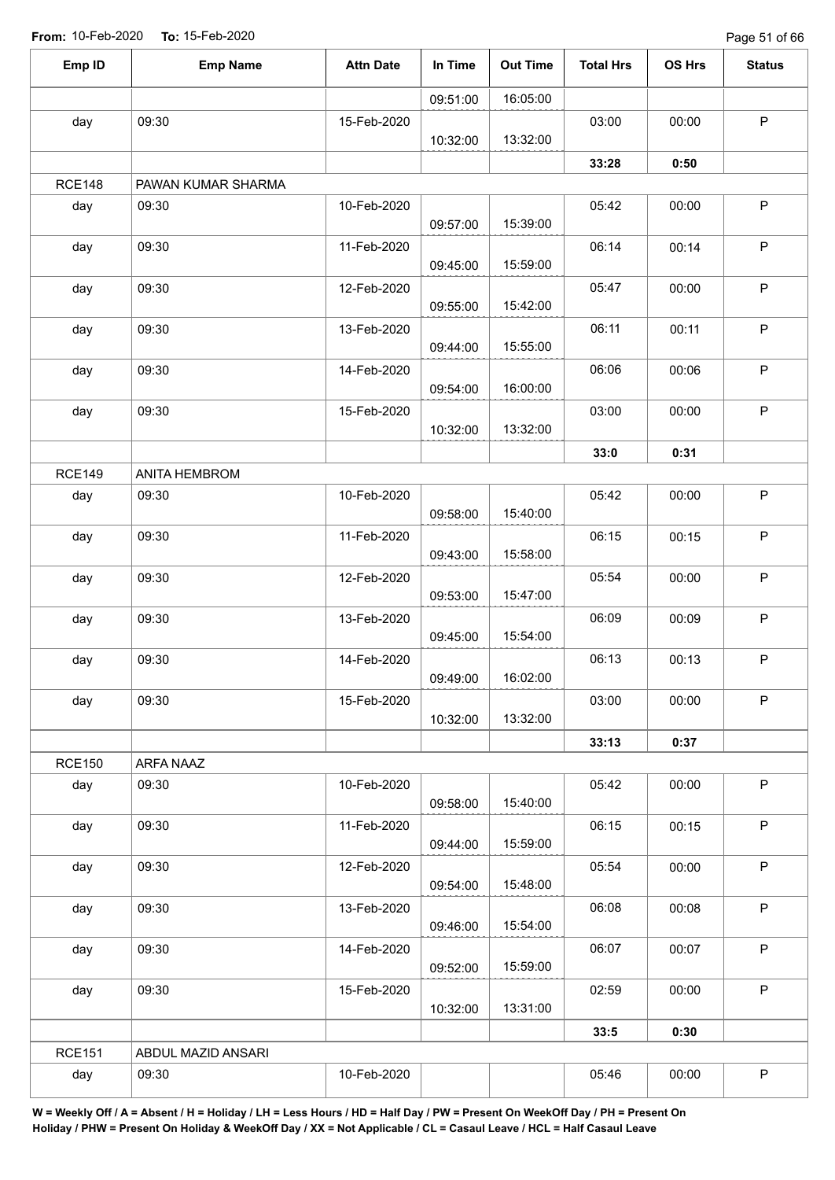**From:** 10-Feb-2020 **To:** 15-Feb-2020

| Emp ID | Emp Name | Attn Date | In Time | Out Time | Total Hrs | OS Hrs | Status |
|---|---|---|---|---|---|---|---|
| | | | 09:51:00 | 16:05:00 | | | |
| day | 09:30 | 15-Feb-2020 | 10:32:00 | 13:32:00 | 03:00 | 00:00 | P |
| | | | | | **33:28** | **0:50** | |
| RCE148 | PAWAN KUMAR SHARMA | | | | | | |
| day | 09:30 | 10-Feb-2020 | 09:57:00 | 15:39:00 | 05:42 | 00:00 | P |
| day | 09:30 | 11-Feb-2020 | 09:45:00 | 15:59:00 | 06:14 | 00:14 | P |
| day | 09:30 | 12-Feb-2020 | 09:55:00 | 15:42:00 | 05:47 | 00:00 | P |
| day | 09:30 | 13-Feb-2020 | 09:44:00 | 15:55:00 | 06:11 | 00:11 | P |
| day | 09:30 | 14-Feb-2020 | 09:54:00 | 16:00:00 | 06:06 | 00:06 | P |
| day | 09:30 | 15-Feb-2020 | 10:32:00 | 13:32:00 | 03:00 | 00:00 | P |
| | | | | | **33:0** | **0:31** | |
| RCE149 | ANITA HEMBROM | | | | | | |
| day | 09:30 | 10-Feb-2020 | 09:58:00 | 15:40:00 | 05:42 | 00:00 | P |
| day | 09:30 | 11-Feb-2020 | 09:43:00 | 15:58:00 | 06:15 | 00:15 | P |
| day | 09:30 | 12-Feb-2020 | 09:53:00 | 15:47:00 | 05:54 | 00:00 | P |
| day | 09:30 | 13-Feb-2020 | 09:45:00 | 15:54:00 | 06:09 | 00:09 | P |
| day | 09:30 | 14-Feb-2020 | 09:49:00 | 16:02:00 | 06:13 | 00:13 | P |
| day | 09:30 | 15-Feb-2020 | 10:32:00 | 13:32:00 | 03:00 | 00:00 | P |
| | | | | | **33:13** | **0:37** | |
| RCE150 | ARFA NAAZ | | | | | | |
| day | 09:30 | 10-Feb-2020 | 09:58:00 | 15:40:00 | 05:42 | 00:00 | P |
| day | 09:30 | 11-Feb-2020 | 09:44:00 | 15:59:00 | 06:15 | 00:15 | P |
| day | 09:30 | 12-Feb-2020 | 09:54:00 | 15:48:00 | 05:54 | 00:00 | P |
| day | 09:30 | 13-Feb-2020 | 09:46:00 | 15:54:00 | 06:08 | 00:08 | P |
| day | 09:30 | 14-Feb-2020 | 09:52:00 | 15:59:00 | 06:07 | 00:07 | P |
| day | 09:30 | 15-Feb-2020 | 10:32:00 | 13:31:00 | 02:59 | 00:00 | P |
| | | | | | **33:5** | **0:30** | |
| RCE151 | ABDUL MAZID ANSARI | | | | | | |
| day | 09:30 | 10-Feb-2020 | | | 05:46 | 00:00 | P |

**W = Weekly Off / A = Absent / H = Holiday / LH = Less Hours / HD = Half Day / PW = Present On WeekOff Day / PH = Present On Holiday / PHW = Present On Holiday & WeekOff Day / XX = Not Applicable / CL = Casaul Leave / HCL = Half Casaul Leave**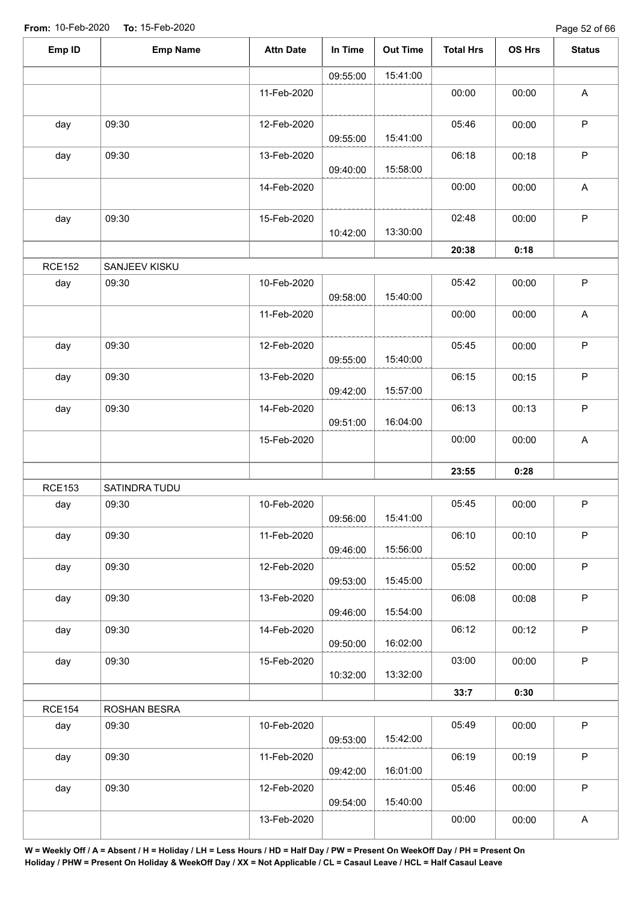**From:** 10-Feb-2020 **To:** 15-Feb-2020

| Emp ID | Emp Name | Attn Date | In Time | Out Time | Total Hrs | OS Hrs | Status |
|---|---|---|---|---|---|---|---|
| | | | 09:55:00 | 15:41:00 | | | |
| | | 11-Feb-2020 | | | 00:00 | 00:00 | A |
| day | 09:30 | 12-Feb-2020 | 09:55:00 | 15:41:00 | 05:46 | 00:00 | P |
| day | 09:30 | 13-Feb-2020 | 09:40:00 | 15:58:00 | 06:18 | 00:18 | P |
| | | 14-Feb-2020 | | | 00:00 | 00:00 | A |
| day | 09:30 | 15-Feb-2020 | 10:42:00 | 13:30:00 | 02:48 | 00:00 | P |
| | | | | | **20:38** | **0:18** | |
| RCE152 | SANJEEV KISKU | | | | | | |
| day | 09:30 | 10-Feb-2020 | 09:58:00 | 15:40:00 | 05:42 | 00:00 | P |
| | | 11-Feb-2020 | | | 00:00 | 00:00 | A |
| day | 09:30 | 12-Feb-2020 | 09:55:00 | 15:40:00 | 05:45 | 00:00 | P |
| day | 09:30 | 13-Feb-2020 | 09:42:00 | 15:57:00 | 06:15 | 00:15 | P |
| day | 09:30 | 14-Feb-2020 | 09:51:00 | 16:04:00 | 06:13 | 00:13 | P |
| | | 15-Feb-2020 | | | 00:00 | 00:00 | A |
| | | | | | **23:55** | **0:28** | |
| RCE153 | SATINDRA TUDU | | | | | | |
| day | 09:30 | 10-Feb-2020 | 09:56:00 | 15:41:00 | 05:45 | 00:00 | P |
| day | 09:30 | 11-Feb-2020 | 09:46:00 | 15:56:00 | 06:10 | 00:10 | P |
| day | 09:30 | 12-Feb-2020 | 09:53:00 | 15:45:00 | 05:52 | 00:00 | P |
| day | 09:30 | 13-Feb-2020 | 09:46:00 | 15:54:00 | 06:08 | 00:08 | P |
| day | 09:30 | 14-Feb-2020 | 09:50:00 | 16:02:00 | 06:12 | 00:12 | P |
| day | 09:30 | 15-Feb-2020 | 10:32:00 | 13:32:00 | 03:00 | 00:00 | P |
| | | | | | **33:7** | **0:30** | |
| RCE154 | ROSHAN BESRA | | | | | | |
| day | 09:30 | 10-Feb-2020 | 09:53:00 | 15:42:00 | 05:49 | 00:00 | P |
| day | 09:30 | 11-Feb-2020 | 09:42:00 | 16:01:00 | 06:19 | 00:19 | P |
| day | 09:30 | 12-Feb-2020 | 09:54:00 | 15:40:00 | 05:46 | 00:00 | P |
| | | 13-Feb-2020 | | | 00:00 | 00:00 | A |

**W = Weekly Off / A = Absent / H = Holiday / LH = Less Hours / HD = Half Day / PW = Present On WeekOff Day / PH = Present On Holiday / PHW = Present On Holiday & WeekOff Day / XX = Not Applicable / CL = Casaul Leave / HCL = Half Casaul Leave**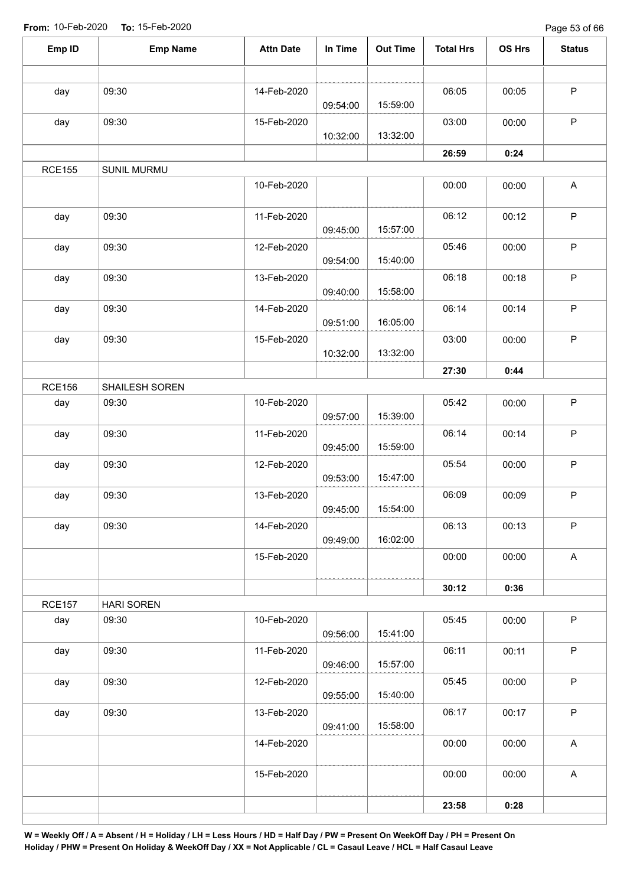**From:** 10-Feb-2020 **To:** 15-Feb-2020

| Emp ID | Emp Name | Attn Date | In Time | Out Time | Total Hrs | OS Hrs | Status |
|---|---|---|---|---|---|---|---|
| | | | | | | | |
| day | 09:30 | 14-Feb-2020 | 09:54:00 | 15:59:00 | 06:05 | 00:05 | P |
| day | 09:30 | 15-Feb-2020 | 10:32:00 | 13:32:00 | 03:00 | 00:00 | P |
| | | | | | **26:59** | **0:24** | |
| RCE155 | SUNIL MURMU | | | | | | |
| | | 10-Feb-2020 | | | 00:00 | 00:00 | A |
| day | 09:30 | 11-Feb-2020 | 09:45:00 | 15:57:00 | 06:12 | 00:12 | P |
| day | 09:30 | 12-Feb-2020 | 09:54:00 | 15:40:00 | 05:46 | 00:00 | P |
| day | 09:30 | 13-Feb-2020 | 09:40:00 | 15:58:00 | 06:18 | 00:18 | P |
| day | 09:30 | 14-Feb-2020 | 09:51:00 | 16:05:00 | 06:14 | 00:14 | P |
| day | 09:30 | 15-Feb-2020 | 10:32:00 | 13:32:00 | 03:00 | 00:00 | P |
| | | | | | **27:30** | **0:44** | |
| RCE156 | SHAILESH SOREN | | | | | | |
| day | 09:30 | 10-Feb-2020 | 09:57:00 | 15:39:00 | 05:42 | 00:00 | P |
| day | 09:30 | 11-Feb-2020 | 09:45:00 | 15:59:00 | 06:14 | 00:14 | P |
| day | 09:30 | 12-Feb-2020 | 09:53:00 | 15:47:00 | 05:54 | 00:00 | P |
| day | 09:30 | 13-Feb-2020 | 09:45:00 | 15:54:00 | 06:09 | 00:09 | P |
| day | 09:30 | 14-Feb-2020 | 09:49:00 | 16:02:00 | 06:13 | 00:13 | P |
| | | 15-Feb-2020 | | | 00:00 | 00:00 | A |
| | | | | | **30:12** | **0:36** | |
| RCE157 | HARI SOREN | | | | | | |
| day | 09:30 | 10-Feb-2020 | 09:56:00 | 15:41:00 | 05:45 | 00:00 | P |
| day | 09:30 | 11-Feb-2020 | 09:46:00 | 15:57:00 | 06:11 | 00:11 | P |
| day | 09:30 | 12-Feb-2020 | 09:55:00 | 15:40:00 | 05:45 | 00:00 | P |
| day | 09:30 | 13-Feb-2020 | 09:41:00 | 15:58:00 | 06:17 | 00:17 | P |
| | | 14-Feb-2020 | | | 00:00 | 00:00 | A |
| | | 15-Feb-2020 | | | 00:00 | 00:00 | A |
| | | | | | **23:58** | **0:28** | |

**W = Weekly Off / A = Absent / H = Holiday / LH = Less Hours / HD = Half Day / PW = Present On WeekOff Day / PH = Present On Holiday / PHW = Present On Holiday & WeekOff Day / XX = Not Applicable / CL = Casaul Leave / HCL = Half Casaul Leave**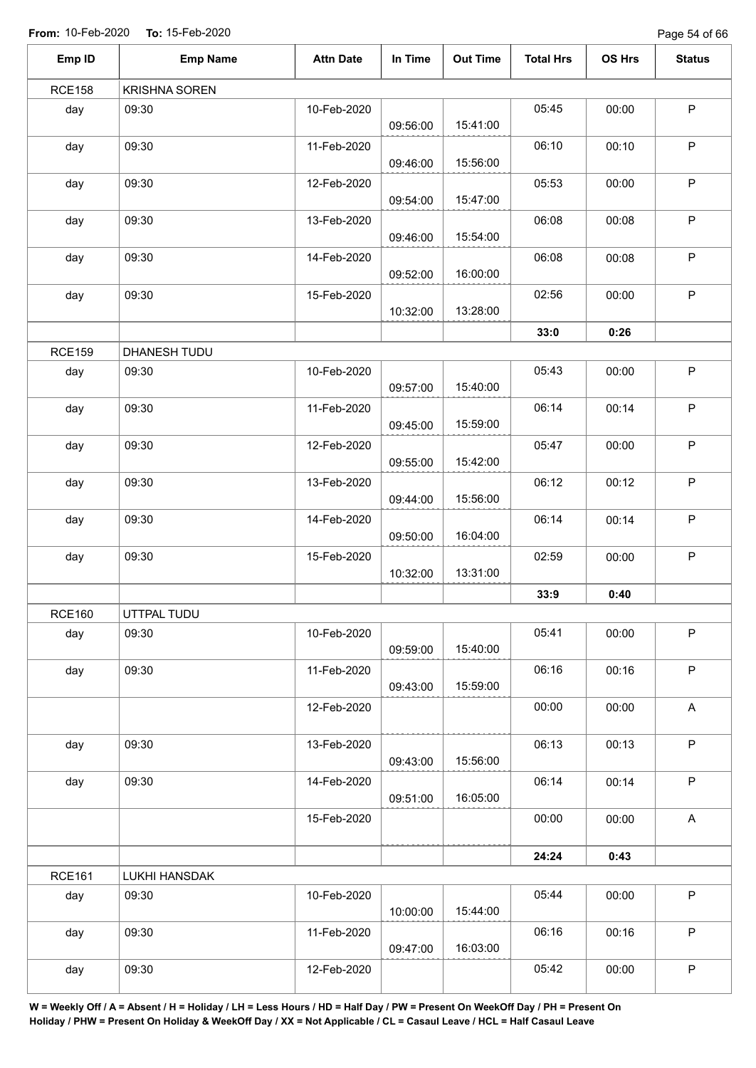**From:** 10-Feb-2020 **To:** 15-Feb-2020

| Emp ID | Emp Name | Attn Date | In Time | Out Time | Total Hrs | OS Hrs | Status |
|---|---|---|---|---|---|---|---|
| RCE158 | KRISHNA SOREN | | | | | | |
| day | 09:30 | 10-Feb-2020 | 09:56:00 | 15:41:00 | 05:45 | 00:00 | P |
| day | 09:30 | 11-Feb-2020 | 09:46:00 | 15:56:00 | 06:10 | 00:10 | P |
| day | 09:30 | 12-Feb-2020 | 09:54:00 | 15:47:00 | 05:53 | 00:00 | P |
| day | 09:30 | 13-Feb-2020 | 09:46:00 | 15:54:00 | 06:08 | 00:08 | P |
| day | 09:30 | 14-Feb-2020 | 09:52:00 | 16:00:00 | 06:08 | 00:08 | P |
| day | 09:30 | 15-Feb-2020 | 10:32:00 | 13:28:00 | 02:56 | 00:00 | P |
| | | | | | **33:0** | **0:26** | |
| RCE159 | DHANESH TUDU | | | | | | |
| day | 09:30 | 10-Feb-2020 | 09:57:00 | 15:40:00 | 05:43 | 00:00 | P |
| day | 09:30 | 11-Feb-2020 | 09:45:00 | 15:59:00 | 06:14 | 00:14 | P |
| day | 09:30 | 12-Feb-2020 | 09:55:00 | 15:42:00 | 05:47 | 00:00 | P |
| day | 09:30 | 13-Feb-2020 | 09:44:00 | 15:56:00 | 06:12 | 00:12 | P |
| day | 09:30 | 14-Feb-2020 | 09:50:00 | 16:04:00 | 06:14 | 00:14 | P |
| day | 09:30 | 15-Feb-2020 | 10:32:00 | 13:31:00 | 02:59 | 00:00 | P |
| | | | | | **33:9** | **0:40** | |
| RCE160 | UTTPAL TUDU | | | | | | |
| day | 09:30 | 10-Feb-2020 | 09:59:00 | 15:40:00 | 05:41 | 00:00 | P |
| day | 09:30 | 11-Feb-2020 | 09:43:00 | 15:59:00 | 06:16 | 00:16 | P |
| | | 12-Feb-2020 | | | 00:00 | 00:00 | A |
| day | 09:30 | 13-Feb-2020 | 09:43:00 | 15:56:00 | 06:13 | 00:13 | P |
| day | 09:30 | 14-Feb-2020 | 09:51:00 | 16:05:00 | 06:14 | 00:14 | P |
| | | 15-Feb-2020 | | | 00:00 | 00:00 | A |
| | | | | | **24:24** | **0:43** | |
| RCE161 | LUKHI HANSDAK | | | | | | |
| day | 09:30 | 10-Feb-2020 | 10:00:00 | 15:44:00 | 05:44 | 00:00 | P |
| day | 09:30 | 11-Feb-2020 | 09:47:00 | 16:03:00 | 06:16 | 00:16 | P |
| day | 09:30 | 12-Feb-2020 | | | 05:42 | 00:00 | P |

**W = Weekly Off / A = Absent / H = Holiday / LH = Less Hours / HD = Half Day / PW = Present On WeekOff Day / PH = Present On Holiday / PHW = Present On Holiday & WeekOff Day / XX = Not Applicable / CL = Casaul Leave / HCL = Half Casaul Leave**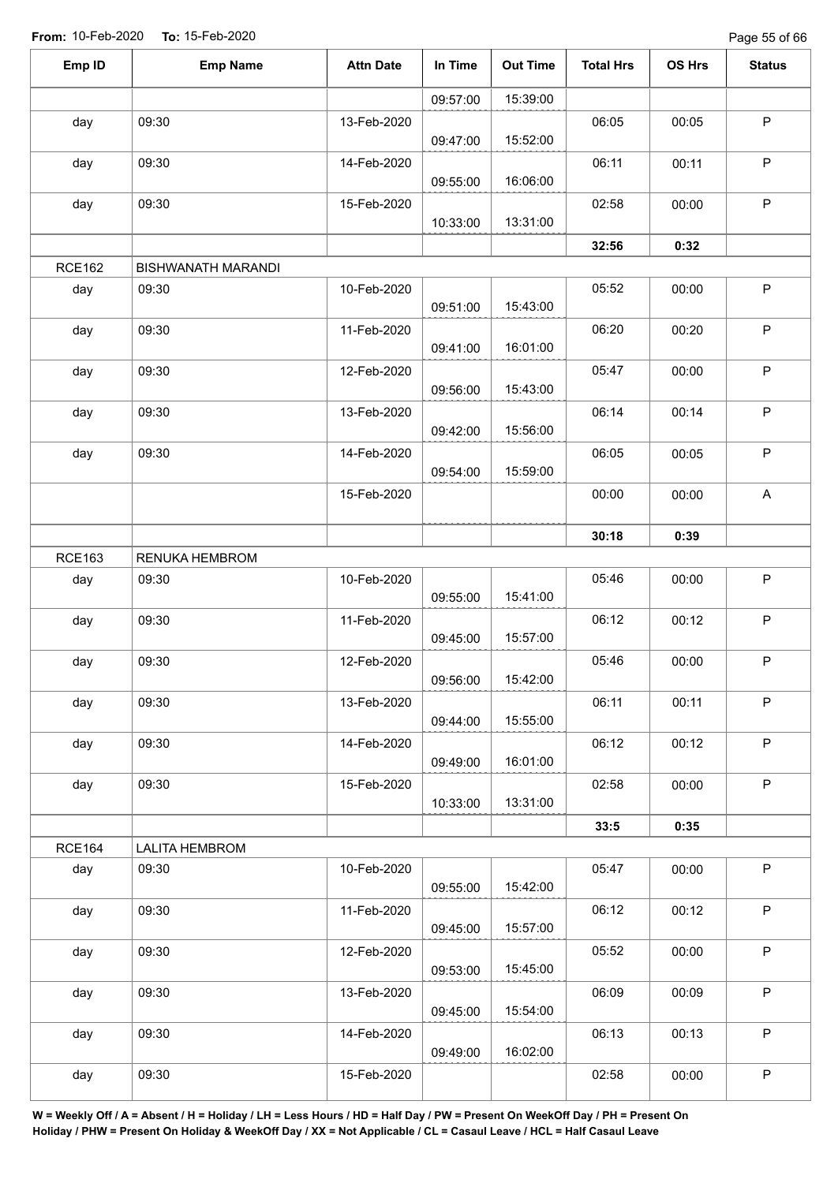**From:** 10-Feb-2020 **To:** 15-Feb-2020

| Emp ID | Emp Name | Attn Date | In Time | Out Time | Total Hrs | OS Hrs | Status |
|---|---|---|---|---|---|---|---|
| | | | 09:57:00 | 15:39:00 | | | |
| day | 09:30 | 13-Feb-2020 | 09:47:00 | 15:52:00 | 06:05 | 00:05 | P |
| day | 09:30 | 14-Feb-2020 | 09:55:00 | 16:06:00 | 06:11 | 00:11 | P |
| day | 09:30 | 15-Feb-2020 | 10:33:00 | 13:31:00 | 02:58 | 00:00 | P |
| | | | | | **32:56** | **0:32** | |
| RCE162 | BISHWANATH MARANDI | | | | | | |
| day | 09:30 | 10-Feb-2020 | 09:51:00 | 15:43:00 | 05:52 | 00:00 | P |
| day | 09:30 | 11-Feb-2020 | 09:41:00 | 16:01:00 | 06:20 | 00:20 | P |
| day | 09:30 | 12-Feb-2020 | 09:56:00 | 15:43:00 | 05:47 | 00:00 | P |
| day | 09:30 | 13-Feb-2020 | 09:42:00 | 15:56:00 | 06:14 | 00:14 | P |
| day | 09:30 | 14-Feb-2020 | 09:54:00 | 15:59:00 | 06:05 | 00:05 | P |
| | | 15-Feb-2020 | | | 00:00 | 00:00 | A |
| | | | | | **30:18** | **0:39** | |
| RCE163 | RENUKA HEMBROM | | | | | | |
| day | 09:30 | 10-Feb-2020 | 09:55:00 | 15:41:00 | 05:46 | 00:00 | P |
| day | 09:30 | 11-Feb-2020 | 09:45:00 | 15:57:00 | 06:12 | 00:12 | P |
| day | 09:30 | 12-Feb-2020 | 09:56:00 | 15:42:00 | 05:46 | 00:00 | P |
| day | 09:30 | 13-Feb-2020 | 09:44:00 | 15:55:00 | 06:11 | 00:11 | P |
| day | 09:30 | 14-Feb-2020 | 09:49:00 | 16:01:00 | 06:12 | 00:12 | P |
| day | 09:30 | 15-Feb-2020 | 10:33:00 | 13:31:00 | 02:58 | 00:00 | P |
| | | | | | **33:5** | **0:35** | |
| RCE164 | LALITA HEMBROM | | | | | | |
| day | 09:30 | 10-Feb-2020 | 09:55:00 | 15:42:00 | 05:47 | 00:00 | P |
| day | 09:30 | 11-Feb-2020 | 09:45:00 | 15:57:00 | 06:12 | 00:12 | P |
| day | 09:30 | 12-Feb-2020 | 09:53:00 | 15:45:00 | 05:52 | 00:00 | P |
| day | 09:30 | 13-Feb-2020 | 09:45:00 | 15:54:00 | 06:09 | 00:09 | P |
| day | 09:30 | 14-Feb-2020 | 09:49:00 | 16:02:00 | 06:13 | 00:13 | P |
| day | 09:30 | 15-Feb-2020 | | | 02:58 | 00:00 | P |

**W = Weekly Off / A = Absent / H = Holiday / LH = Less Hours / HD = Half Day / PW = Present On WeekOff Day / PH = Present On Holiday / PHW = Present On Holiday & WeekOff Day / XX = Not Applicable / CL = Casaul Leave / HCL = Half Casaul Leave**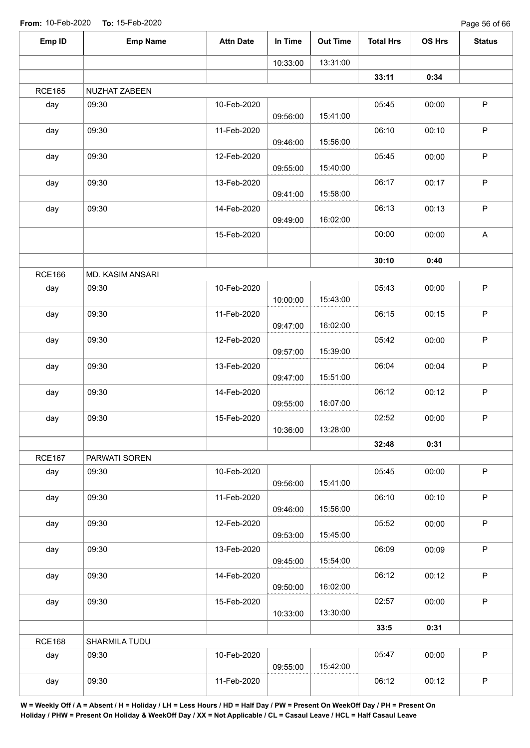From: 10-Feb-2020 To: 15-Feb-2020

| Emp ID | Emp Name | Attn Date | In Time | Out Time | Total Hrs | OS Hrs | Status |
|---|---|---|---|---|---|---|---|
| | | | 10:33:00 | 13:31:00 | | | |
| | | | | | **33:11** | **0:34** | |
| RCE165 | NUZHAT ZABEEN | | | | | | |
| day | 09:30 | 10-Feb-2020 | 09:56:00 | 15:41:00 | 05:45 | 00:00 | P |
| day | 09:30 | 11-Feb-2020 | 09:46:00 | 15:56:00 | 06:10 | 00:10 | P |
| day | 09:30 | 12-Feb-2020 | 09:55:00 | 15:40:00 | 05:45 | 00:00 | P |
| day | 09:30 | 13-Feb-2020 | 09:41:00 | 15:58:00 | 06:17 | 00:17 | P |
| day | 09:30 | 14-Feb-2020 | 09:49:00 | 16:02:00 | 06:13 | 00:13 | P |
| | | 15-Feb-2020 | | | 00:00 | 00:00 | A |
| | | | | | **30:10** | **0:40** | |
| RCE166 | MD. KASIM ANSARI | | | | | | |
| day | 09:30 | 10-Feb-2020 | 10:00:00 | 15:43:00 | 05:43 | 00:00 | P |
| day | 09:30 | 11-Feb-2020 | 09:47:00 | 16:02:00 | 06:15 | 00:15 | P |
| day | 09:30 | 12-Feb-2020 | 09:57:00 | 15:39:00 | 05:42 | 00:00 | P |
| day | 09:30 | 13-Feb-2020 | 09:47:00 | 15:51:00 | 06:04 | 00:04 | P |
| day | 09:30 | 14-Feb-2020 | 09:55:00 | 16:07:00 | 06:12 | 00:12 | P |
| day | 09:30 | 15-Feb-2020 | 10:36:00 | 13:28:00 | 02:52 | 00:00 | P |
| | | | | | **32:48** | **0:31** | |
| RCE167 | PARWATI SOREN | | | | | | |
| day | 09:30 | 10-Feb-2020 | 09:56:00 | 15:41:00 | 05:45 | 00:00 | P |
| day | 09:30 | 11-Feb-2020 | 09:46:00 | 15:56:00 | 06:10 | 00:10 | P |
| day | 09:30 | 12-Feb-2020 | 09:53:00 | 15:45:00 | 05:52 | 00:00 | P |
| day | 09:30 | 13-Feb-2020 | 09:45:00 | 15:54:00 | 06:09 | 00:09 | P |
| day | 09:30 | 14-Feb-2020 | 09:50:00 | 16:02:00 | 06:12 | 00:12 | P |
| day | 09:30 | 15-Feb-2020 | 10:33:00 | 13:30:00 | 02:57 | 00:00 | P |
| | | | | | **33:5** | **0:31** | |
| RCE168 | SHARMILA TUDU | | | | | | |
| day | 09:30 | 10-Feb-2020 | 09:55:00 | 15:42:00 | 05:47 | 00:00 | P |
| day | 09:30 | 11-Feb-2020 | | | 06:12 | 00:12 | P |

**W = Weekly Off / A = Absent / H = Holiday / LH = Less Hours / HD = Half Day / PW = Present On WeekOff Day / PH = Present On Holiday / PHW = Present On Holiday & WeekOff Day / XX = Not Applicable / CL = Casaul Leave / HCL = Half Casaul Leave**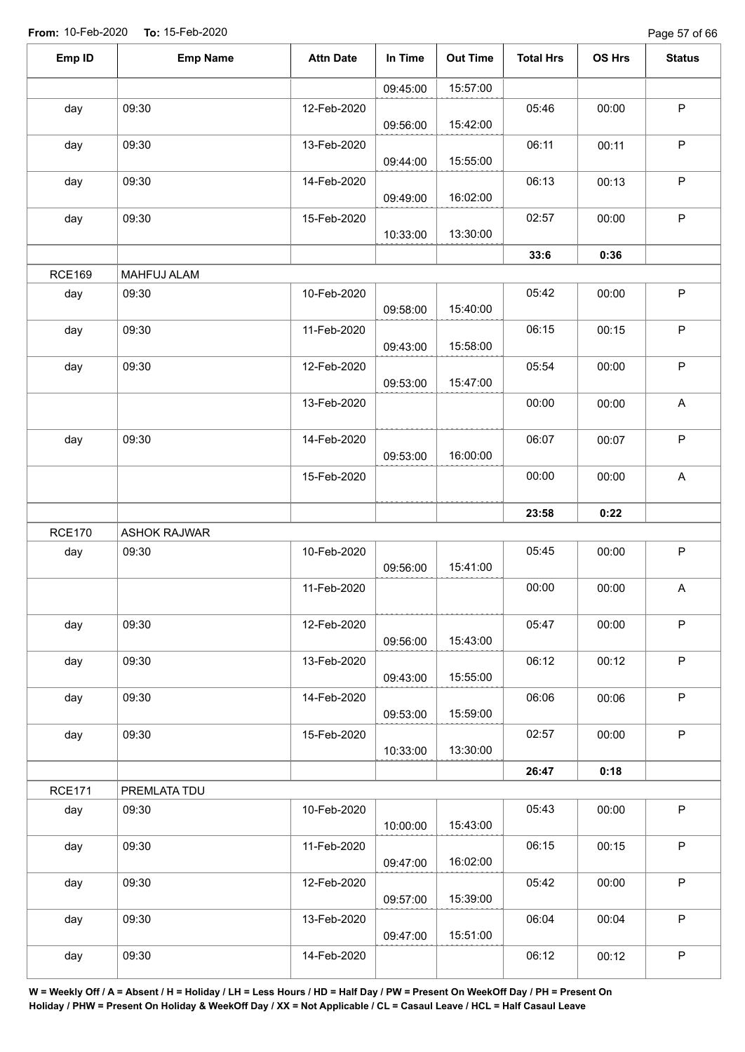**From:** 10-Feb-2020 **To:** 15-Feb-2020

| Emp ID | Emp Name | Attn Date | In Time | Out Time | Total Hrs | OS Hrs | Status |
|---|---|---|---|---|---|---|---|
| | | | 09:45:00 | 15:57:00 | | | |
| day | 09:30 | 12-Feb-2020 | 09:56:00 | 15:42:00 | 05:46 | 00:00 | P |
| day | 09:30 | 13-Feb-2020 | 09:44:00 | 15:55:00 | 06:11 | 00:11 | P |
| day | 09:30 | 14-Feb-2020 | 09:49:00 | 16:02:00 | 06:13 | 00:13 | P |
| day | 09:30 | 15-Feb-2020 | 10:33:00 | 13:30:00 | 02:57 | 00:00 | P |
| | | | | | **33:6** | **0:36** | |
| RCE169 | MAHFUJ ALAM | | | | | | |
| day | 09:30 | 10-Feb-2020 | 09:58:00 | 15:40:00 | 05:42 | 00:00 | P |
| day | 09:30 | 11-Feb-2020 | 09:43:00 | 15:58:00 | 06:15 | 00:15 | P |
| day | 09:30 | 12-Feb-2020 | 09:53:00 | 15:47:00 | 05:54 | 00:00 | P |
| | | 13-Feb-2020 | | | 00:00 | 00:00 | A |
| day | 09:30 | 14-Feb-2020 | 09:53:00 | 16:00:00 | 06:07 | 00:07 | P |
| | | 15-Feb-2020 | | | 00:00 | 00:00 | A |
| | | | | | **23:58** | **0:22** | |
| RCE170 | ASHOK RAJWAR | | | | | | |
| day | 09:30 | 10-Feb-2020 | 09:56:00 | 15:41:00 | 05:45 | 00:00 | P |
| | | 11-Feb-2020 | | | 00:00 | 00:00 | A |
| day | 09:30 | 12-Feb-2020 | 09:56:00 | 15:43:00 | 05:47 | 00:00 | P |
| day | 09:30 | 13-Feb-2020 | 09:43:00 | 15:55:00 | 06:12 | 00:12 | P |
| day | 09:30 | 14-Feb-2020 | 09:53:00 | 15:59:00 | 06:06 | 00:06 | P |
| day | 09:30 | 15-Feb-2020 | 10:33:00 | 13:30:00 | 02:57 | 00:00 | P |
| | | | | | **26:47** | **0:18** | |
| RCE171 | PREMLATA TDU | | | | | | |
| day | 09:30 | 10-Feb-2020 | 10:00:00 | 15:43:00 | 05:43 | 00:00 | P |
| day | 09:30 | 11-Feb-2020 | 09:47:00 | 16:02:00 | 06:15 | 00:15 | P |
| day | 09:30 | 12-Feb-2020 | 09:57:00 | 15:39:00 | 05:42 | 00:00 | P |
| day | 09:30 | 13-Feb-2020 | 09:47:00 | 15:51:00 | 06:04 | 00:04 | P |
| day | 09:30 | 14-Feb-2020 | | | 06:12 | 00:12 | P |

**W = Weekly Off / A = Absent / H = Holiday / LH = Less Hours / HD = Half Day / PW = Present On WeekOff Day / PH = Present On Holiday / PHW = Present On Holiday & WeekOff Day / XX = Not Applicable / CL = Casaul Leave / HCL = Half Casaul Leave**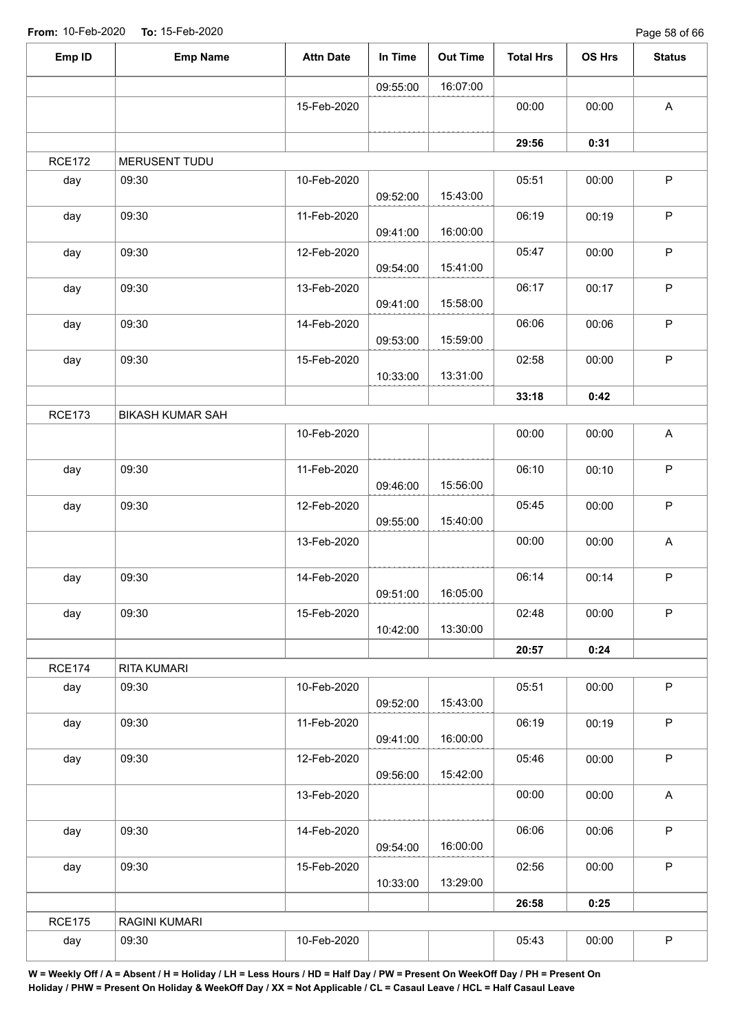**From:** 10-Feb-2020 **To:** 15-Feb-2020

| Emp ID | Emp Name | Attn Date | In Time | Out Time | Total Hrs | OS Hrs | Status |
|---|---|---|---|---|---|---|---|
| | | | 09:55:00 | 16:07:00 | | | |
| | | 15-Feb-2020 | | | 00:00 | 00:00 | A |
| | | | | | **29:56** | **0:31** | |
| RCE172 | MERUSENT TUDU | | | | | | |
| day | 09:30 | 10-Feb-2020 | 09:52:00 | 15:43:00 | 05:51 | 00:00 | P |
| day | 09:30 | 11-Feb-2020 | 09:41:00 | 16:00:00 | 06:19 | 00:19 | P |
| day | 09:30 | 12-Feb-2020 | 09:54:00 | 15:41:00 | 05:47 | 00:00 | P |
| day | 09:30 | 13-Feb-2020 | 09:41:00 | 15:58:00 | 06:17 | 00:17 | P |
| day | 09:30 | 14-Feb-2020 | 09:53:00 | 15:59:00 | 06:06 | 00:06 | P |
| day | 09:30 | 15-Feb-2020 | 10:33:00 | 13:31:00 | 02:58 | 00:00 | P |
| | | | | | **33:18** | **0:42** | |
| RCE173 | BIKASH KUMAR SAH | | | | | | |
| | | 10-Feb-2020 | | | 00:00 | 00:00 | A |
| day | 09:30 | 11-Feb-2020 | 09:46:00 | 15:56:00 | 06:10 | 00:10 | P |
| day | 09:30 | 12-Feb-2020 | 09:55:00 | 15:40:00 | 05:45 | 00:00 | P |
| | | 13-Feb-2020 | | | 00:00 | 00:00 | A |
| day | 09:30 | 14-Feb-2020 | 09:51:00 | 16:05:00 | 06:14 | 00:14 | P |
| day | 09:30 | 15-Feb-2020 | 10:42:00 | 13:30:00 | 02:48 | 00:00 | P |
| | | | | | **20:57** | **0:24** | |
| RCE174 | RITA KUMARI | | | | | | |
| day | 09:30 | 10-Feb-2020 | 09:52:00 | 15:43:00 | 05:51 | 00:00 | P |
| day | 09:30 | 11-Feb-2020 | 09:41:00 | 16:00:00 | 06:19 | 00:19 | P |
| day | 09:30 | 12-Feb-2020 | 09:56:00 | 15:42:00 | 05:46 | 00:00 | P |
| | | 13-Feb-2020 | | | 00:00 | 00:00 | A |
| day | 09:30 | 14-Feb-2020 | 09:54:00 | 16:00:00 | 06:06 | 00:06 | P |
| day | 09:30 | 15-Feb-2020 | 10:33:00 | 13:29:00 | 02:56 | 00:00 | P |
| | | | | | **26:58** | **0:25** | |
| RCE175 | RAGINI KUMARI | | | | | | |
| day | 09:30 | 10-Feb-2020 | | | 05:43 | 00:00 | P |

**W = Weekly Off / A = Absent / H = Holiday / LH = Less Hours / HD = Half Day / PW = Present On WeekOff Day / PH = Present On Holiday / PHW = Present On Holiday & WeekOff Day / XX = Not Applicable / CL = Casaul Leave / HCL = Half Casaul Leave**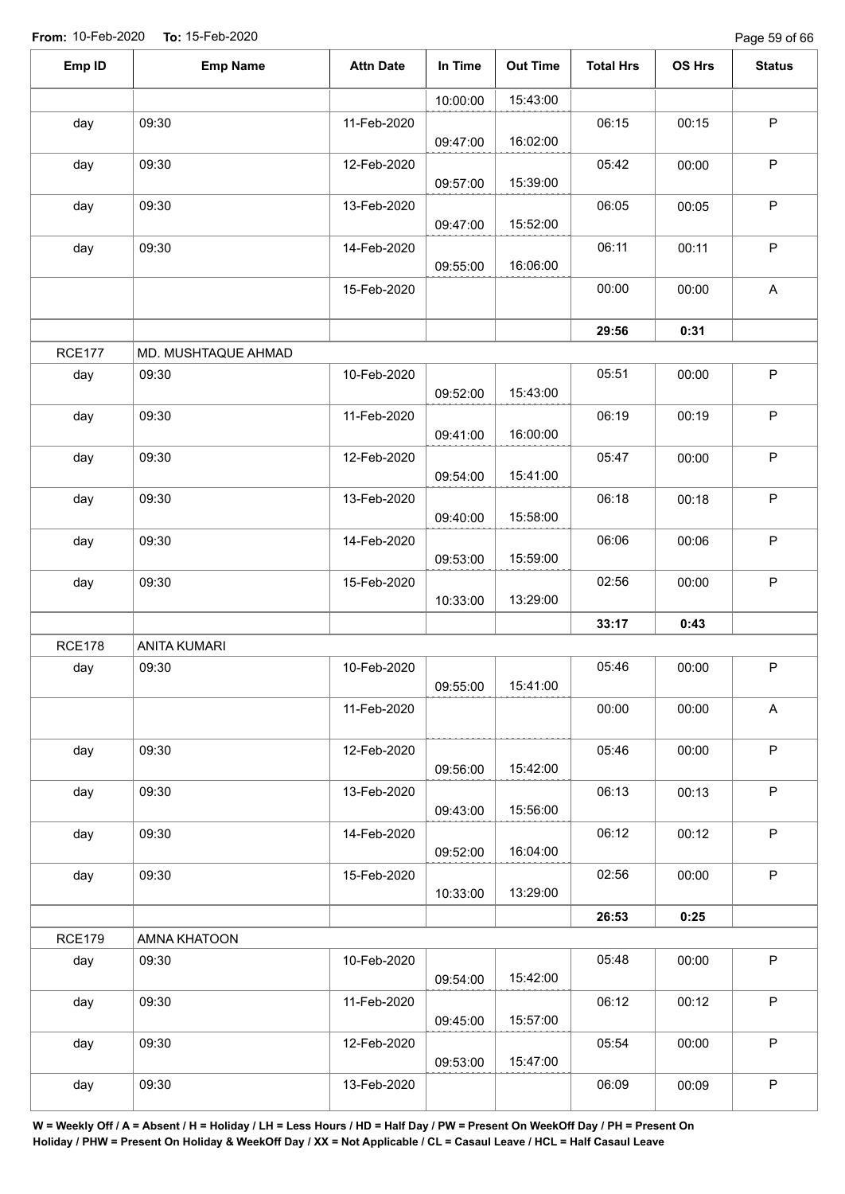**From:** 10-Feb-2020 **To:** 15-Feb-2020

| Emp ID | Emp Name | Attn Date | In Time | Out Time | Total Hrs | OS Hrs | Status |
|---|---|---|---|---|---|---|---|
| | | | 10:00:00 | 15:43:00 | | | |
| day | 09:30 | 11-Feb-2020 | 09:47:00 | 16:02:00 | 06:15 | 00:15 | P |
| day | 09:30 | 12-Feb-2020 | 09:57:00 | 15:39:00 | 05:42 | 00:00 | P |
| day | 09:30 | 13-Feb-2020 | 09:47:00 | 15:52:00 | 06:05 | 00:05 | P |
| day | 09:30 | 14-Feb-2020 | 09:55:00 | 16:06:00 | 06:11 | 00:11 | P |
| | | 15-Feb-2020 | | | 00:00 | 00:00 | A |
| | | | | | **29:56** | **0:31** | |
| RCE177 | MD. MUSHTAQUE AHMAD | | | | | | |
| day | 09:30 | 10-Feb-2020 | 09:52:00 | 15:43:00 | 05:51 | 00:00 | P |
| day | 09:30 | 11-Feb-2020 | 09:41:00 | 16:00:00 | 06:19 | 00:19 | P |
| day | 09:30 | 12-Feb-2020 | 09:54:00 | 15:41:00 | 05:47 | 00:00 | P |
| day | 09:30 | 13-Feb-2020 | 09:40:00 | 15:58:00 | 06:18 | 00:18 | P |
| day | 09:30 | 14-Feb-2020 | 09:53:00 | 15:59:00 | 06:06 | 00:06 | P |
| day | 09:30 | 15-Feb-2020 | 10:33:00 | 13:29:00 | 02:56 | 00:00 | P |
| | | | | | **33:17** | **0:43** | |
| RCE178 | ANITA KUMARI | | | | | | |
| day | 09:30 | 10-Feb-2020 | 09:55:00 | 15:41:00 | 05:46 | 00:00 | P |
| | | 11-Feb-2020 | | | 00:00 | 00:00 | A |
| day | 09:30 | 12-Feb-2020 | 09:56:00 | 15:42:00 | 05:46 | 00:00 | P |
| day | 09:30 | 13-Feb-2020 | 09:43:00 | 15:56:00 | 06:13 | 00:13 | P |
| day | 09:30 | 14-Feb-2020 | 09:52:00 | 16:04:00 | 06:12 | 00:12 | P |
| day | 09:30 | 15-Feb-2020 | 10:33:00 | 13:29:00 | 02:56 | 00:00 | P |
| | | | | | **26:53** | **0:25** | |
| RCE179 | AMNA KHATOON | | | | | | |
| day | 09:30 | 10-Feb-2020 | 09:54:00 | 15:42:00 | 05:48 | 00:00 | P |
| day | 09:30 | 11-Feb-2020 | 09:45:00 | 15:57:00 | 06:12 | 00:12 | P |
| day | 09:30 | 12-Feb-2020 | 09:53:00 | 15:47:00 | 05:54 | 00:00 | P |
| day | 09:30 | 13-Feb-2020 | | | 06:09 | 00:09 | P |

**W = Weekly Off / A = Absent / H = Holiday / LH = Less Hours / HD = Half Day / PW = Present On WeekOff Day / PH = Present On Holiday / PHW = Present On Holiday & WeekOff Day / XX = Not Applicable / CL = Casaul Leave / HCL = Half Casaul Leave**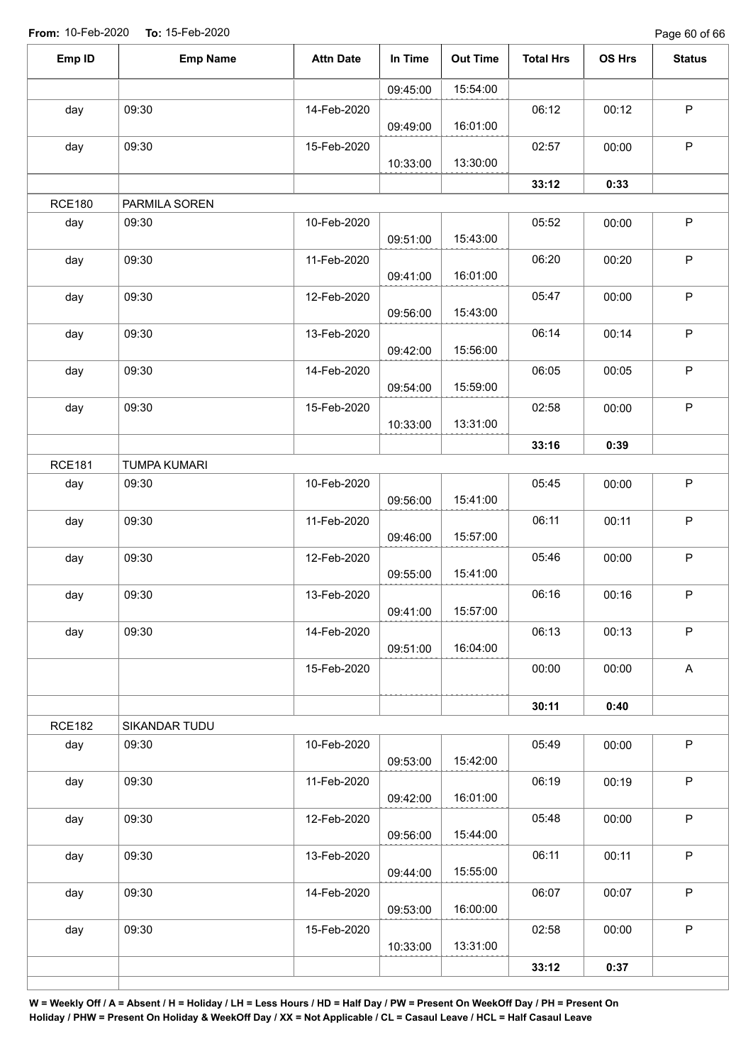**From:** 10-Feb-2020 **To:** 15-Feb-2020

| Emp ID | Emp Name | Attn Date | In Time | Out Time | Total Hrs | OS Hrs | Status |
|---|---|---|---|---|---|---|---|
| | | | 09:45:00 | 15:54:00 | | | |
| day | 09:30 | 14-Feb-2020 | 09:49:00 | 16:01:00 | 06:12 | 00:12 | P |
| day | 09:30 | 15-Feb-2020 | 10:33:00 | 13:30:00 | 02:57 | 00:00 | P |
| | | | | | **33:12** | **0:33** | |
| RCE180 | PARMILA SOREN | | | | | | |
| day | 09:30 | 10-Feb-2020 | 09:51:00 | 15:43:00 | 05:52 | 00:00 | P |
| day | 09:30 | 11-Feb-2020 | 09:41:00 | 16:01:00 | 06:20 | 00:20 | P |
| day | 09:30 | 12-Feb-2020 | 09:56:00 | 15:43:00 | 05:47 | 00:00 | P |
| day | 09:30 | 13-Feb-2020 | 09:42:00 | 15:56:00 | 06:14 | 00:14 | P |
| day | 09:30 | 14-Feb-2020 | 09:54:00 | 15:59:00 | 06:05 | 00:05 | P |
| day | 09:30 | 15-Feb-2020 | 10:33:00 | 13:31:00 | 02:58 | 00:00 | P |
| | | | | | **33:16** | **0:39** | |
| RCE181 | TUMPA KUMARI | | | | | | |
| day | 09:30 | 10-Feb-2020 | 09:56:00 | 15:41:00 | 05:45 | 00:00 | P |
| day | 09:30 | 11-Feb-2020 | 09:46:00 | 15:57:00 | 06:11 | 00:11 | P |
| day | 09:30 | 12-Feb-2020 | 09:55:00 | 15:41:00 | 05:46 | 00:00 | P |
| day | 09:30 | 13-Feb-2020 | 09:41:00 | 15:57:00 | 06:16 | 00:16 | P |
| day | 09:30 | 14-Feb-2020 | 09:51:00 | 16:04:00 | 06:13 | 00:13 | P |
| | | 15-Feb-2020 | | | 00:00 | 00:00 | A |
| | | | | | **30:11** | **0:40** | |
| RCE182 | SIKANDAR TUDU | | | | | | |
| day | 09:30 | 10-Feb-2020 | 09:53:00 | 15:42:00 | 05:49 | 00:00 | P |
| day | 09:30 | 11-Feb-2020 | 09:42:00 | 16:01:00 | 06:19 | 00:19 | P |
| day | 09:30 | 12-Feb-2020 | 09:56:00 | 15:44:00 | 05:48 | 00:00 | P |
| day | 09:30 | 13-Feb-2020 | 09:44:00 | 15:55:00 | 06:11 | 00:11 | P |
| day | 09:30 | 14-Feb-2020 | 09:53:00 | 16:00:00 | 06:07 | 00:07 | P |
| day | 09:30 | 15-Feb-2020 | 10:33:00 | 13:31:00 | 02:58 | 00:00 | P |
| | | | | | **33:12** | **0:37** | |

**W = Weekly Off / A = Absent / H = Holiday / LH = Less Hours / HD = Half Day / PW = Present On WeekOff Day / PH = Present On Holiday / PHW = Present On Holiday & WeekOff Day / XX = Not Applicable / CL = Casaul Leave / HCL = Half Casaul Leave**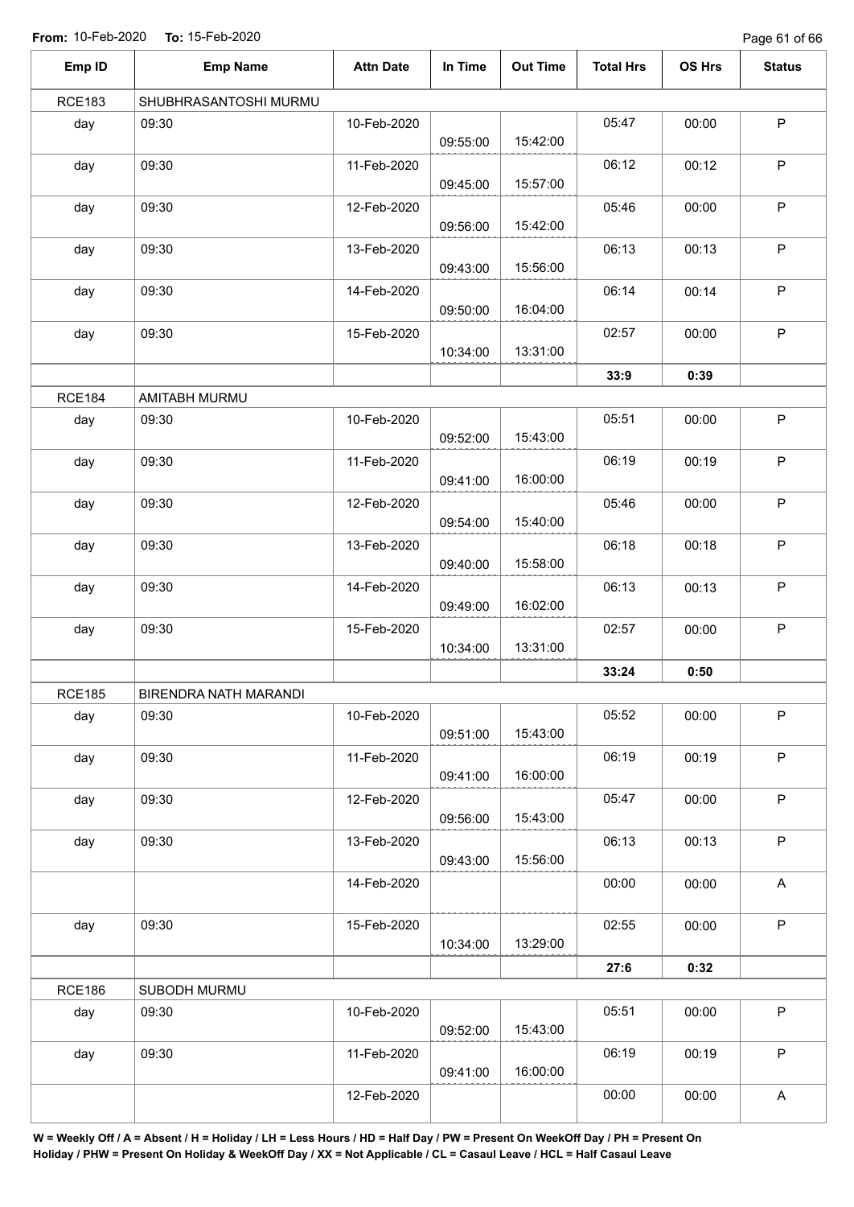**From:** 10-Feb-2020 **To:** 15-Feb-2020

| Emp ID | Emp Name | Attn Date | In Time | Out Time | Total Hrs | OS Hrs | Status |
|---|---|---|---|---|---|---|---|
| RCE183 | SHUBHRASANTOSHI MURMU | | | | | | |
| day | 09:30 | 10-Feb-2020 | 09:55:00 | 15:42:00 | 05:47 | 00:00 | P |
| day | 09:30 | 11-Feb-2020 | 09:45:00 | 15:57:00 | 06:12 | 00:12 | P |
| day | 09:30 | 12-Feb-2020 | 09:56:00 | 15:42:00 | 05:46 | 00:00 | P |
| day | 09:30 | 13-Feb-2020 | 09:43:00 | 15:56:00 | 06:13 | 00:13 | P |
| day | 09:30 | 14-Feb-2020 | 09:50:00 | 16:04:00 | 06:14 | 00:14 | P |
| day | 09:30 | 15-Feb-2020 | 10:34:00 | 13:31:00 | 02:57 | 00:00 | P |
| | | | | | **33:9** | **0:39** | |
| RCE184 | AMITABH MURMU | | | | | | |
| day | 09:30 | 10-Feb-2020 | 09:52:00 | 15:43:00 | 05:51 | 00:00 | P |
| day | 09:30 | 11-Feb-2020 | 09:41:00 | 16:00:00 | 06:19 | 00:19 | P |
| day | 09:30 | 12-Feb-2020 | 09:54:00 | 15:40:00 | 05:46 | 00:00 | P |
| day | 09:30 | 13-Feb-2020 | 09:40:00 | 15:58:00 | 06:18 | 00:18 | P |
| day | 09:30 | 14-Feb-2020 | 09:49:00 | 16:02:00 | 06:13 | 00:13 | P |
| day | 09:30 | 15-Feb-2020 | 10:34:00 | 13:31:00 | 02:57 | 00:00 | P |
| | | | | | **33:24** | **0:50** | |
| RCE185 | BIRENDRA NATH MARANDI | | | | | | |
| day | 09:30 | 10-Feb-2020 | 09:51:00 | 15:43:00 | 05:52 | 00:00 | P |
| day | 09:30 | 11-Feb-2020 | 09:41:00 | 16:00:00 | 06:19 | 00:19 | P |
| day | 09:30 | 12-Feb-2020 | 09:56:00 | 15:43:00 | 05:47 | 00:00 | P |
| day | 09:30 | 13-Feb-2020 | 09:43:00 | 15:56:00 | 06:13 | 00:13 | P |
| | | 14-Feb-2020 | | | 00:00 | 00:00 | A |
| day | 09:30 | 15-Feb-2020 | 10:34:00 | 13:29:00 | 02:55 | 00:00 | P |
| | | | | | **27:6** | **0:32** | |
| RCE186 | SUBODH MURMU | | | | | | |
| day | 09:30 | 10-Feb-2020 | 09:52:00 | 15:43:00 | 05:51 | 00:00 | P |
| day | 09:30 | 11-Feb-2020 | 09:41:00 | 16:00:00 | 06:19 | 00:19 | P |
| | | 12-Feb-2020 | | | 00:00 | 00:00 | A |

**W = Weekly Off / A = Absent / H = Holiday / LH = Less Hours / HD = Half Day / PW = Present On WeekOff Day / PH = Present On Holiday / PHW = Present On Holiday & WeekOff Day / XX = Not Applicable / CL = Casaul Leave / HCL = Half Casaul Leave**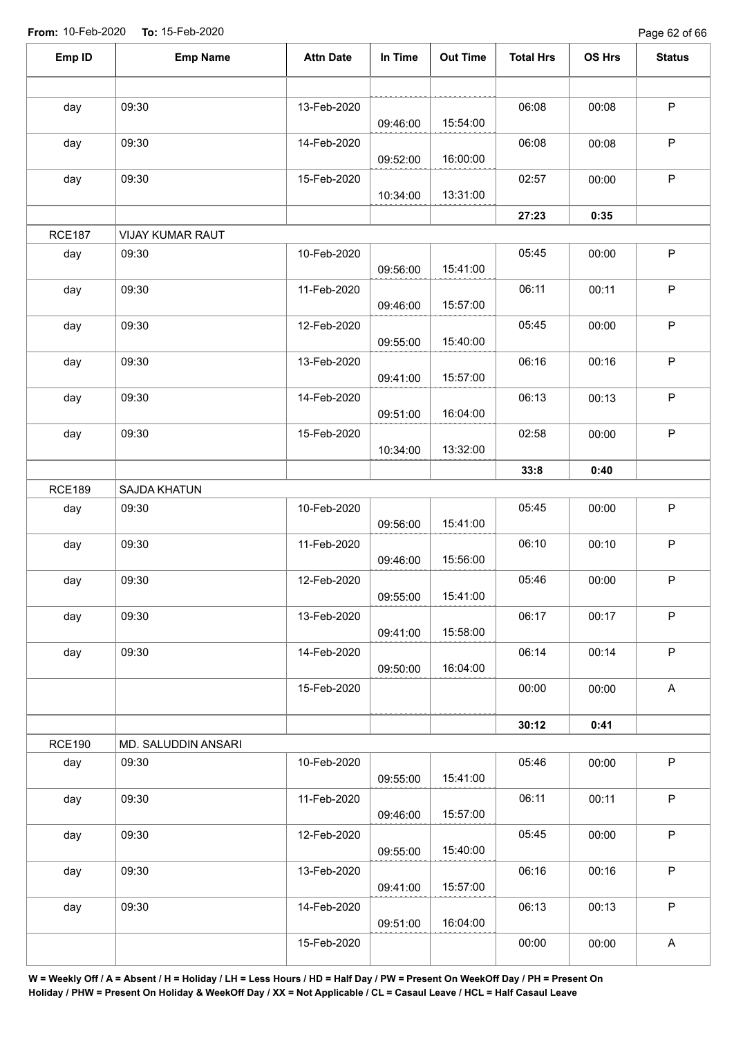**From:** 10-Feb-2020 **To:** 15-Feb-2020

| Emp ID | Emp Name | Attn Date | In Time | Out Time | Total Hrs | OS Hrs | Status |
|---|---|---|---|---|---|---|---|
| | | | | | | | |
| day | 09:30 | 13-Feb-2020 | 09:46:00 | 15:54:00 | 06:08 | 00:08 | P |
| day | 09:30 | 14-Feb-2020 | 09:52:00 | 16:00:00 | 06:08 | 00:08 | P |
| day | 09:30 | 15-Feb-2020 | 10:34:00 | 13:31:00 | 02:57 | 00:00 | P |
| | | | | | **27:23** | **0:35** | |
| RCE187 | VIJAY KUMAR RAUT | | | | | | |
| day | 09:30 | 10-Feb-2020 | 09:56:00 | 15:41:00 | 05:45 | 00:00 | P |
| day | 09:30 | 11-Feb-2020 | 09:46:00 | 15:57:00 | 06:11 | 00:11 | P |
| day | 09:30 | 12-Feb-2020 | 09:55:00 | 15:40:00 | 05:45 | 00:00 | P |
| day | 09:30 | 13-Feb-2020 | 09:41:00 | 15:57:00 | 06:16 | 00:16 | P |
| day | 09:30 | 14-Feb-2020 | 09:51:00 | 16:04:00 | 06:13 | 00:13 | P |
| day | 09:30 | 15-Feb-2020 | 10:34:00 | 13:32:00 | 02:58 | 00:00 | P |
| | | | | | **33:8** | **0:40** | |
| RCE189 | SAJDA KHATUN | | | | | | |
| day | 09:30 | 10-Feb-2020 | 09:56:00 | 15:41:00 | 05:45 | 00:00 | P |
| day | 09:30 | 11-Feb-2020 | 09:46:00 | 15:56:00 | 06:10 | 00:10 | P |
| day | 09:30 | 12-Feb-2020 | 09:55:00 | 15:41:00 | 05:46 | 00:00 | P |
| day | 09:30 | 13-Feb-2020 | 09:41:00 | 15:58:00 | 06:17 | 00:17 | P |
| day | 09:30 | 14-Feb-2020 | 09:50:00 | 16:04:00 | 06:14 | 00:14 | P |
| | | 15-Feb-2020 | | | 00:00 | 00:00 | A |
| | | | | | **30:12** | **0:41** | |
| RCE190 | MD. SALUDDIN ANSARI | | | | | | |
| day | 09:30 | 10-Feb-2020 | 09:55:00 | 15:41:00 | 05:46 | 00:00 | P |
| day | 09:30 | 11-Feb-2020 | 09:46:00 | 15:57:00 | 06:11 | 00:11 | P |
| day | 09:30 | 12-Feb-2020 | 09:55:00 | 15:40:00 | 05:45 | 00:00 | P |
| day | 09:30 | 13-Feb-2020 | 09:41:00 | 15:57:00 | 06:16 | 00:16 | P |
| day | 09:30 | 14-Feb-2020 | 09:51:00 | 16:04:00 | 06:13 | 00:13 | P |
| | | 15-Feb-2020 | | | 00:00 | 00:00 | A |

**W = Weekly Off / A = Absent / H = Holiday / LH = Less Hours / HD = Half Day / PW = Present On WeekOff Day / PH = Present On Holiday / PHW = Present On Holiday & WeekOff Day / XX = Not Applicable / CL = Casaul Leave / HCL = Half Casaul Leave**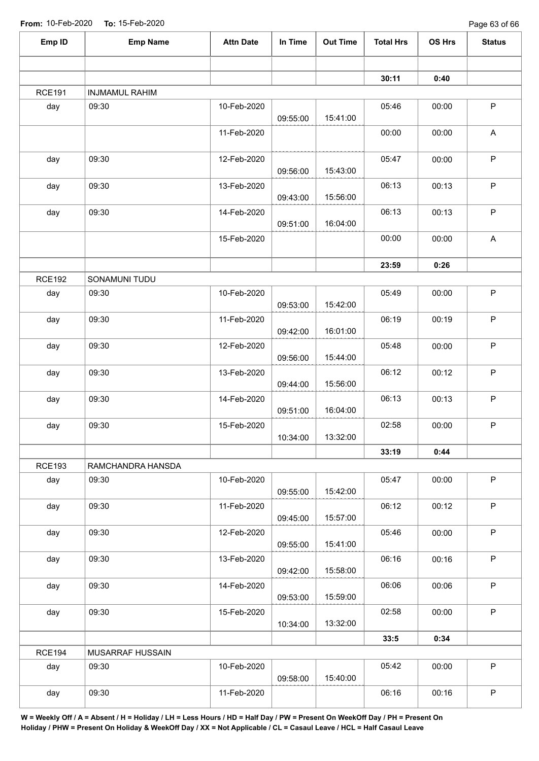**From:** 10-Feb-2020 **To:** 15-Feb-2020

| Emp ID | Emp Name | Attn Date | In Time | Out Time | Total Hrs | OS Hrs | Status |
|---|---|---|---|---|---|---|---|
| | | | | | | | |
| | | | | | **30:11** | **0:40** | |
| RCE191 | INJMAMUL RAHIM | | | | | | |
| day | 09:30 | 10-Feb-2020 | 09:55:00 | 15:41:00 | 05:46 | 00:00 | P |
| | | 11-Feb-2020 | | | 00:00 | 00:00 | A |
| day | 09:30 | 12-Feb-2020 | 09:56:00 | 15:43:00 | 05:47 | 00:00 | P |
| day | 09:30 | 13-Feb-2020 | 09:43:00 | 15:56:00 | 06:13 | 00:13 | P |
| day | 09:30 | 14-Feb-2020 | 09:51:00 | 16:04:00 | 06:13 | 00:13 | P |
| | | 15-Feb-2020 | | | 00:00 | 00:00 | A |
| | | | | | **23:59** | **0:26** | |
| RCE192 | SONAMUNI TUDU | | | | | | |
| day | 09:30 | 10-Feb-2020 | 09:53:00 | 15:42:00 | 05:49 | 00:00 | P |
| day | 09:30 | 11-Feb-2020 | 09:42:00 | 16:01:00 | 06:19 | 00:19 | P |
| day | 09:30 | 12-Feb-2020 | 09:56:00 | 15:44:00 | 05:48 | 00:00 | P |
| day | 09:30 | 13-Feb-2020 | 09:44:00 | 15:56:00 | 06:12 | 00:12 | P |
| day | 09:30 | 14-Feb-2020 | 09:51:00 | 16:04:00 | 06:13 | 00:13 | P |
| day | 09:30 | 15-Feb-2020 | 10:34:00 | 13:32:00 | 02:58 | 00:00 | P |
| | | | | | **33:19** | **0:44** | |
| RCE193 | RAMCHANDRA HANSDA | | | | | | |
| day | 09:30 | 10-Feb-2020 | 09:55:00 | 15:42:00 | 05:47 | 00:00 | P |
| day | 09:30 | 11-Feb-2020 | 09:45:00 | 15:57:00 | 06:12 | 00:12 | P |
| day | 09:30 | 12-Feb-2020 | 09:55:00 | 15:41:00 | 05:46 | 00:00 | P |
| day | 09:30 | 13-Feb-2020 | 09:42:00 | 15:58:00 | 06:16 | 00:16 | P |
| day | 09:30 | 14-Feb-2020 | 09:53:00 | 15:59:00 | 06:06 | 00:06 | P |
| day | 09:30 | 15-Feb-2020 | 10:34:00 | 13:32:00 | 02:58 | 00:00 | P |
| | | | | | **33:5** | **0:34** | |
| RCE194 | MUSARRAF HUSSAIN | | | | | | |
| day | 09:30 | 10-Feb-2020 | 09:58:00 | 15:40:00 | 05:42 | 00:00 | P |
| day | 09:30 | 11-Feb-2020 | | | 06:16 | 00:16 | P |

**W = Weekly Off / A = Absent / H = Holiday / LH = Less Hours / HD = Half Day / PW = Present On WeekOff Day / PH = Present On Holiday / PHW = Present On Holiday & WeekOff Day / XX = Not Applicable / CL = Casaul Leave / HCL = Half Casaul Leave**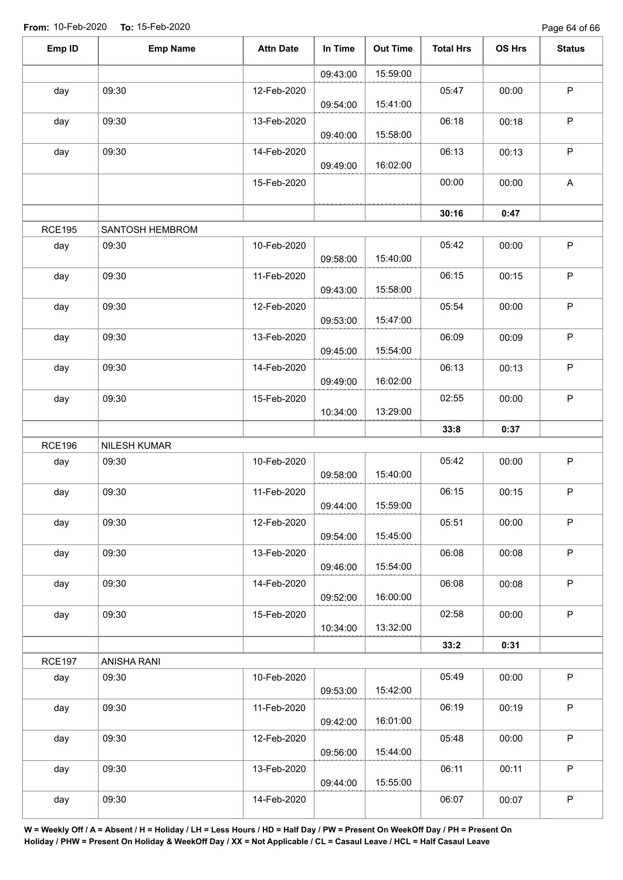**From:** 10-Feb-2020 **To:** 15-Feb-2020

| Emp ID | Emp Name | Attn Date | In Time | Out Time | Total Hrs | OS Hrs | Status |
|---|---|---|---|---|---|---|---|
| | | | 09:43:00 | 15:59:00 | | | |
| day | 09:30 | 12-Feb-2020 | 09:54:00 | 15:41:00 | 05:47 | 00:00 | P |
| day | 09:30 | 13-Feb-2020 | 09:40:00 | 15:58:00 | 06:18 | 00:18 | P |
| day | 09:30 | 14-Feb-2020 | 09:49:00 | 16:02:00 | 06:13 | 00:13 | P |
| | | 15-Feb-2020 | | | 00:00 | 00:00 | A |
| | | | | | **30:16** | **0:47** | |
| RCE195 | SANTOSH HEMBROM | | | | | | |
| day | 09:30 | 10-Feb-2020 | 09:58:00 | 15:40:00 | 05:42 | 00:00 | P |
| day | 09:30 | 11-Feb-2020 | 09:43:00 | 15:58:00 | 06:15 | 00:15 | P |
| day | 09:30 | 12-Feb-2020 | 09:53:00 | 15:47:00 | 05:54 | 00:00 | P |
| day | 09:30 | 13-Feb-2020 | 09:45:00 | 15:54:00 | 06:09 | 00:09 | P |
| day | 09:30 | 14-Feb-2020 | 09:49:00 | 16:02:00 | 06:13 | 00:13 | P |
| day | 09:30 | 15-Feb-2020 | 10:34:00 | 13:29:00 | 02:55 | 00:00 | P |
| | | | | | **33:8** | **0:37** | |
| RCE196 | NILESH KUMAR | | | | | | |
| day | 09:30 | 10-Feb-2020 | 09:58:00 | 15:40:00 | 05:42 | 00:00 | P |
| day | 09:30 | 11-Feb-2020 | 09:44:00 | 15:59:00 | 06:15 | 00:15 | P |
| day | 09:30 | 12-Feb-2020 | 09:54:00 | 15:45:00 | 05:51 | 00:00 | P |
| day | 09:30 | 13-Feb-2020 | 09:46:00 | 15:54:00 | 06:08 | 00:08 | P |
| day | 09:30 | 14-Feb-2020 | 09:52:00 | 16:00:00 | 06:08 | 00:08 | P |
| day | 09:30 | 15-Feb-2020 | 10:34:00 | 13:32:00 | 02:58 | 00:00 | P |
| | | | | | **33:2** | **0:31** | |
| RCE197 | ANISHA RANI | | | | | | |
| day | 09:30 | 10-Feb-2020 | 09:53:00 | 15:42:00 | 05:49 | 00:00 | P |
| day | 09:30 | 11-Feb-2020 | 09:42:00 | 16:01:00 | 06:19 | 00:19 | P |
| day | 09:30 | 12-Feb-2020 | 09:56:00 | 15:44:00 | 05:48 | 00:00 | P |
| day | 09:30 | 13-Feb-2020 | 09:44:00 | 15:55:00 | 06:11 | 00:11 | P |
| day | 09:30 | 14-Feb-2020 | | | 06:07 | 00:07 | P |

**W = Weekly Off / A = Absent / H = Holiday / LH = Less Hours / HD = Half Day / PW = Present On WeekOff Day / PH = Present On Holiday / PHW = Present On Holiday & WeekOff Day / XX = Not Applicable / CL = Casaul Leave / HCL = Half Casaul Leave**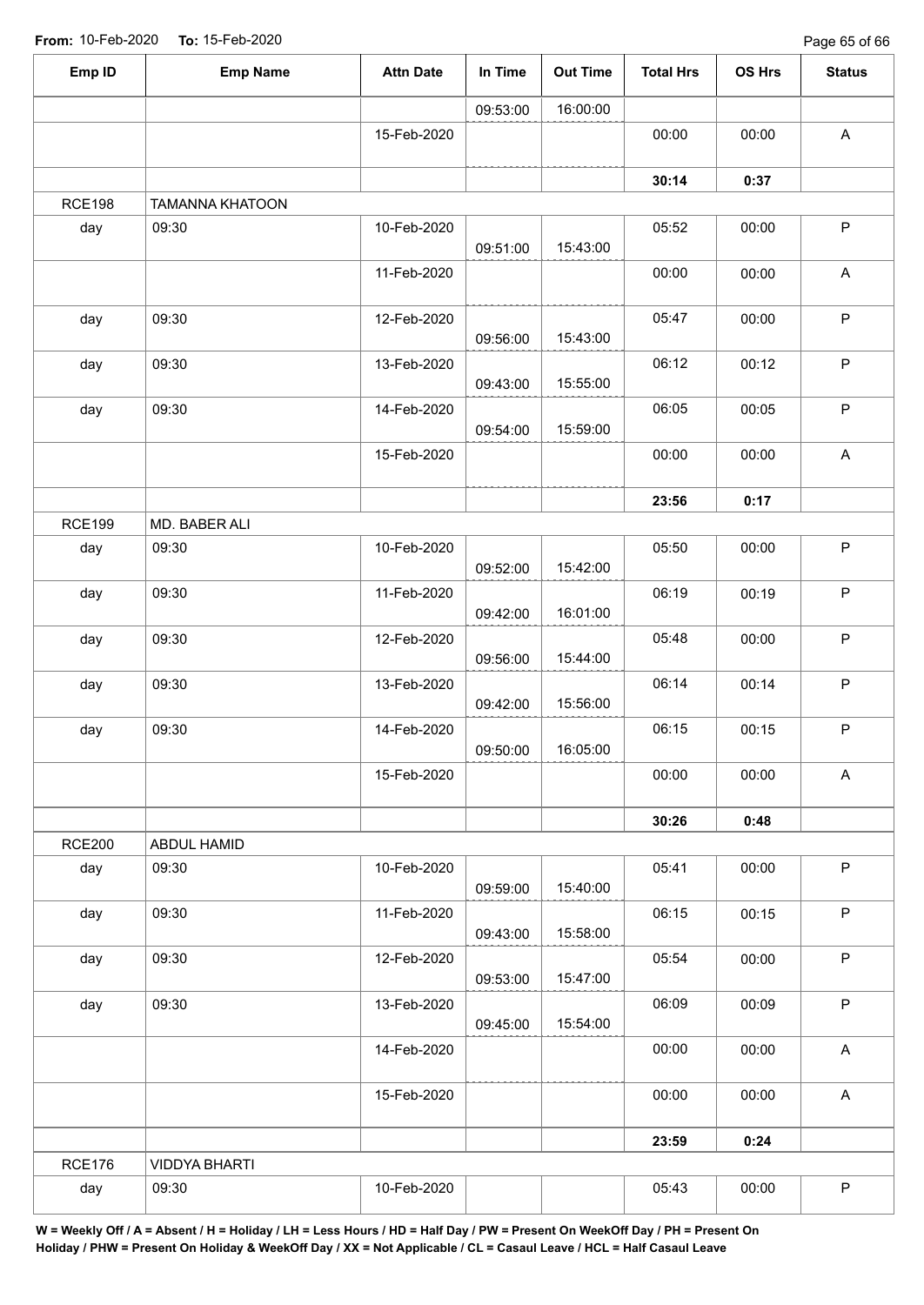**From:** 10-Feb-2020 **To:** 15-Feb-2020

| Emp ID | Emp Name | Attn Date | In Time | Out Time | Total Hrs | OS Hrs | Status |
|---|---|---|---|---|---|---|---|
| | | | 09:53:00 | 16:00:00 | | | |
| | | 15-Feb-2020 | | | 00:00 | 00:00 | A |
| | | | | | **30:14** | **0:37** | |
| RCE198 | TAMANNA KHATOON | | | | | | |
| day | 09:30 | 10-Feb-2020 | 09:51:00 | 15:43:00 | 05:52 | 00:00 | P |
| | | 11-Feb-2020 | | | 00:00 | 00:00 | A |
| day | 09:30 | 12-Feb-2020 | 09:56:00 | 15:43:00 | 05:47 | 00:00 | P |
| day | 09:30 | 13-Feb-2020 | 09:43:00 | 15:55:00 | 06:12 | 00:12 | P |
| day | 09:30 | 14-Feb-2020 | 09:54:00 | 15:59:00 | 06:05 | 00:05 | P |
| | | 15-Feb-2020 | | | 00:00 | 00:00 | A |
| | | | | | **23:56** | **0:17** | |
| RCE199 | MD. BABER ALI | | | | | | |
| day | 09:30 | 10-Feb-2020 | 09:52:00 | 15:42:00 | 05:50 | 00:00 | P |
| day | 09:30 | 11-Feb-2020 | 09:42:00 | 16:01:00 | 06:19 | 00:19 | P |
| day | 09:30 | 12-Feb-2020 | 09:56:00 | 15:44:00 | 05:48 | 00:00 | P |
| day | 09:30 | 13-Feb-2020 | 09:42:00 | 15:56:00 | 06:14 | 00:14 | P |
| day | 09:30 | 14-Feb-2020 | 09:50:00 | 16:05:00 | 06:15 | 00:15 | P |
| | | 15-Feb-2020 | | | 00:00 | 00:00 | A |
| | | | | | **30:26** | **0:48** | |
| RCE200 | ABDUL HAMID | | | | | | |
| day | 09:30 | 10-Feb-2020 | 09:59:00 | 15:40:00 | 05:41 | 00:00 | P |
| day | 09:30 | 11-Feb-2020 | 09:43:00 | 15:58:00 | 06:15 | 00:15 | P |
| day | 09:30 | 12-Feb-2020 | 09:53:00 | 15:47:00 | 05:54 | 00:00 | P |
| day | 09:30 | 13-Feb-2020 | 09:45:00 | 15:54:00 | 06:09 | 00:09 | P |
| | | 14-Feb-2020 | | | 00:00 | 00:00 | A |
| | | 15-Feb-2020 | | | 00:00 | 00:00 | A |
| | | | | | **23:59** | **0:24** | |
| RCE176 | VIDDYA BHARTI | | | | | | |
| day | 09:30 | 10-Feb-2020 | | | 05:43 | 00:00 | P |

**W = Weekly Off / A = Absent / H = Holiday / LH = Less Hours / HD = Half Day / PW = Present On WeekOff Day / PH = Present On Holiday / PHW = Present On Holiday & WeekOff Day / XX = Not Applicable / CL = Casaul Leave / HCL = Half Casaul Leave**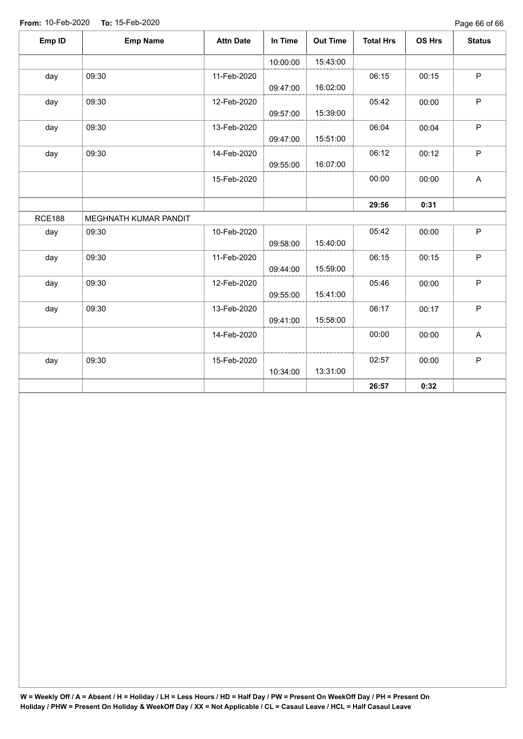From: 10-Feb-2020 To: 15-Feb-2020

| Emp ID | Emp Name | Attn Date | In Time | Out Time | Total Hrs | OS Hrs | Status |
|---|---|---|---|---|---|---|---|
| | | | 10:00:00 | 15:43:00 | | | |
| day | 09:30 | 11-Feb-2020 | 09:47:00 | 16:02:00 | 06:15 | 00:15 | P |
| day | 09:30 | 12-Feb-2020 | 09:57:00 | 15:39:00 | 05:42 | 00:00 | P |
| day | 09:30 | 13-Feb-2020 | 09:47:00 | 15:51:00 | 06:04 | 00:04 | P |
| day | 09:30 | 14-Feb-2020 | 09:55:00 | 16:07:00 | 06:12 | 00:12 | P |
| | | 15-Feb-2020 | | | 00:00 | 00:00 | A |
| | | | | | **29:56** | **0:31** | |
| RCE188 | MEGHNATH KUMAR PANDIT | | | | | | |
| day | 09:30 | 10-Feb-2020 | 09:58:00 | 15:40:00 | 05:42 | 00:00 | P |
| day | 09:30 | 11-Feb-2020 | 09:44:00 | 15:59:00 | 06:15 | 00:15 | P |
| day | 09:30 | 12-Feb-2020 | 09:55:00 | 15:41:00 | 05:46 | 00:00 | P |
| day | 09:30 | 13-Feb-2020 | 09:41:00 | 15:58:00 | 06:17 | 00:17 | P |
| | | 14-Feb-2020 | | | 00:00 | 00:00 | A |
| day | 09:30 | 15-Feb-2020 | 10:34:00 | 13:31:00 | 02:57 | 00:00 | P |
| | | | | | **26:57** | **0:32** | |

**W = Weekly Off / A = Absent / H = Holiday / LH = Less Hours / HD = Half Day / PW = Present On WeekOff Day / PH = Present On Holiday / PHW = Present On Holiday & WeekOff Day / XX = Not Applicable / CL = Casaul Leave / HCL = Half Casaul Leave**